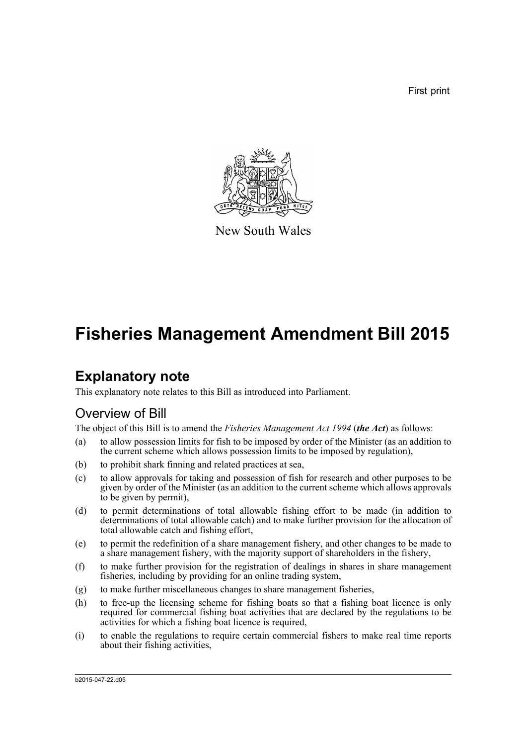First print

New South Wales

# Fisheries Management Amendment Bill 2015

## Explanatory note

This explanatory note relates to this Bill as introduced into Parliament.

### Overview of Bill

The object of this Bill is to amend the *Fisheries Management Act 1994* (***the Act***) as follows:

(a) to allow possession limits for fish to be imposed by order of the Minister (as an addition to the current scheme which allows possession limits to be imposed by regulation),

(b) to prohibit shark finning and related practices at sea,

(c) to allow approvals for taking and possession of fish for research and other purposes to be given by order of the Minister (as an addition to the current scheme which allows approvals to be given by permit),

(d) to permit determinations of total allowable fishing effort to be made (in addition to determinations of total allowable catch) and to make further provision for the allocation of total allowable catch and fishing effort,

(e) to permit the redefinition of a share management fishery, and other changes to be made to a share management fishery, with the majority support of shareholders in the fishery,

(f) to make further provision for the registration of dealings in shares in share management fisheries, including by providing for an online trading system,

(g) to make further miscellaneous changes to share management fisheries,

(h) to free-up the licensing scheme for fishing boats so that a fishing boat licence is only required for commercial fishing boat activities that are declared by the regulations to be activities for which a fishing boat licence is required,

(i) to enable the regulations to require certain commercial fishers to make real time reports about their fishing activities,

b2015-047-22.d05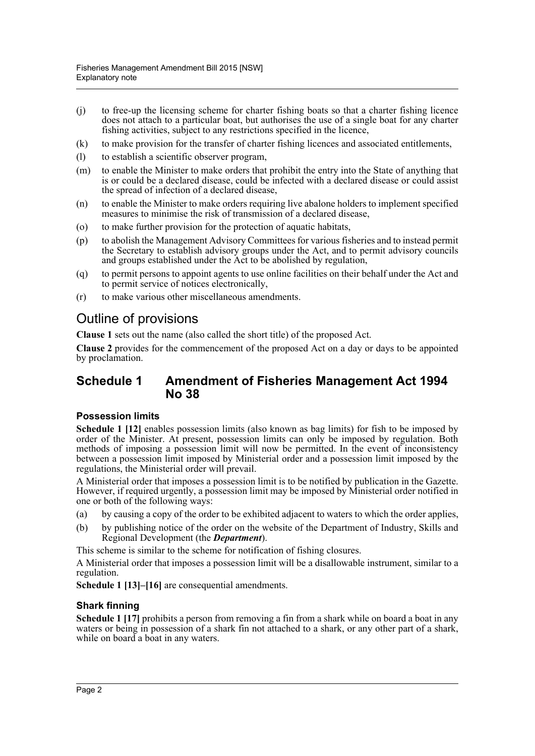(j) to free-up the licensing scheme for charter fishing boats so that a charter fishing licence does not attach to a particular boat, but authorises the use of a single boat for any charter fishing activities, subject to any restrictions specified in the licence,

(k) to make provision for the transfer of charter fishing licences and associated entitlements,

(l) to establish a scientific observer program,

(m) to enable the Minister to make orders that prohibit the entry into the State of anything that is or could be a declared disease, could be infected with a declared disease or could assist the spread of infection of a declared disease,

(n) to enable the Minister to make orders requiring live abalone holders to implement specified measures to minimise the risk of transmission of a declared disease,

(o) to make further provision for the protection of aquatic habitats,

(p) to abolish the Management Advisory Committees for various fisheries and to instead permit the Secretary to establish advisory groups under the Act, and to permit advisory councils and groups established under the Act to be abolished by regulation,

(q) to permit persons to appoint agents to use online facilities on their behalf under the Act and to permit service of notices electronically,

(r) to make various other miscellaneous amendments.

# Outline of provisions

**Clause 1** sets out the name (also called the short title) of the proposed Act.

**Clause 2** provides for the commencement of the proposed Act on a day or days to be appointed by proclamation.

## Schedule 1 Amendment of Fisheries Management Act 1994 No 38

### Possession limits

**Schedule 1 [12]** enables possession limits (also known as bag limits) for fish to be imposed by order of the Minister. At present, possession limits can only be imposed by regulation. Both methods of imposing a possession limit will now be permitted. In the event of inconsistency between a possession limit imposed by Ministerial order and a possession limit imposed by the regulations, the Ministerial order will prevail.

A Ministerial order that imposes a possession limit is to be notified by publication in the Gazette. However, if required urgently, a possession limit may be imposed by Ministerial order notified in one or both of the following ways:

(a) by causing a copy of the order to be exhibited adjacent to waters to which the order applies,

(b) by publishing notice of the order on the website of the Department of Industry, Skills and Regional Development (the ***Department***).

This scheme is similar to the scheme for notification of fishing closures.

A Ministerial order that imposes a possession limit will be a disallowable instrument, similar to a regulation.

**Schedule 1 [13]–[16]** are consequential amendments.

### Shark finning

**Schedule 1 [17]** prohibits a person from removing a fin from a shark while on board a boat in any waters or being in possession of a shark fin not attached to a shark, or any other part of a shark, while on board a boat in any waters.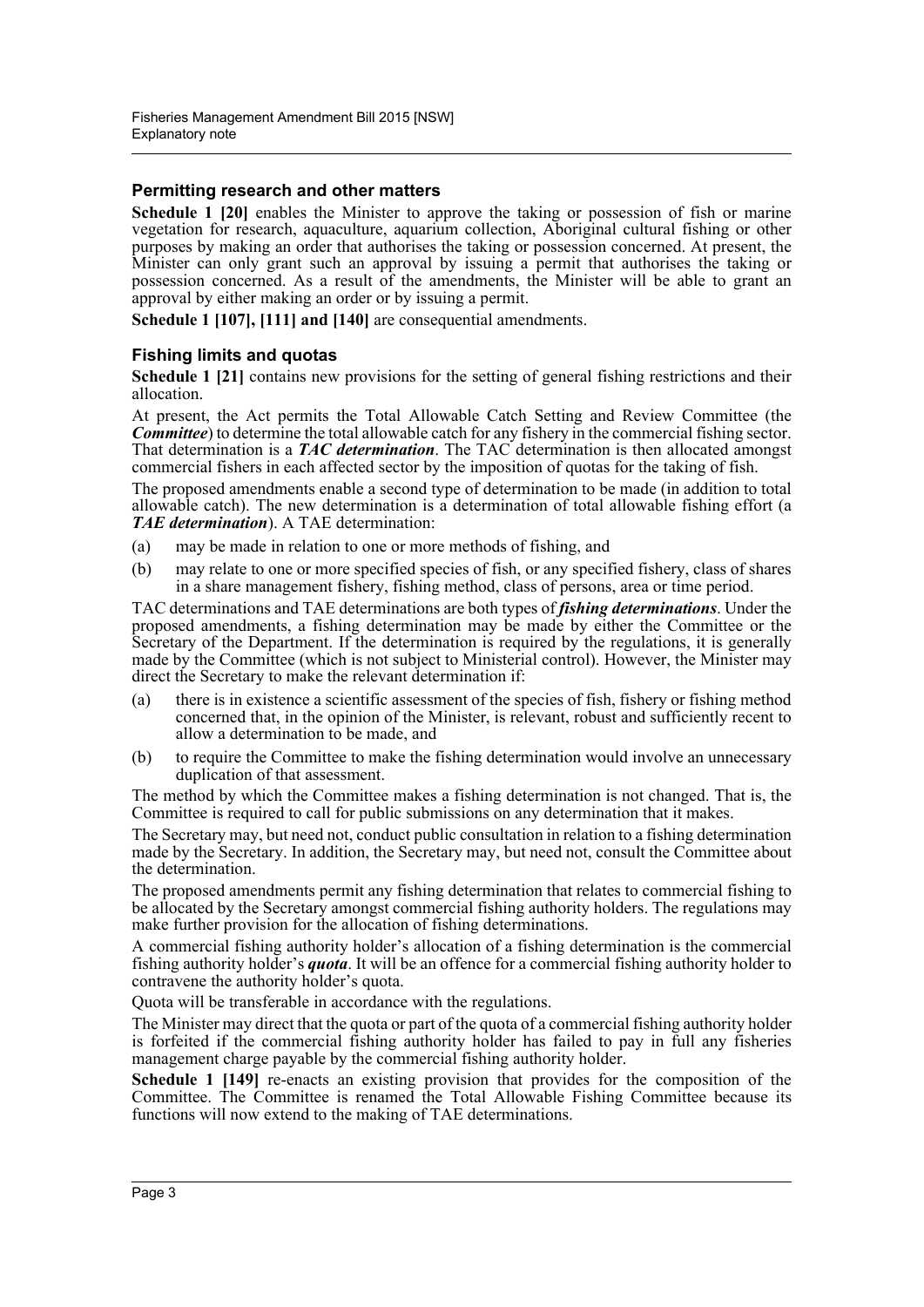### Permitting research and other matters

**Schedule 1 [20]** enables the Minister to approve the taking or possession of fish or marine vegetation for research, aquaculture, aquarium collection, Aboriginal cultural fishing or other purposes by making an order that authorises the taking or possession concerned. At present, the Minister can only grant such an approval by issuing a permit that authorises the taking or possession concerned. As a result of the amendments, the Minister will be able to grant an approval by either making an order or by issuing a permit.

**Schedule 1 [107], [111] and [140]** are consequential amendments.

### Fishing limits and quotas

**Schedule 1 [21]** contains new provisions for the setting of general fishing restrictions and their allocation.

At present, the Act permits the Total Allowable Catch Setting and Review Committee (the ***Committee***) to determine the total allowable catch for any fishery in the commercial fishing sector. That determination is a ***TAC determination***. The TAC determination is then allocated amongst commercial fishers in each affected sector by the imposition of quotas for the taking of fish.

The proposed amendments enable a second type of determination to be made (in addition to total allowable catch). The new determination is a determination of total allowable fishing effort (a ***TAE determination***). A TAE determination:

(a) may be made in relation to one or more methods of fishing, and

(b) may relate to one or more specified species of fish, or any specified fishery, class of shares in a share management fishery, fishing method, class of persons, area or time period.

TAC determinations and TAE determinations are both types of ***fishing determinations***. Under the proposed amendments, a fishing determination may be made by either the Committee or the Secretary of the Department. If the determination is required by the regulations, it is generally made by the Committee (which is not subject to Ministerial control). However, the Minister may direct the Secretary to make the relevant determination if:

(a) there is in existence a scientific assessment of the species of fish, fishery or fishing method concerned that, in the opinion of the Minister, is relevant, robust and sufficiently recent to allow a determination to be made, and

(b) to require the Committee to make the fishing determination would involve an unnecessary duplication of that assessment.

The method by which the Committee makes a fishing determination is not changed. That is, the Committee is required to call for public submissions on any determination that it makes.

The Secretary may, but need not, conduct public consultation in relation to a fishing determination made by the Secretary. In addition, the Secretary may, but need not, consult the Committee about the determination.

The proposed amendments permit any fishing determination that relates to commercial fishing to be allocated by the Secretary amongst commercial fishing authority holders. The regulations may make further provision for the allocation of fishing determinations.

A commercial fishing authority holder's allocation of a fishing determination is the commercial fishing authority holder's ***quota***. It will be an offence for a commercial fishing authority holder to contravene the authority holder's quota.

Quota will be transferable in accordance with the regulations.

The Minister may direct that the quota or part of the quota of a commercial fishing authority holder is forfeited if the commercial fishing authority holder has failed to pay in full any fisheries management charge payable by the commercial fishing authority holder.

**Schedule 1 [149]** re-enacts an existing provision that provides for the composition of the Committee. The Committee is renamed the Total Allowable Fishing Committee because its functions will now extend to the making of TAE determinations.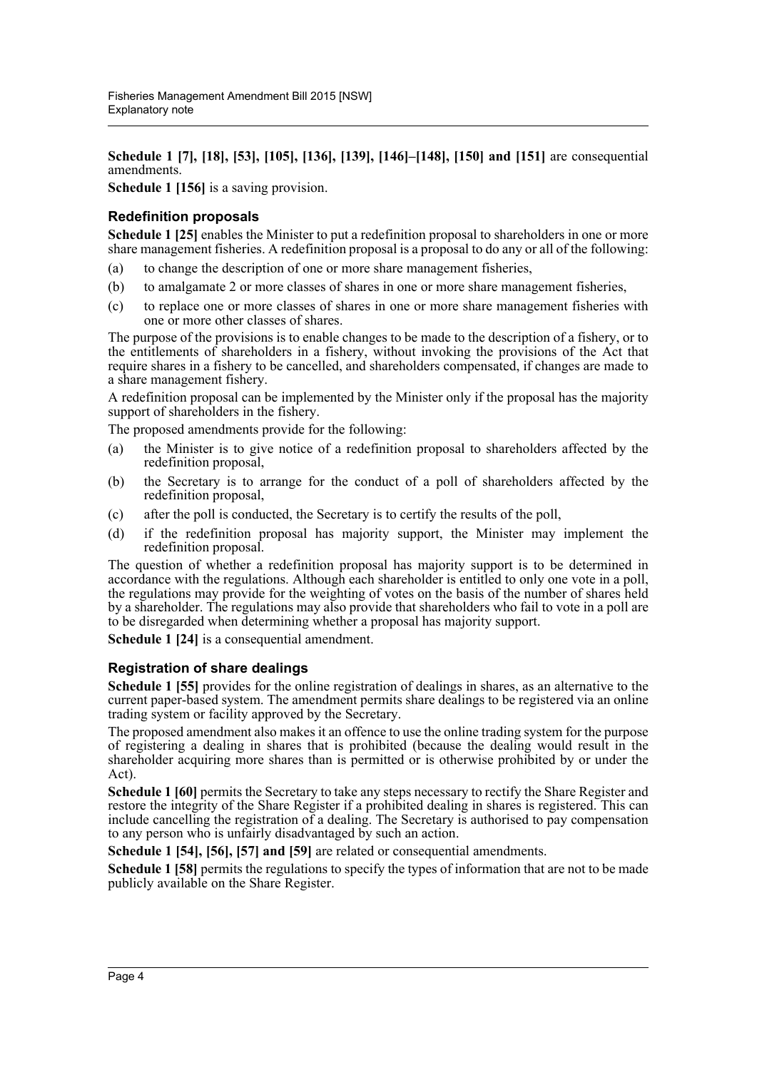**Schedule 1 [7], [18], [53], [105], [136], [139], [146]–[148], [150] and [151]** are consequential amendments.

**Schedule 1 [156]** is a saving provision.

### Redefinition proposals

**Schedule 1 [25]** enables the Minister to put a redefinition proposal to shareholders in one or more share management fisheries. A redefinition proposal is a proposal to do any or all of the following:

(a) to change the description of one or more share management fisheries,

(b) to amalgamate 2 or more classes of shares in one or more share management fisheries,

(c) to replace one or more classes of shares in one or more share management fisheries with one or more other classes of shares.

The purpose of the provisions is to enable changes to be made to the description of a fishery, or to the entitlements of shareholders in a fishery, without invoking the provisions of the Act that require shares in a fishery to be cancelled, and shareholders compensated, if changes are made to a share management fishery.

A redefinition proposal can be implemented by the Minister only if the proposal has the majority support of shareholders in the fishery.

The proposed amendments provide for the following:

(a) the Minister is to give notice of a redefinition proposal to shareholders affected by the redefinition proposal,

(b) the Secretary is to arrange for the conduct of a poll of shareholders affected by the redefinition proposal,

(c) after the poll is conducted, the Secretary is to certify the results of the poll,

(d) if the redefinition proposal has majority support, the Minister may implement the redefinition proposal.

The question of whether a redefinition proposal has majority support is to be determined in accordance with the regulations. Although each shareholder is entitled to only one vote in a poll, the regulations may provide for the weighting of votes on the basis of the number of shares held by a shareholder. The regulations may also provide that shareholders who fail to vote in a poll are to be disregarded when determining whether a proposal has majority support.

**Schedule 1 [24]** is a consequential amendment.

### Registration of share dealings

**Schedule 1 [55]** provides for the online registration of dealings in shares, as an alternative to the current paper-based system. The amendment permits share dealings to be registered via an online trading system or facility approved by the Secretary.

The proposed amendment also makes it an offence to use the online trading system for the purpose of registering a dealing in shares that is prohibited (because the dealing would result in the shareholder acquiring more shares than is permitted or is otherwise prohibited by or under the Act).

**Schedule 1 [60]** permits the Secretary to take any steps necessary to rectify the Share Register and restore the integrity of the Share Register if a prohibited dealing in shares is registered. This can include cancelling the registration of a dealing. The Secretary is authorised to pay compensation to any person who is unfairly disadvantaged by such an action.

**Schedule 1 [54], [56], [57] and [59]** are related or consequential amendments.

**Schedule 1 [58]** permits the regulations to specify the types of information that are not to be made publicly available on the Share Register.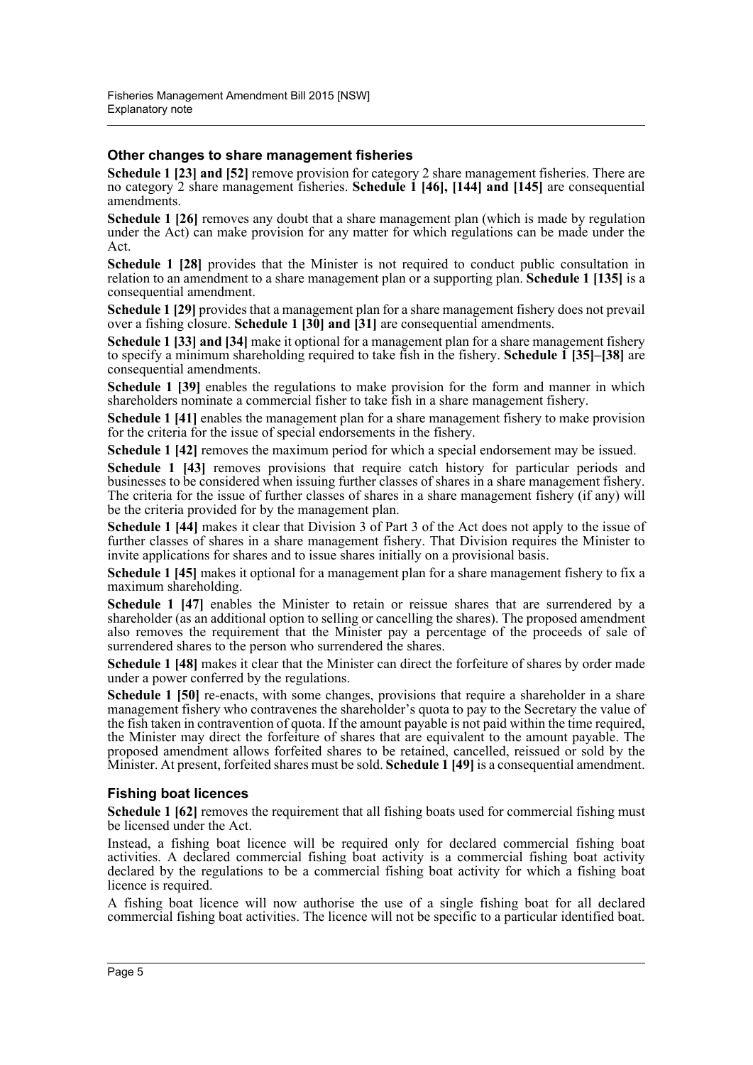### Other changes to share management fisheries

**Schedule 1 [23] and [52]** remove provision for category 2 share management fisheries. There are no category 2 share management fisheries. **Schedule 1 [46], [144] and [145]** are consequential amendments.

**Schedule 1 [26]** removes any doubt that a share management plan (which is made by regulation under the Act) can make provision for any matter for which regulations can be made under the Act.

**Schedule 1 [28]** provides that the Minister is not required to conduct public consultation in relation to an amendment to a share management plan or a supporting plan. **Schedule 1 [135]** is a consequential amendment.

**Schedule 1 [29]** provides that a management plan for a share management fishery does not prevail over a fishing closure. **Schedule 1 [30] and [31]** are consequential amendments.

**Schedule 1 [33] and [34]** make it optional for a management plan for a share management fishery to specify a minimum shareholding required to take fish in the fishery. **Schedule 1 [35]–[38]** are consequential amendments.

**Schedule 1 [39]** enables the regulations to make provision for the form and manner in which shareholders nominate a commercial fisher to take fish in a share management fishery.

**Schedule 1 [41]** enables the management plan for a share management fishery to make provision for the criteria for the issue of special endorsements in the fishery.

**Schedule 1 [42]** removes the maximum period for which a special endorsement may be issued.

**Schedule 1 [43]** removes provisions that require catch history for particular periods and businesses to be considered when issuing further classes of shares in a share management fishery. The criteria for the issue of further classes of shares in a share management fishery (if any) will be the criteria provided for by the management plan.

**Schedule 1 [44]** makes it clear that Division 3 of Part 3 of the Act does not apply to the issue of further classes of shares in a share management fishery. That Division requires the Minister to invite applications for shares and to issue shares initially on a provisional basis.

**Schedule 1 [45]** makes it optional for a management plan for a share management fishery to fix a maximum shareholding.

**Schedule 1 [47]** enables the Minister to retain or reissue shares that are surrendered by a shareholder (as an additional option to selling or cancelling the shares). The proposed amendment also removes the requirement that the Minister pay a percentage of the proceeds of sale of surrendered shares to the person who surrendered the shares.

**Schedule 1 [48]** makes it clear that the Minister can direct the forfeiture of shares by order made under a power conferred by the regulations.

**Schedule 1 [50]** re-enacts, with some changes, provisions that require a shareholder in a share management fishery who contravenes the shareholder's quota to pay to the Secretary the value of the fish taken in contravention of quota. If the amount payable is not paid within the time required, the Minister may direct the forfeiture of shares that are equivalent to the amount payable. The proposed amendment allows forfeited shares to be retained, cancelled, reissued or sold by the Minister. At present, forfeited shares must be sold. **Schedule 1 [49]** is a consequential amendment.

### Fishing boat licences

**Schedule 1 [62]** removes the requirement that all fishing boats used for commercial fishing must be licensed under the Act.

Instead, a fishing boat licence will be required only for declared commercial fishing boat activities. A declared commercial fishing boat activity is a commercial fishing boat activity declared by the regulations to be a commercial fishing boat activity for which a fishing boat licence is required.

A fishing boat licence will now authorise the use of a single fishing boat for all declared commercial fishing boat activities. The licence will not be specific to a particular identified boat.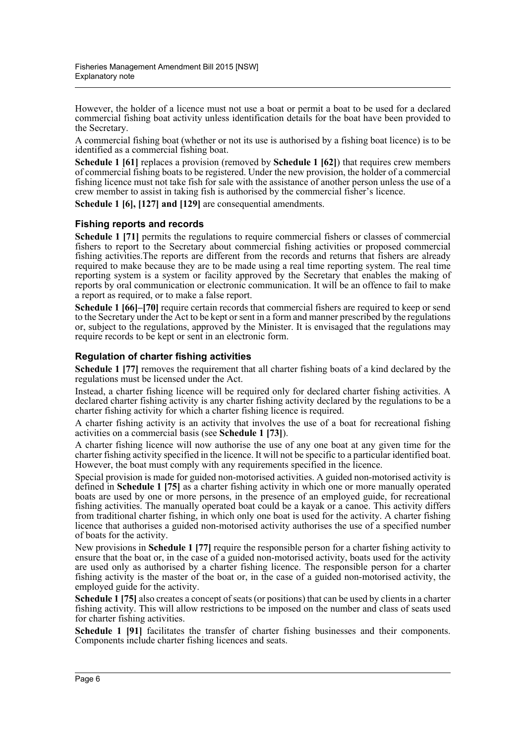However, the holder of a licence must not use a boat or permit a boat to be used for a declared commercial fishing boat activity unless identification details for the boat have been provided to the Secretary.

A commercial fishing boat (whether or not its use is authorised by a fishing boat licence) is to be identified as a commercial fishing boat.

**Schedule 1 [61]** replaces a provision (removed by **Schedule 1 [62]**) that requires crew members of commercial fishing boats to be registered. Under the new provision, the holder of a commercial fishing licence must not take fish for sale with the assistance of another person unless the use of a crew member to assist in taking fish is authorised by the commercial fisher's licence.

**Schedule 1 [6], [127] and [129]** are consequential amendments.

### Fishing reports and records

**Schedule 1 [71]** permits the regulations to require commercial fishers or classes of commercial fishers to report to the Secretary about commercial fishing activities or proposed commercial fishing activities.The reports are different from the records and returns that fishers are already required to make because they are to be made using a real time reporting system. The real time reporting system is a system or facility approved by the Secretary that enables the making of reports by oral communication or electronic communication. It will be an offence to fail to make a report as required, or to make a false report.

**Schedule 1 [66]–[70]** require certain records that commercial fishers are required to keep or send to the Secretary under the Act to be kept or sent in a form and manner prescribed by the regulations or, subject to the regulations, approved by the Minister. It is envisaged that the regulations may require records to be kept or sent in an electronic form.

### Regulation of charter fishing activities

**Schedule 1 [77]** removes the requirement that all charter fishing boats of a kind declared by the regulations must be licensed under the Act.

Instead, a charter fishing licence will be required only for declared charter fishing activities. A declared charter fishing activity is any charter fishing activity declared by the regulations to be a charter fishing activity for which a charter fishing licence is required.

A charter fishing activity is an activity that involves the use of a boat for recreational fishing activities on a commercial basis (see **Schedule 1 [73]**).

A charter fishing licence will now authorise the use of any one boat at any given time for the charter fishing activity specified in the licence. It will not be specific to a particular identified boat. However, the boat must comply with any requirements specified in the licence.

Special provision is made for guided non-motorised activities. A guided non-motorised activity is defined in **Schedule 1 [75]** as a charter fishing activity in which one or more manually operated boats are used by one or more persons, in the presence of an employed guide, for recreational fishing activities. The manually operated boat could be a kayak or a canoe. This activity differs from traditional charter fishing, in which only one boat is used for the activity. A charter fishing licence that authorises a guided non-motorised activity authorises the use of a specified number of boats for the activity.

New provisions in **Schedule 1 [77]** require the responsible person for a charter fishing activity to ensure that the boat or, in the case of a guided non-motorised activity, boats used for the activity are used only as authorised by a charter fishing licence. The responsible person for a charter fishing activity is the master of the boat or, in the case of a guided non-motorised activity, the employed guide for the activity.

**Schedule 1 [75]** also creates a concept of seats (or positions) that can be used by clients in a charter fishing activity. This will allow restrictions to be imposed on the number and class of seats used for charter fishing activities.

**Schedule 1 [91]** facilitates the transfer of charter fishing businesses and their components. Components include charter fishing licences and seats.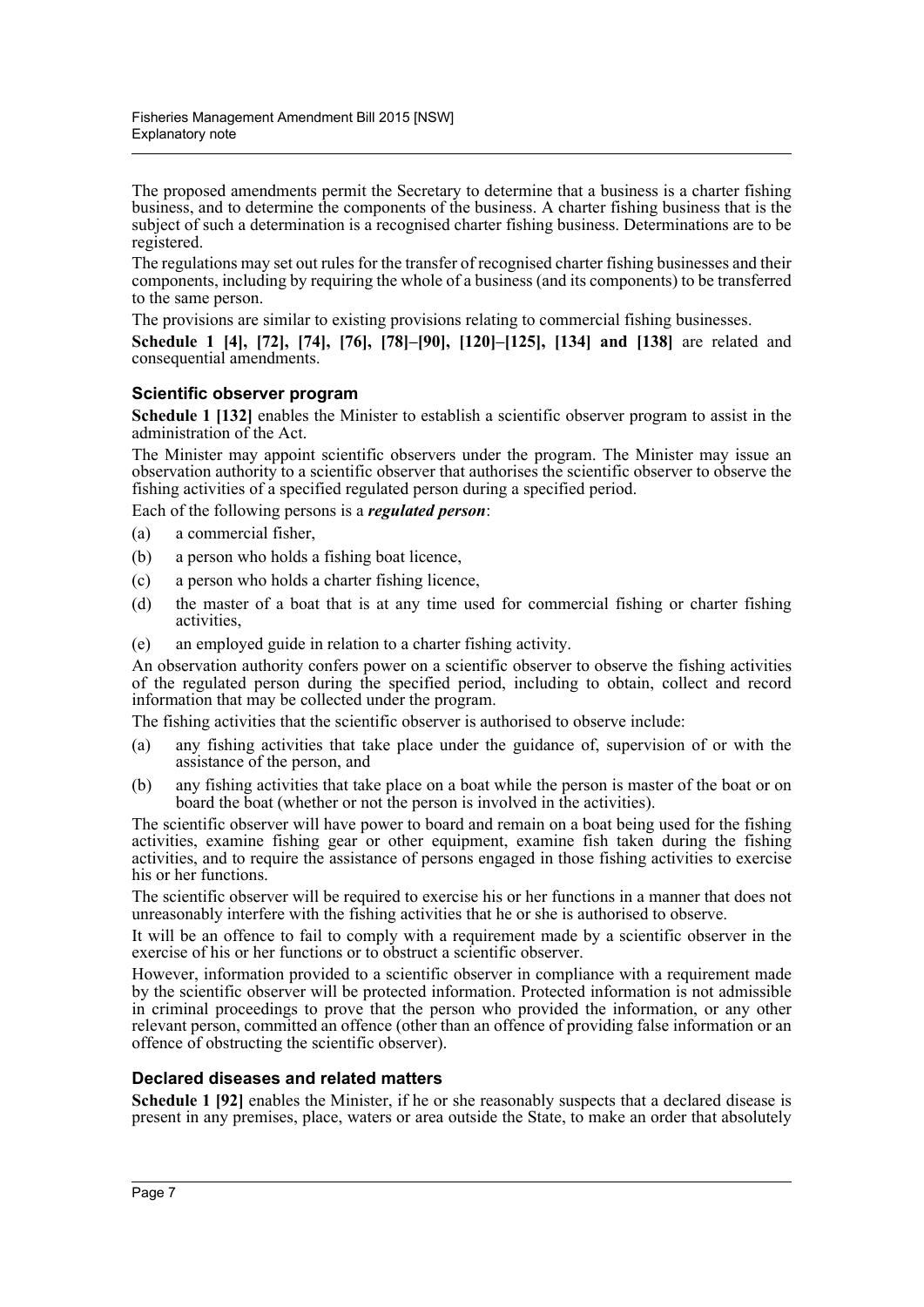The proposed amendments permit the Secretary to determine that a business is a charter fishing business, and to determine the components of the business. A charter fishing business that is the subject of such a determination is a recognised charter fishing business. Determinations are to be registered.

The regulations may set out rules for the transfer of recognised charter fishing businesses and their components, including by requiring the whole of a business (and its components) to be transferred to the same person.

The provisions are similar to existing provisions relating to commercial fishing businesses.

**Schedule 1 [4], [72], [74], [76], [78]–[90], [120]–[125], [134] and [138]** are related and consequential amendments.

### Scientific observer program

**Schedule 1 [132]** enables the Minister to establish a scientific observer program to assist in the administration of the Act.

The Minister may appoint scientific observers under the program. The Minister may issue an observation authority to a scientific observer that authorises the scientific observer to observe the fishing activities of a specified regulated person during a specified period.

Each of the following persons is a ***regulated person***:

(a) a commercial fisher,

(b) a person who holds a fishing boat licence,

(c) a person who holds a charter fishing licence,

(d) the master of a boat that is at any time used for commercial fishing or charter fishing activities,

(e) an employed guide in relation to a charter fishing activity.

An observation authority confers power on a scientific observer to observe the fishing activities of the regulated person during the specified period, including to obtain, collect and record information that may be collected under the program.

The fishing activities that the scientific observer is authorised to observe include:

(a) any fishing activities that take place under the guidance of, supervision of or with the assistance of the person, and

(b) any fishing activities that take place on a boat while the person is master of the boat or on board the boat (whether or not the person is involved in the activities).

The scientific observer will have power to board and remain on a boat being used for the fishing activities, examine fishing gear or other equipment, examine fish taken during the fishing activities, and to require the assistance of persons engaged in those fishing activities to exercise his or her functions.

The scientific observer will be required to exercise his or her functions in a manner that does not unreasonably interfere with the fishing activities that he or she is authorised to observe.

It will be an offence to fail to comply with a requirement made by a scientific observer in the exercise of his or her functions or to obstruct a scientific observer.

However, information provided to a scientific observer in compliance with a requirement made by the scientific observer will be protected information. Protected information is not admissible in criminal proceedings to prove that the person who provided the information, or any other relevant person, committed an offence (other than an offence of providing false information or an offence of obstructing the scientific observer).

### Declared diseases and related matters

**Schedule 1 [92]** enables the Minister, if he or she reasonably suspects that a declared disease is present in any premises, place, waters or area outside the State, to make an order that absolutely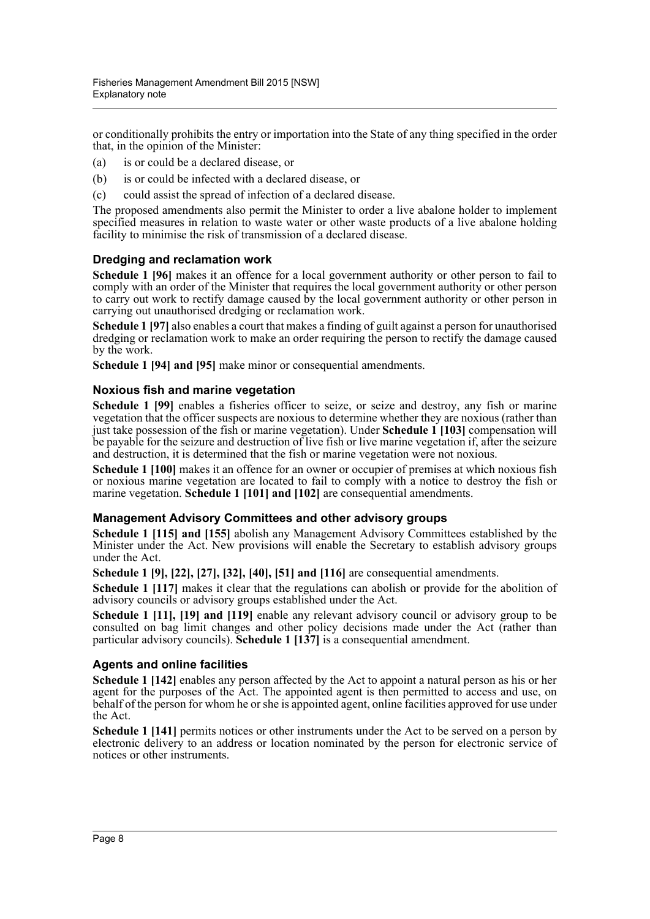or conditionally prohibits the entry or importation into the State of any thing specified in the order that, in the opinion of the Minister:

(a) is or could be a declared disease, or

(b) is or could be infected with a declared disease, or

(c) could assist the spread of infection of a declared disease.

The proposed amendments also permit the Minister to order a live abalone holder to implement specified measures in relation to waste water or other waste products of a live abalone holding facility to minimise the risk of transmission of a declared disease.

### Dredging and reclamation work

**Schedule 1 [96]** makes it an offence for a local government authority or other person to fail to comply with an order of the Minister that requires the local government authority or other person to carry out work to rectify damage caused by the local government authority or other person in carrying out unauthorised dredging or reclamation work.

**Schedule 1 [97]** also enables a court that makes a finding of guilt against a person for unauthorised dredging or reclamation work to make an order requiring the person to rectify the damage caused by the work.

**Schedule 1 [94] and [95]** make minor or consequential amendments.

### Noxious fish and marine vegetation

**Schedule 1 [99]** enables a fisheries officer to seize, or seize and destroy, any fish or marine vegetation that the officer suspects are noxious to determine whether they are noxious (rather than just take possession of the fish or marine vegetation). Under **Schedule 1 [103]** compensation will be payable for the seizure and destruction of live fish or live marine vegetation if, after the seizure and destruction, it is determined that the fish or marine vegetation were not noxious.

**Schedule 1 [100]** makes it an offence for an owner or occupier of premises at which noxious fish or noxious marine vegetation are located to fail to comply with a notice to destroy the fish or marine vegetation. **Schedule 1 [101] and [102]** are consequential amendments.

### Management Advisory Committees and other advisory groups

**Schedule 1 [115] and [155]** abolish any Management Advisory Committees established by the Minister under the Act. New provisions will enable the Secretary to establish advisory groups under the Act.

**Schedule 1 [9], [22], [27], [32], [40], [51] and [116]** are consequential amendments.

**Schedule 1 [117]** makes it clear that the regulations can abolish or provide for the abolition of advisory councils or advisory groups established under the Act.

**Schedule 1 [11], [19] and [119]** enable any relevant advisory council or advisory group to be consulted on bag limit changes and other policy decisions made under the Act (rather than particular advisory councils). **Schedule 1 [137]** is a consequential amendment.

### Agents and online facilities

**Schedule 1 [142]** enables any person affected by the Act to appoint a natural person as his or her agent for the purposes of the Act. The appointed agent is then permitted to access and use, on behalf of the person for whom he or she is appointed agent, online facilities approved for use under the Act.

**Schedule 1 [141]** permits notices or other instruments under the Act to be served on a person by electronic delivery to an address or location nominated by the person for electronic service of notices or other instruments.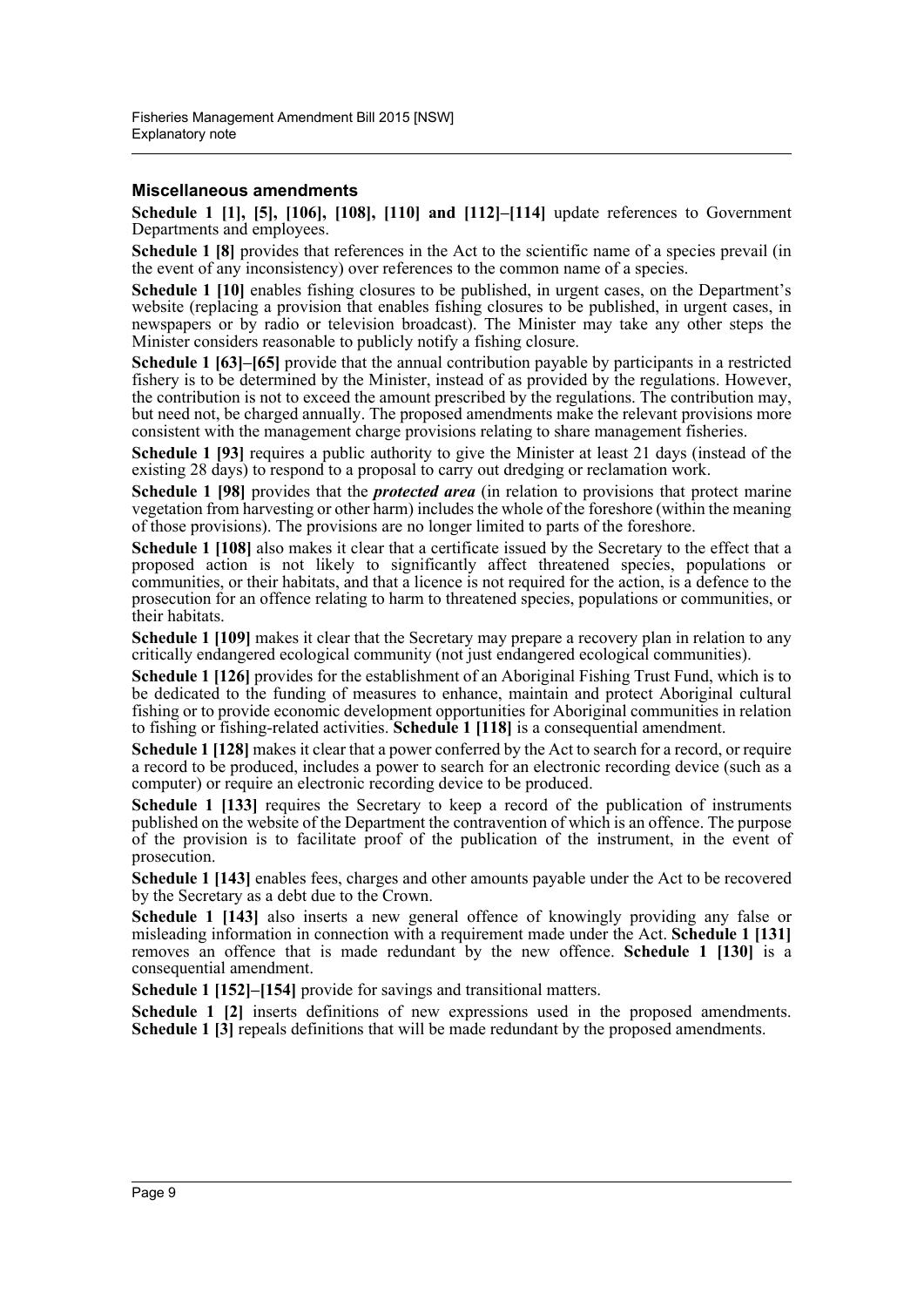### Miscellaneous amendments

**Schedule 1 [1], [5], [106], [108], [110] and [112]–[114]** update references to Government Departments and employees.

**Schedule 1 [8]** provides that references in the Act to the scientific name of a species prevail (in the event of any inconsistency) over references to the common name of a species.

**Schedule 1 [10]** enables fishing closures to be published, in urgent cases, on the Department's website (replacing a provision that enables fishing closures to be published, in urgent cases, in newspapers or by radio or television broadcast). The Minister may take any other steps the Minister considers reasonable to publicly notify a fishing closure.

**Schedule 1 [63]–[65]** provide that the annual contribution payable by participants in a restricted fishery is to be determined by the Minister, instead of as provided by the regulations. However, the contribution is not to exceed the amount prescribed by the regulations. The contribution may, but need not, be charged annually. The proposed amendments make the relevant provisions more consistent with the management charge provisions relating to share management fisheries.

**Schedule 1 [93]** requires a public authority to give the Minister at least 21 days (instead of the existing 28 days) to respond to a proposal to carry out dredging or reclamation work.

**Schedule 1 [98]** provides that the ***protected area*** (in relation to provisions that protect marine vegetation from harvesting or other harm) includes the whole of the foreshore (within the meaning of those provisions). The provisions are no longer limited to parts of the foreshore.

**Schedule 1 [108]** also makes it clear that a certificate issued by the Secretary to the effect that a proposed action is not likely to significantly affect threatened species, populations or communities, or their habitats, and that a licence is not required for the action, is a defence to the prosecution for an offence relating to harm to threatened species, populations or communities, or their habitats.

**Schedule 1 [109]** makes it clear that the Secretary may prepare a recovery plan in relation to any critically endangered ecological community (not just endangered ecological communities).

**Schedule 1 [126]** provides for the establishment of an Aboriginal Fishing Trust Fund, which is to be dedicated to the funding of measures to enhance, maintain and protect Aboriginal cultural fishing or to provide economic development opportunities for Aboriginal communities in relation to fishing or fishing-related activities. **Schedule 1 [118]** is a consequential amendment.

**Schedule 1 [128]** makes it clear that a power conferred by the Act to search for a record, or require a record to be produced, includes a power to search for an electronic recording device (such as a computer) or require an electronic recording device to be produced.

**Schedule 1 [133]** requires the Secretary to keep a record of the publication of instruments published on the website of the Department the contravention of which is an offence. The purpose of the provision is to facilitate proof of the publication of the instrument, in the event of prosecution.

**Schedule 1 [143]** enables fees, charges and other amounts payable under the Act to be recovered by the Secretary as a debt due to the Crown.

**Schedule 1 [143]** also inserts a new general offence of knowingly providing any false or misleading information in connection with a requirement made under the Act. **Schedule 1 [131]** removes an offence that is made redundant by the new offence. **Schedule 1 [130]** is a consequential amendment.

**Schedule 1 [152]–[154]** provide for savings and transitional matters.

**Schedule 1 [2]** inserts definitions of new expressions used in the proposed amendments. **Schedule 1 [3]** repeals definitions that will be made redundant by the proposed amendments.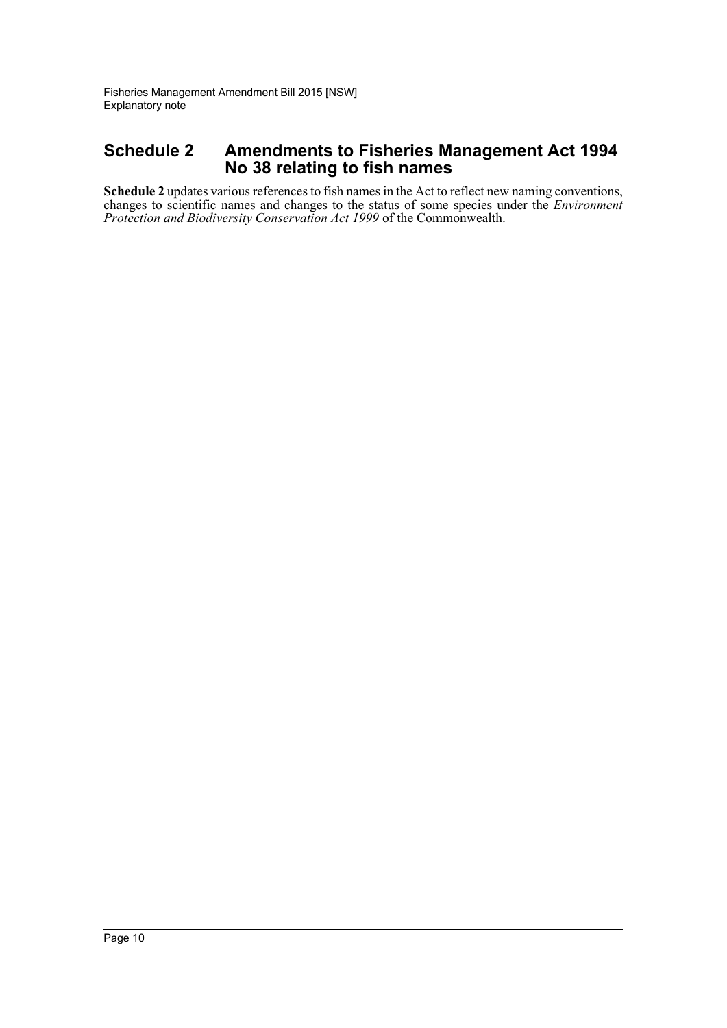## Schedule 2 Amendments to Fisheries Management Act 1994 No 38 relating to fish names

**Schedule 2** updates various references to fish names in the Act to reflect new naming conventions, changes to scientific names and changes to the status of some species under the *Environment Protection and Biodiversity Conservation Act 1999* of the Commonwealth.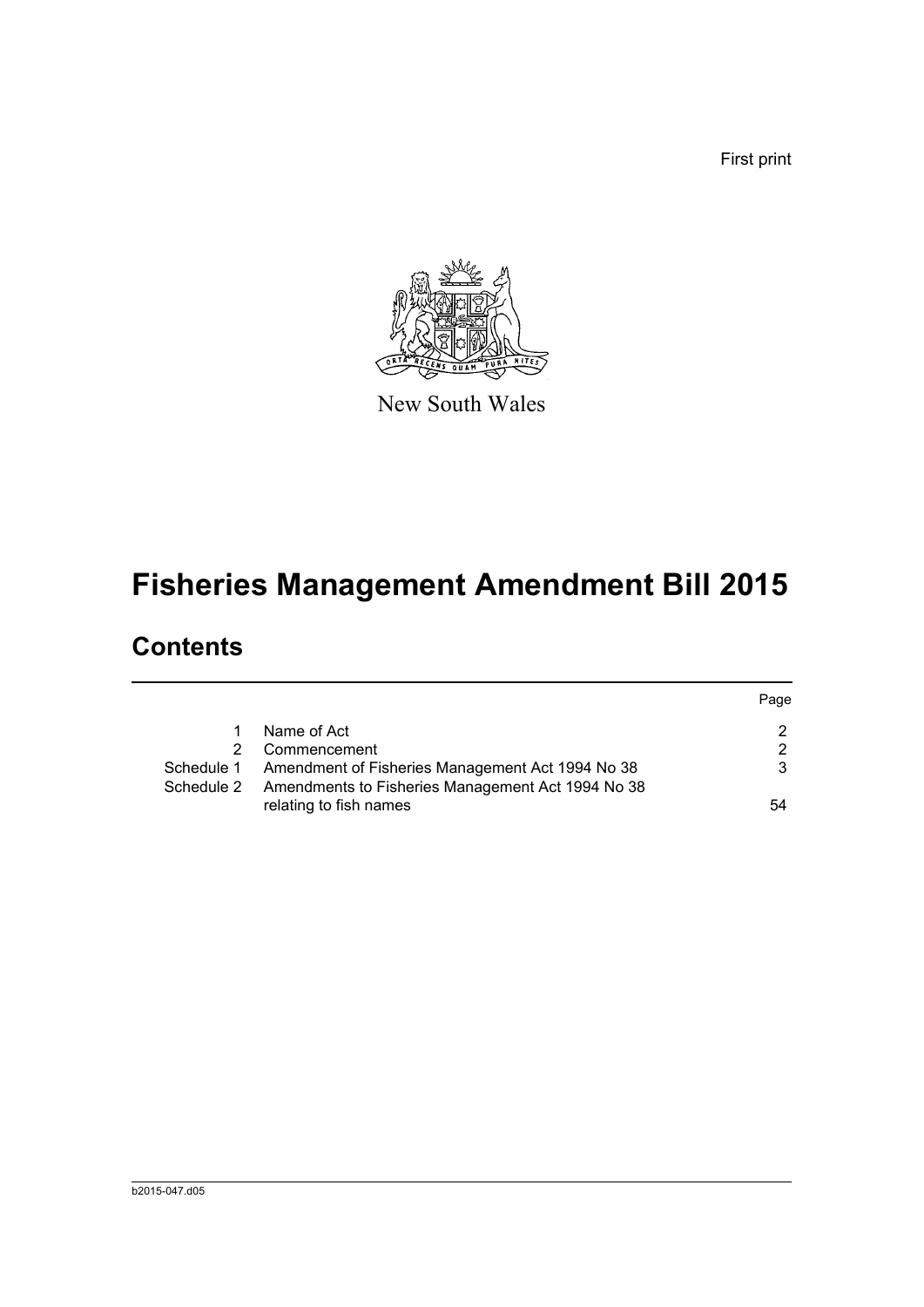First print

New South Wales

# Fisheries Management Amendment Bill 2015

## Contents

| | | Page |
|---|---|---|
| 1 | Name of Act | 2 |
| 2 | Commencement | 2 |
| Schedule 1 | Amendment of Fisheries Management Act 1994 No 38 | 3 |
| Schedule 2 | Amendments to Fisheries Management Act 1994 No 38 relating to fish names | 54 |

b2015-047.d05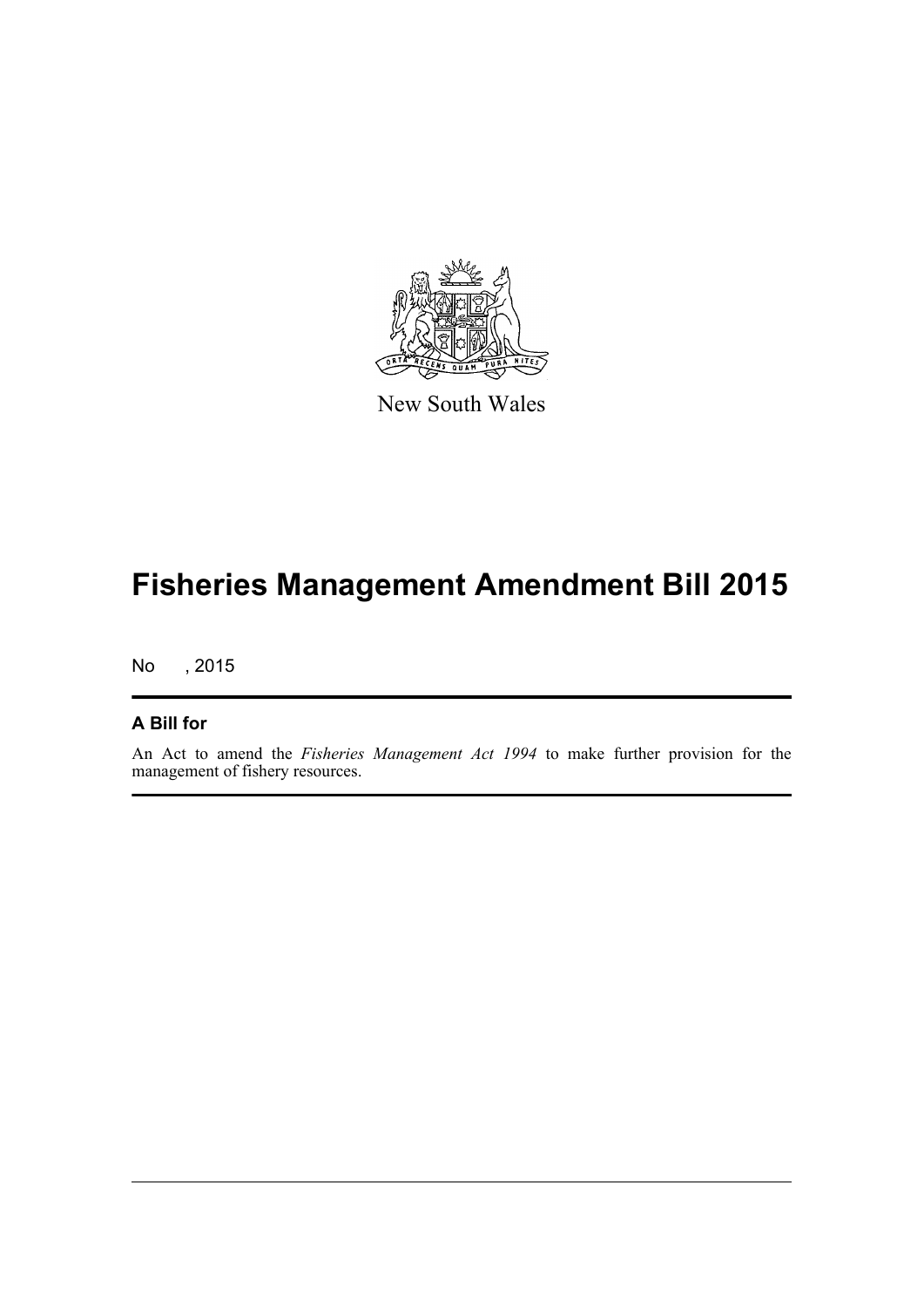New South Wales

# Fisheries Management Amendment Bill 2015

No , 2015

## A Bill for

An Act to amend the *Fisheries Management Act 1994* to make further provision for the management of fishery resources.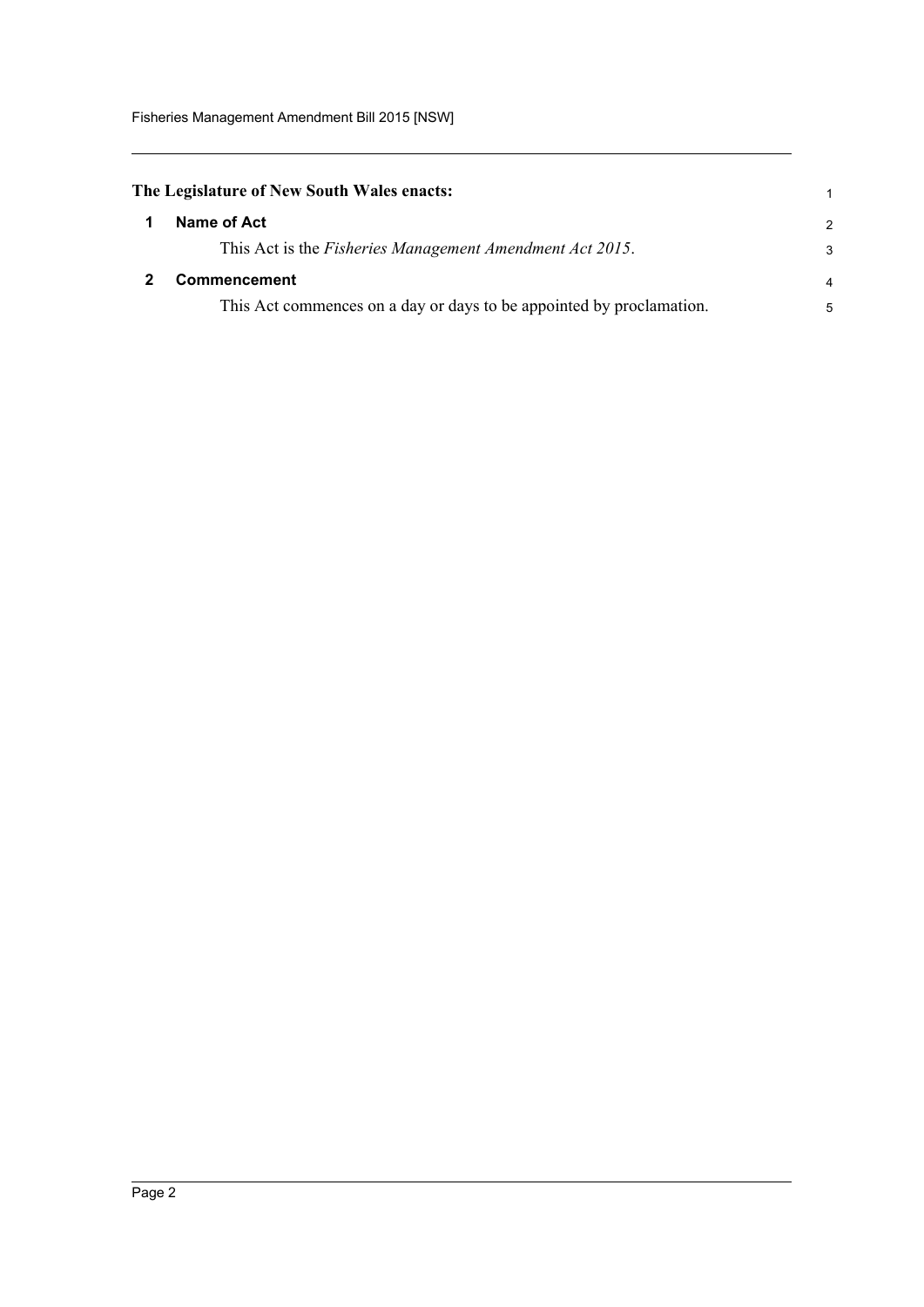**The Legislature of New South Wales enacts:**

## 1 Name of Act

This Act is the *Fisheries Management Amendment Act 2015*.

## 2 Commencement

This Act commences on a day or days to be appointed by proclamation.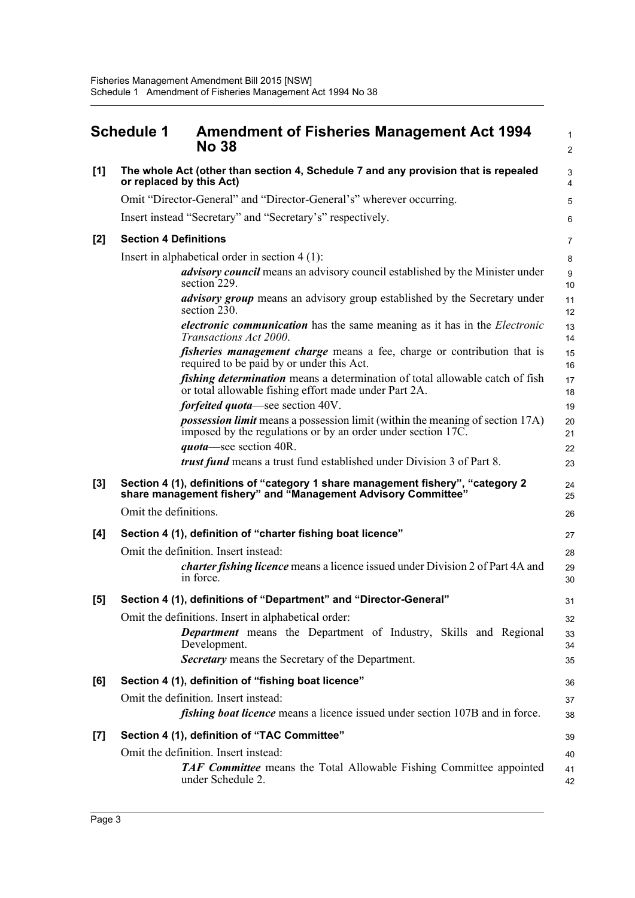## Schedule 1 Amendment of Fisheries Management Act 1994 No 38

**[1] The whole Act (other than section 4, Schedule 7 and any provision that is repealed or replaced by this Act)**

Omit "Director-General" and "Director-General's" wherever occurring.

Insert instead "Secretary" and "Secretary's" respectively.

**[2] Section 4 Definitions**

Insert in alphabetical order in section 4 (1):

> ***advisory council*** means an advisory council established by the Minister under section 229.
>
> ***advisory group*** means an advisory group established by the Secretary under section 230.
>
> ***electronic communication*** has the same meaning as it has in the *Electronic Transactions Act 2000*.
>
> ***fisheries management charge*** means a fee, charge or contribution that is required to be paid by or under this Act.
>
> ***fishing determination*** means a determination of total allowable catch of fish or total allowable fishing effort made under Part 2A.
>
> ***forfeited quota***—see section 40V.
>
> ***possession limit*** means a possession limit (within the meaning of section 17A) imposed by the regulations or by an order under section 17C.
>
> ***quota***—see section 40R.
>
> ***trust fund*** means a trust fund established under Division 3 of Part 8.

**[3] Section 4 (1), definitions of "category 1 share management fishery", "category 2 share management fishery" and "Management Advisory Committee"**

Omit the definitions.

**[4] Section 4 (1), definition of "charter fishing boat licence"**

Omit the definition. Insert instead:

> ***charter fishing licence*** means a licence issued under Division 2 of Part 4A and in force.

**[5] Section 4 (1), definitions of "Department" and "Director-General"**

Omit the definitions. Insert in alphabetical order:

> ***Department*** means the Department of Industry, Skills and Regional Development.
>
> ***Secretary*** means the Secretary of the Department.

**[6] Section 4 (1), definition of "fishing boat licence"**

Omit the definition. Insert instead:

> ***fishing boat licence*** means a licence issued under section 107B and in force.

**[7] Section 4 (1), definition of "TAC Committee"**

Omit the definition. Insert instead:

> ***TAF Committee*** means the Total Allowable Fishing Committee appointed under Schedule 2.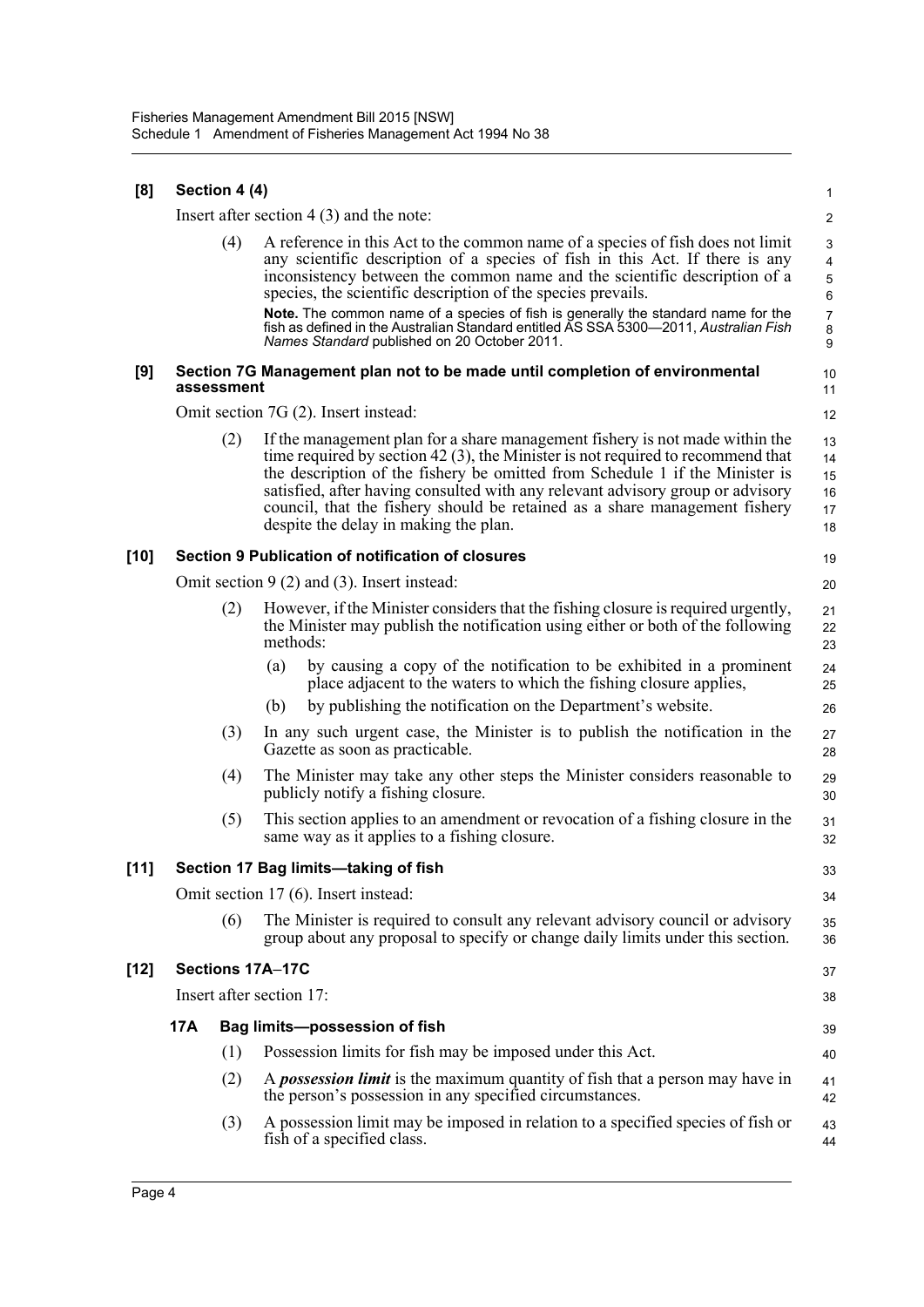**[8] Section 4 (4)**

Insert after section 4 (3) and the note:

(4) A reference in this Act to the common name of a species of fish does not limit any scientific description of a species of fish in this Act. If there is any inconsistency between the common name and the scientific description of a species, the scientific description of the species prevails.

**Note.** The common name of a species of fish is generally the standard name for the fish as defined in the Australian Standard entitled AS SSA 5300—2011, *Australian Fish Names Standard* published on 20 October 2011.

**[9] Section 7G Management plan not to be made until completion of environmental assessment**

Omit section 7G (2). Insert instead:

(2) If the management plan for a share management fishery is not made within the time required by section 42 (3), the Minister is not required to recommend that the description of the fishery be omitted from Schedule 1 if the Minister is satisfied, after having consulted with any relevant advisory group or advisory council, that the fishery should be retained as a share management fishery despite the delay in making the plan.

**[10] Section 9 Publication of notification of closures**

Omit section 9 (2) and (3). Insert instead:

(2) However, if the Minister considers that the fishing closure is required urgently, the Minister may publish the notification using either or both of the following methods:

(a) by causing a copy of the notification to be exhibited in a prominent place adjacent to the waters to which the fishing closure applies,

(b) by publishing the notification on the Department's website.

(3) In any such urgent case, the Minister is to publish the notification in the Gazette as soon as practicable.

(4) The Minister may take any other steps the Minister considers reasonable to publicly notify a fishing closure.

(5) This section applies to an amendment or revocation of a fishing closure in the same way as it applies to a fishing closure.

**[11] Section 17 Bag limits—taking of fish**

Omit section 17 (6). Insert instead:

(6) The Minister is required to consult any relevant advisory council or advisory group about any proposal to specify or change daily limits under this section.

**[12] Sections 17A–17C**

Insert after section 17:

**17A Bag limits—possession of fish**

(1) Possession limits for fish may be imposed under this Act.

(2) A ***possession limit*** is the maximum quantity of fish that a person may have in the person's possession in any specified circumstances.

(3) A possession limit may be imposed in relation to a specified species of fish or fish of a specified class.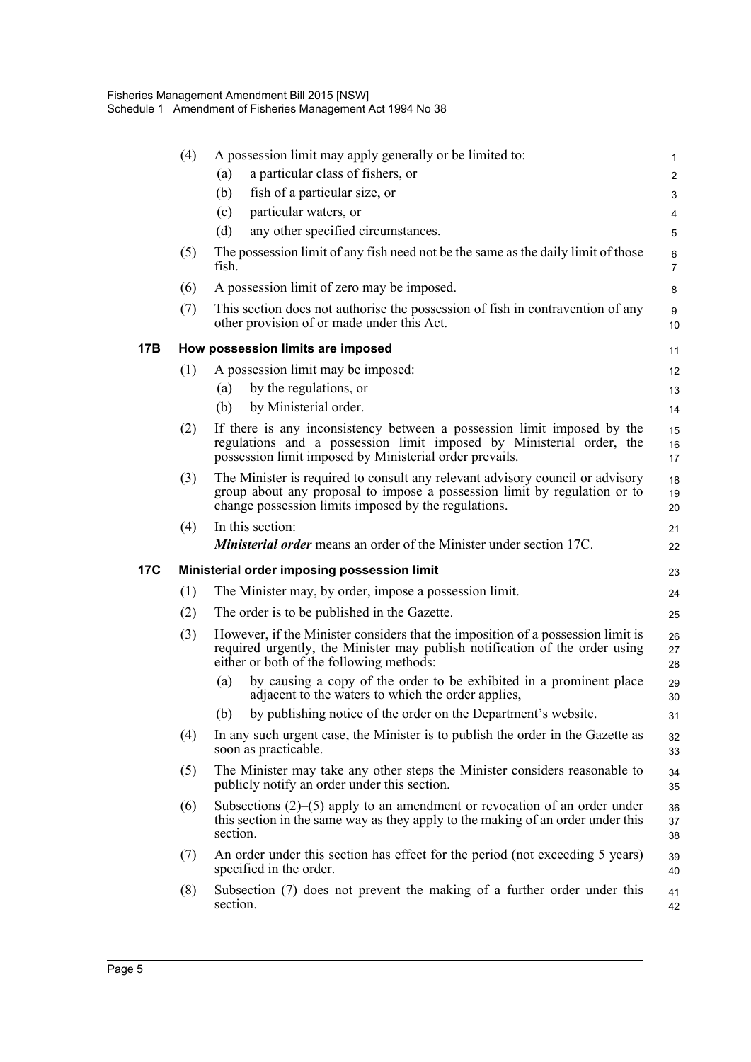(4) A possession limit may apply generally or be limited to:

(a) a particular class of fishers, or

(b) fish of a particular size, or

(c) particular waters, or

(d) any other specified circumstances.

(5) The possession limit of any fish need not be the same as the daily limit of those fish.

(6) A possession limit of zero may be imposed.

(7) This section does not authorise the possession of fish in contravention of any other provision of or made under this Act.

### 17B How possession limits are imposed

(1) A possession limit may be imposed:

(a) by the regulations, or

(b) by Ministerial order.

(2) If there is any inconsistency between a possession limit imposed by the regulations and a possession limit imposed by Ministerial order, the possession limit imposed by Ministerial order prevails.

(3) The Minister is required to consult any relevant advisory council or advisory group about any proposal to impose a possession limit by regulation or to change possession limits imposed by the regulations.

(4) In this section:

***Ministerial order*** means an order of the Minister under section 17C.

### 17C Ministerial order imposing possession limit

(1) The Minister may, by order, impose a possession limit.

(2) The order is to be published in the Gazette.

(3) However, if the Minister considers that the imposition of a possession limit is required urgently, the Minister may publish notification of the order using either or both of the following methods:

(a) by causing a copy of the order to be exhibited in a prominent place adjacent to the waters to which the order applies,

(b) by publishing notice of the order on the Department's website.

(4) In any such urgent case, the Minister is to publish the order in the Gazette as soon as practicable.

(5) The Minister may take any other steps the Minister considers reasonable to publicly notify an order under this section.

(6) Subsections (2)–(5) apply to an amendment or revocation of an order under this section in the same way as they apply to the making of an order under this section.

(7) An order under this section has effect for the period (not exceeding 5 years) specified in the order.

(8) Subsection (7) does not prevent the making of a further order under this section.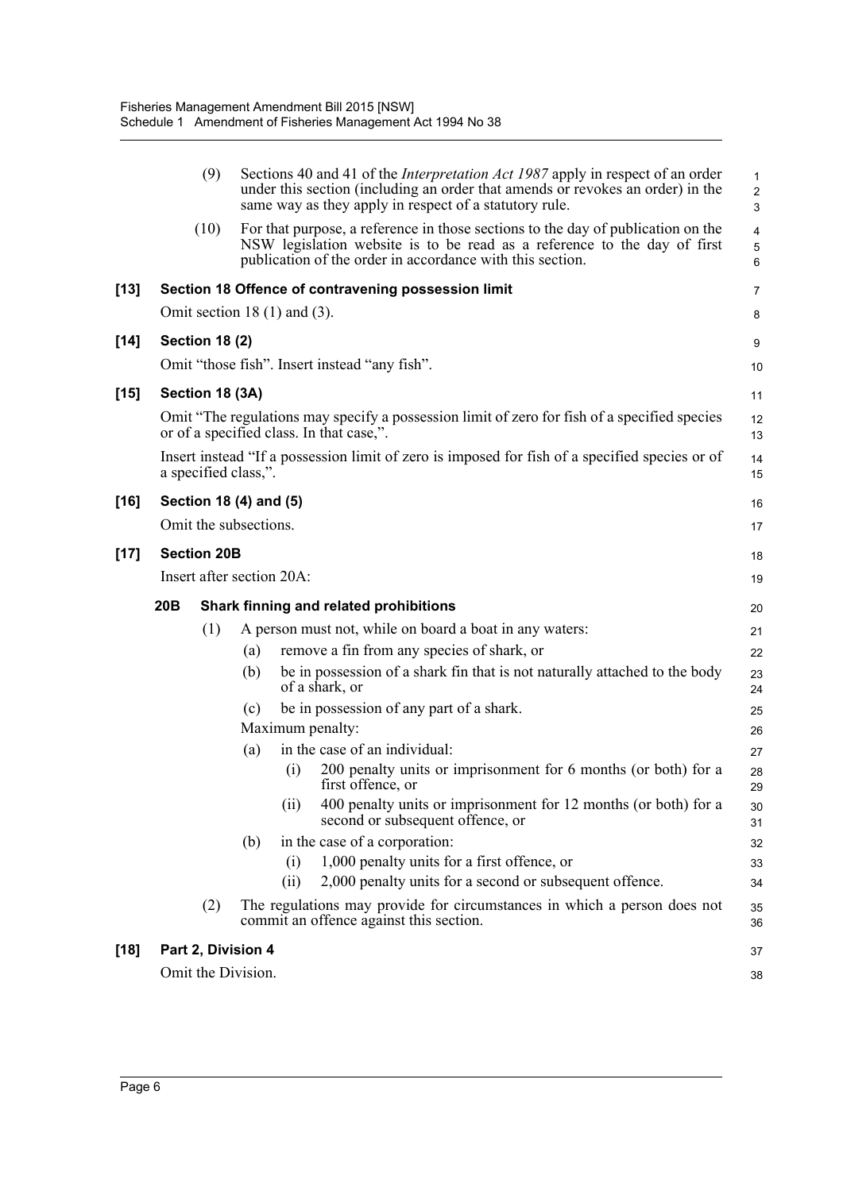(9) Sections 40 and 41 of the *Interpretation Act 1987* apply in respect of an order under this section (including an order that amends or revokes an order) in the same way as they apply in respect of a statutory rule.

(10) For that purpose, a reference in those sections to the day of publication on the NSW legislation website is to be read as a reference to the day of first publication of the order in accordance with this section.

**[13] Section 18 Offence of contravening possession limit**

Omit section 18 (1) and (3).

**[14] Section 18 (2)**

Omit "those fish". Insert instead "any fish".

**[15] Section 18 (3A)**

Omit "The regulations may specify a possession limit of zero for fish of a specified species or of a specified class. In that case,".

Insert instead "If a possession limit of zero is imposed for fish of a specified species or of a specified class,".

**[16] Section 18 (4) and (5)**

Omit the subsections.

**[17] Section 20B**

Insert after section 20A:

**20B Shark finning and related prohibitions**

(1) A person must not, while on board a boat in any waters:

(a) remove a fin from any species of shark, or

(b) be in possession of a shark fin that is not naturally attached to the body of a shark, or

(c) be in possession of any part of a shark.

Maximum penalty:

(a) in the case of an individual:

(i) 200 penalty units or imprisonment for 6 months (or both) for a first offence, or

(ii) 400 penalty units or imprisonment for 12 months (or both) for a second or subsequent offence, or

(b) in the case of a corporation:

(i) 1,000 penalty units for a first offence, or

(ii) 2,000 penalty units for a second or subsequent offence.

(2) The regulations may provide for circumstances in which a person does not commit an offence against this section.

**[18] Part 2, Division 4**

Omit the Division.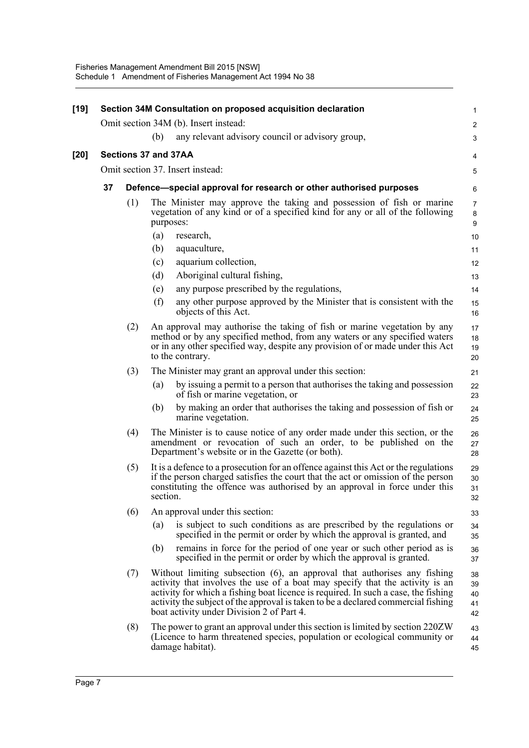**[19] Section 34M Consultation on proposed acquisition declaration**

Omit section 34M (b). Insert instead:

(b) any relevant advisory council or advisory group,

**[20] Sections 37 and 37AA**

Omit section 37. Insert instead:

**37 Defence—special approval for research or other authorised purposes**

(1) The Minister may approve the taking and possession of fish or marine vegetation of any kind or of a specified kind for any or all of the following purposes:

(a) research,

(b) aquaculture,

(c) aquarium collection,

(d) Aboriginal cultural fishing,

(e) any purpose prescribed by the regulations,

(f) any other purpose approved by the Minister that is consistent with the objects of this Act.

(2) An approval may authorise the taking of fish or marine vegetation by any method or by any specified method, from any waters or any specified waters or in any other specified way, despite any provision of or made under this Act to the contrary.

(3) The Minister may grant an approval under this section:

(a) by issuing a permit to a person that authorises the taking and possession of fish or marine vegetation, or

(b) by making an order that authorises the taking and possession of fish or marine vegetation.

(4) The Minister is to cause notice of any order made under this section, or the amendment or revocation of such an order, to be published on the Department's website or in the Gazette (or both).

(5) It is a defence to a prosecution for an offence against this Act or the regulations if the person charged satisfies the court that the act or omission of the person constituting the offence was authorised by an approval in force under this section.

(6) An approval under this section:

(a) is subject to such conditions as are prescribed by the regulations or specified in the permit or order by which the approval is granted, and

(b) remains in force for the period of one year or such other period as is specified in the permit or order by which the approval is granted.

(7) Without limiting subsection (6), an approval that authorises any fishing activity that involves the use of a boat may specify that the activity is an activity for which a fishing boat licence is required. In such a case, the fishing activity the subject of the approval is taken to be a declared commercial fishing boat activity under Division 2 of Part 4.

(8) The power to grant an approval under this section is limited by section 220ZW (Licence to harm threatened species, population or ecological community or damage habitat).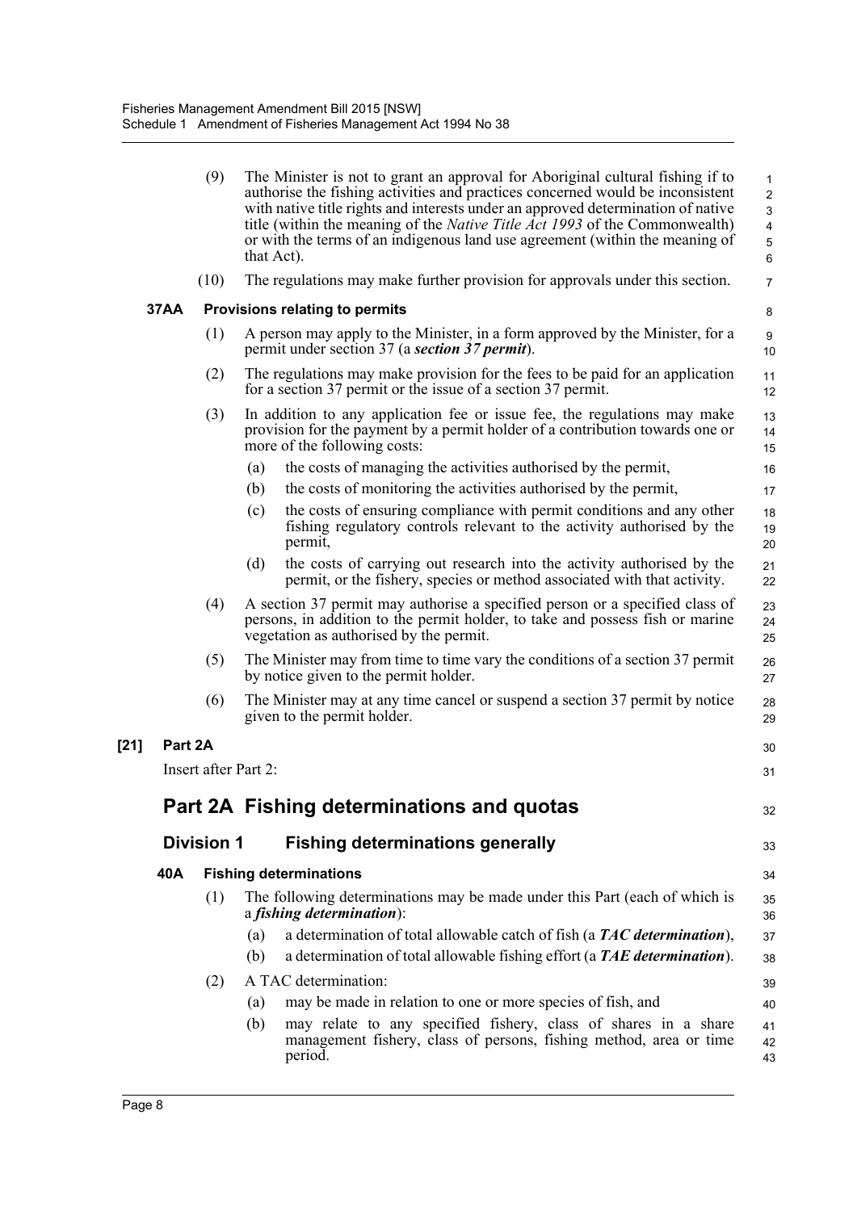(9) The Minister is not to grant an approval for Aboriginal cultural fishing if to authorise the fishing activities and practices concerned would be inconsistent with native title rights and interests under an approved determination of native title (within the meaning of the *Native Title Act 1993* of the Commonwealth) or with the terms of an indigenous land use agreement (within the meaning of that Act).

(10) The regulations may make further provision for approvals under this section.

**37AA Provisions relating to permits**

(1) A person may apply to the Minister, in a form approved by the Minister, for a permit under section 37 (a ***section 37 permit***).

(2) The regulations may make provision for the fees to be paid for an application for a section 37 permit or the issue of a section 37 permit.

(3) In addition to any application fee or issue fee, the regulations may make provision for the payment by a permit holder of a contribution towards one or more of the following costs:

(a) the costs of managing the activities authorised by the permit,

(b) the costs of monitoring the activities authorised by the permit,

(c) the costs of ensuring compliance with permit conditions and any other fishing regulatory controls relevant to the activity authorised by the permit,

(d) the costs of carrying out research into the activity authorised by the permit, or the fishery, species or method associated with that activity.

(4) A section 37 permit may authorise a specified person or a specified class of persons, in addition to the permit holder, to take and possess fish or marine vegetation as authorised by the permit.

(5) The Minister may from time to time vary the conditions of a section 37 permit by notice given to the permit holder.

(6) The Minister may at any time cancel or suspend a section 37 permit by notice given to the permit holder.

**[21] Part 2A**

Insert after Part 2:

## Part 2A Fishing determinations and quotas

### Division 1 Fishing determinations generally

**40A Fishing determinations**

(1) The following determinations may be made under this Part (each of which is a ***fishing determination***):

(a) a determination of total allowable catch of fish (a ***TAC determination***),

(b) a determination of total allowable fishing effort (a ***TAE determination***).

(2) A TAC determination:

(a) may be made in relation to one or more species of fish, and

(b) may relate to any specified fishery, class of shares in a share management fishery, class of persons, fishing method, area or time period.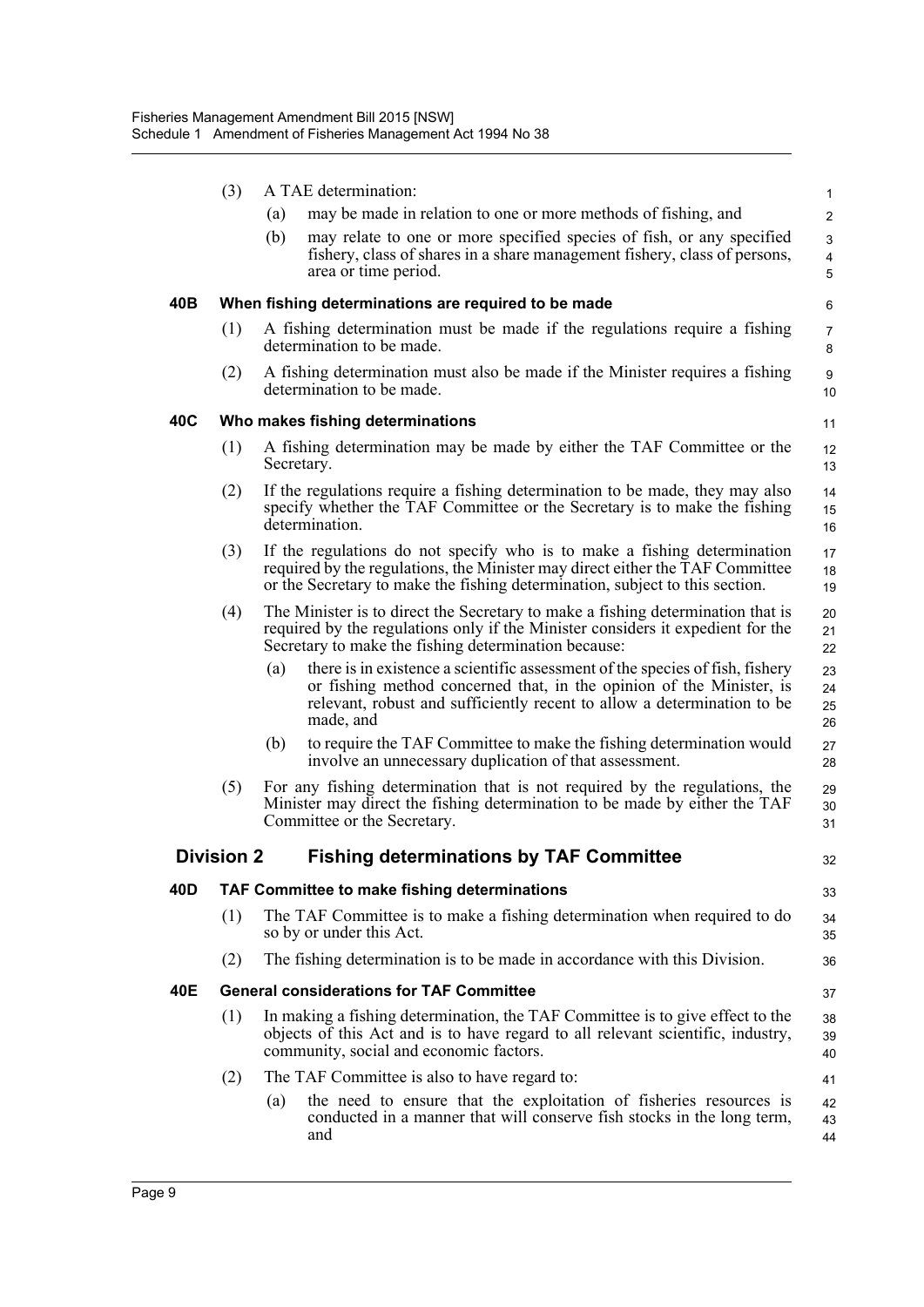(3) A TAE determination:

(a) may be made in relation to one or more methods of fishing, and

(b) may relate to one or more specified species of fish, or any specified fishery, class of shares in a share management fishery, class of persons, area or time period.

**40B When fishing determinations are required to be made**

(1) A fishing determination must be made if the regulations require a fishing determination to be made.

(2) A fishing determination must also be made if the Minister requires a fishing determination to be made.

**40C Who makes fishing determinations**

(1) A fishing determination may be made by either the TAF Committee or the Secretary.

(2) If the regulations require a fishing determination to be made, they may also specify whether the TAF Committee or the Secretary is to make the fishing determination.

(3) If the regulations do not specify who is to make a fishing determination required by the regulations, the Minister may direct either the TAF Committee or the Secretary to make the fishing determination, subject to this section.

(4) The Minister is to direct the Secretary to make a fishing determination that is required by the regulations only if the Minister considers it expedient for the Secretary to make the fishing determination because:

(a) there is in existence a scientific assessment of the species of fish, fishery or fishing method concerned that, in the opinion of the Minister, is relevant, robust and sufficiently recent to allow a determination to be made, and

(b) to require the TAF Committee to make the fishing determination would involve an unnecessary duplication of that assessment.

(5) For any fishing determination that is not required by the regulations, the Minister may direct the fishing determination to be made by either the TAF Committee or the Secretary.

## Division 2 Fishing determinations by TAF Committee

**40D TAF Committee to make fishing determinations**

(1) The TAF Committee is to make a fishing determination when required to do so by or under this Act.

(2) The fishing determination is to be made in accordance with this Division.

**40E General considerations for TAF Committee**

(1) In making a fishing determination, the TAF Committee is to give effect to the objects of this Act and is to have regard to all relevant scientific, industry, community, social and economic factors.

(2) The TAF Committee is also to have regard to:

(a) the need to ensure that the exploitation of fisheries resources is conducted in a manner that will conserve fish stocks in the long term, and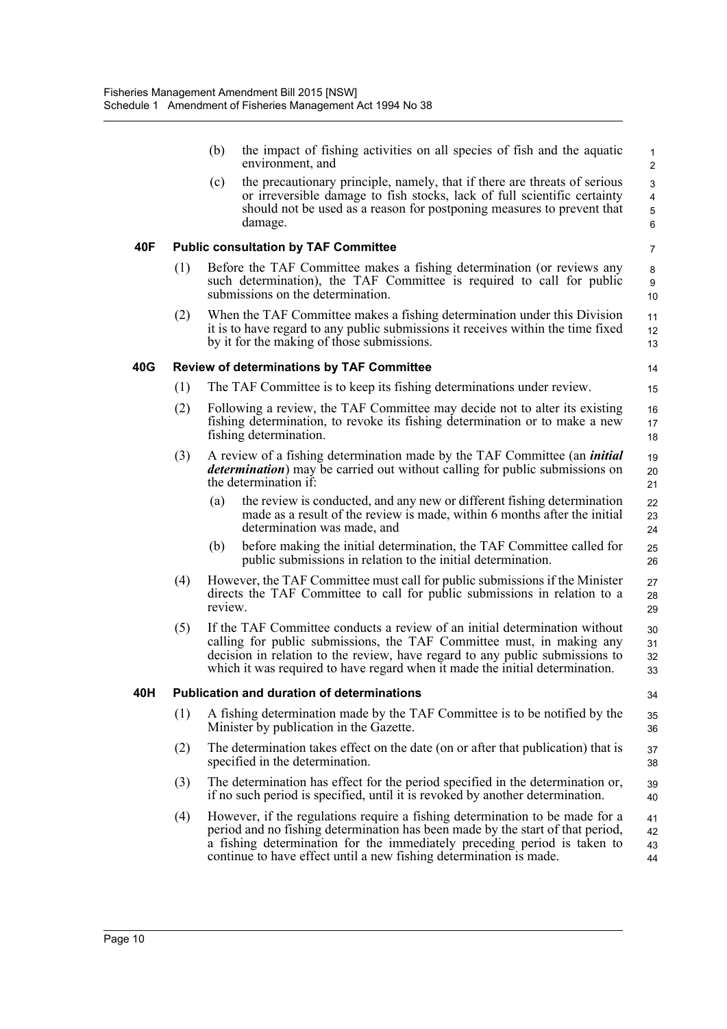(b) the impact of fishing activities on all species of fish and the aquatic environment, and

(c) the precautionary principle, namely, that if there are threats of serious or irreversible damage to fish stocks, lack of full scientific certainty should not be used as a reason for postponing measures to prevent that damage.

**40F Public consultation by TAF Committee**

(1) Before the TAF Committee makes a fishing determination (or reviews any such determination), the TAF Committee is required to call for public submissions on the determination.

(2) When the TAF Committee makes a fishing determination under this Division it is to have regard to any public submissions it receives within the time fixed by it for the making of those submissions.

**40G Review of determinations by TAF Committee**

(1) The TAF Committee is to keep its fishing determinations under review.

(2) Following a review, the TAF Committee may decide not to alter its existing fishing determination, to revoke its fishing determination or to make a new fishing determination.

(3) A review of a fishing determination made by the TAF Committee (an ***initial determination***) may be carried out without calling for public submissions on the determination if:

(a) the review is conducted, and any new or different fishing determination made as a result of the review is made, within 6 months after the initial determination was made, and

(b) before making the initial determination, the TAF Committee called for public submissions in relation to the initial determination.

(4) However, the TAF Committee must call for public submissions if the Minister directs the TAF Committee to call for public submissions in relation to a review.

(5) If the TAF Committee conducts a review of an initial determination without calling for public submissions, the TAF Committee must, in making any decision in relation to the review, have regard to any public submissions to which it was required to have regard when it made the initial determination.

**40H Publication and duration of determinations**

(1) A fishing determination made by the TAF Committee is to be notified by the Minister by publication in the Gazette.

(2) The determination takes effect on the date (on or after that publication) that is specified in the determination.

(3) The determination has effect for the period specified in the determination or, if no such period is specified, until it is revoked by another determination.

(4) However, if the regulations require a fishing determination to be made for a period and no fishing determination has been made by the start of that period, a fishing determination for the immediately preceding period is taken to continue to have effect until a new fishing determination is made.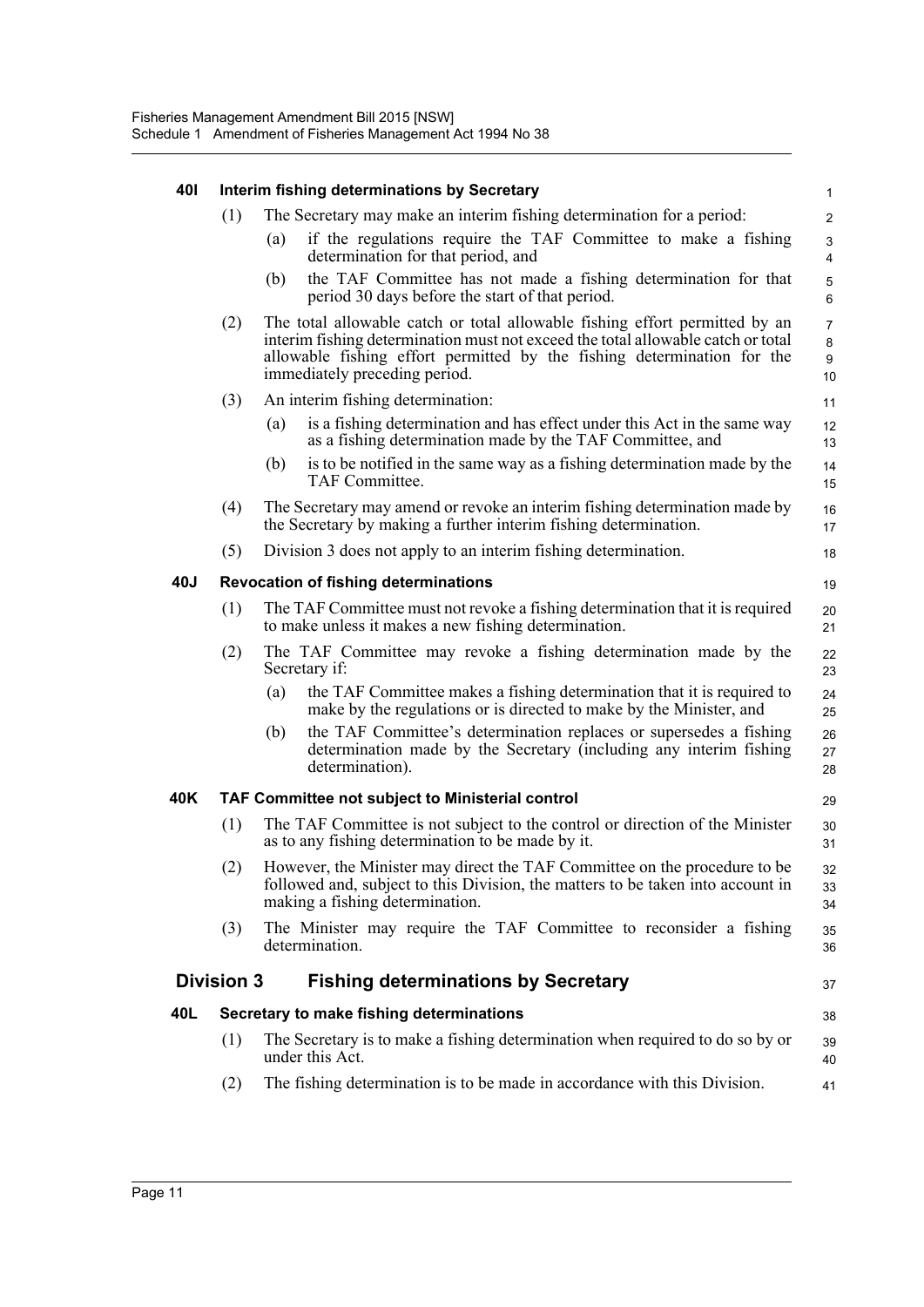#### 40I Interim fishing determinations by Secretary

(1) The Secretary may make an interim fishing determination for a period:

(a) if the regulations require the TAF Committee to make a fishing determination for that period, and

(b) the TAF Committee has not made a fishing determination for that period 30 days before the start of that period.

(2) The total allowable catch or total allowable fishing effort permitted by an interim fishing determination must not exceed the total allowable catch or total allowable fishing effort permitted by the fishing determination for the immediately preceding period.

(3) An interim fishing determination:

(a) is a fishing determination and has effect under this Act in the same way as a fishing determination made by the TAF Committee, and

(b) is to be notified in the same way as a fishing determination made by the TAF Committee.

(4) The Secretary may amend or revoke an interim fishing determination made by the Secretary by making a further interim fishing determination.

(5) Division 3 does not apply to an interim fishing determination.

#### 40J Revocation of fishing determinations

(1) The TAF Committee must not revoke a fishing determination that it is required to make unless it makes a new fishing determination.

(2) The TAF Committee may revoke a fishing determination made by the Secretary if:

(a) the TAF Committee makes a fishing determination that it is required to make by the regulations or is directed to make by the Minister, and

(b) the TAF Committee's determination replaces or supersedes a fishing determination made by the Secretary (including any interim fishing determination).

#### 40K TAF Committee not subject to Ministerial control

(1) The TAF Committee is not subject to the control or direction of the Minister as to any fishing determination to be made by it.

(2) However, the Minister may direct the TAF Committee on the procedure to be followed and, subject to this Division, the matters to be taken into account in making a fishing determination.

(3) The Minister may require the TAF Committee to reconsider a fishing determination.

### Division 3 Fishing determinations by Secretary

#### 40L Secretary to make fishing determinations

(1) The Secretary is to make a fishing determination when required to do so by or under this Act.

(2) The fishing determination is to be made in accordance with this Division.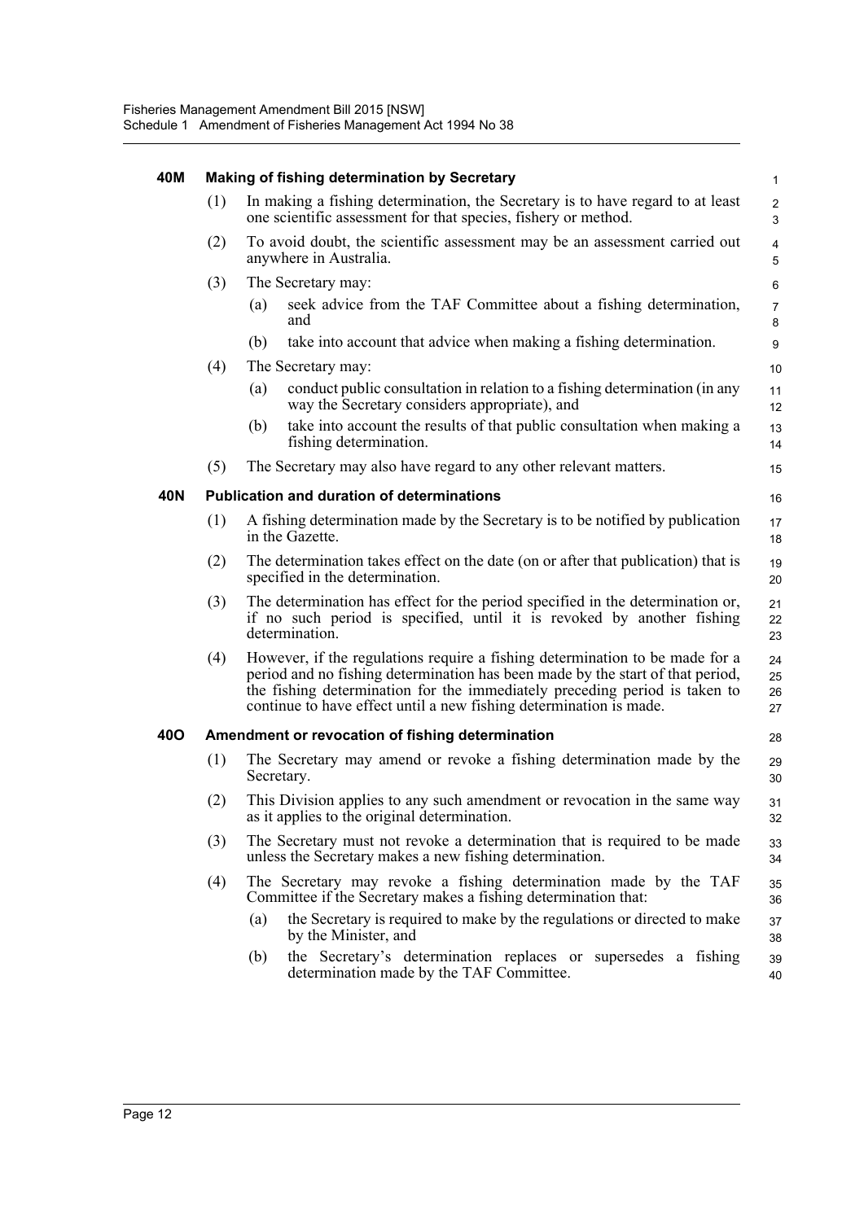### 40M Making of fishing determination by Secretary

(1) In making a fishing determination, the Secretary is to have regard to at least one scientific assessment for that species, fishery or method.

(2) To avoid doubt, the scientific assessment may be an assessment carried out anywhere in Australia.

(3) The Secretary may:

- (a) seek advice from the TAF Committee about a fishing determination, and
- (b) take into account that advice when making a fishing determination.

(4) The Secretary may:

- (a) conduct public consultation in relation to a fishing determination (in any way the Secretary considers appropriate), and
- (b) take into account the results of that public consultation when making a fishing determination.

(5) The Secretary may also have regard to any other relevant matters.

### 40N Publication and duration of determinations

(1) A fishing determination made by the Secretary is to be notified by publication in the Gazette.

(2) The determination takes effect on the date (on or after that publication) that is specified in the determination.

(3) The determination has effect for the period specified in the determination or, if no such period is specified, until it is revoked by another fishing determination.

(4) However, if the regulations require a fishing determination to be made for a period and no fishing determination has been made by the start of that period, the fishing determination for the immediately preceding period is taken to continue to have effect until a new fishing determination is made.

### 40O Amendment or revocation of fishing determination

(1) The Secretary may amend or revoke a fishing determination made by the Secretary.

(2) This Division applies to any such amendment or revocation in the same way as it applies to the original determination.

(3) The Secretary must not revoke a determination that is required to be made unless the Secretary makes a new fishing determination.

(4) The Secretary may revoke a fishing determination made by the TAF Committee if the Secretary makes a fishing determination that:

- (a) the Secretary is required to make by the regulations or directed to make by the Minister, and
- (b) the Secretary's determination replaces or supersedes a fishing determination made by the TAF Committee.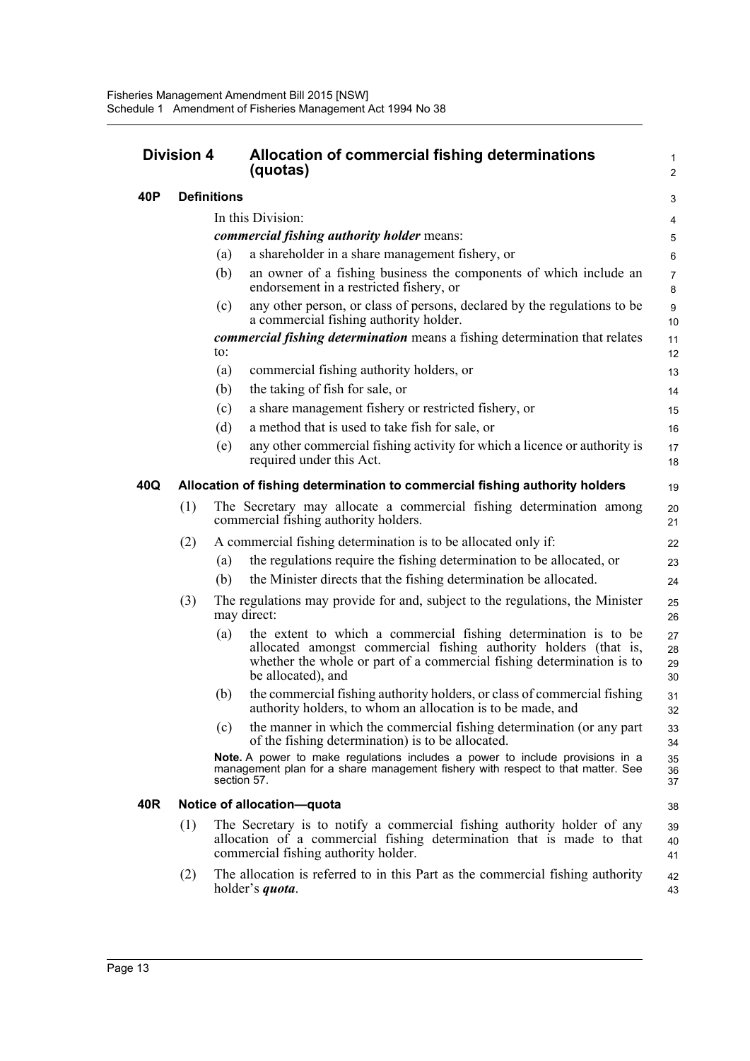## Division 4 Allocation of commercial fishing determinations (quotas)

### 40P Definitions

In this Division:

***commercial fishing authority holder*** means:

(a) a shareholder in a share management fishery, or

(b) an owner of a fishing business the components of which include an endorsement in a restricted fishery, or

(c) any other person, or class of persons, declared by the regulations to be a commercial fishing authority holder.

***commercial fishing determination*** means a fishing determination that relates to:

(a) commercial fishing authority holders, or

(b) the taking of fish for sale, or

(c) a share management fishery or restricted fishery, or

(d) a method that is used to take fish for sale, or

(e) any other commercial fishing activity for which a licence or authority is required under this Act.

### 40Q Allocation of fishing determination to commercial fishing authority holders

(1) The Secretary may allocate a commercial fishing determination among commercial fishing authority holders.

(2) A commercial fishing determination is to be allocated only if:

(a) the regulations require the fishing determination to be allocated, or

(b) the Minister directs that the fishing determination be allocated.

(3) The regulations may provide for and, subject to the regulations, the Minister may direct:

(a) the extent to which a commercial fishing determination is to be allocated amongst commercial fishing authority holders (that is, whether the whole or part of a commercial fishing determination is to be allocated), and

(b) the commercial fishing authority holders, or class of commercial fishing authority holders, to whom an allocation is to be made, and

(c) the manner in which the commercial fishing determination (or any part of the fishing determination) is to be allocated.

**Note.** A power to make regulations includes a power to include provisions in a management plan for a share management fishery with respect to that matter. See section 57.

### 40R Notice of allocation—quota

(1) The Secretary is to notify a commercial fishing authority holder of any allocation of a commercial fishing determination that is made to that commercial fishing authority holder.

(2) The allocation is referred to in this Part as the commercial fishing authority holder's ***quota***.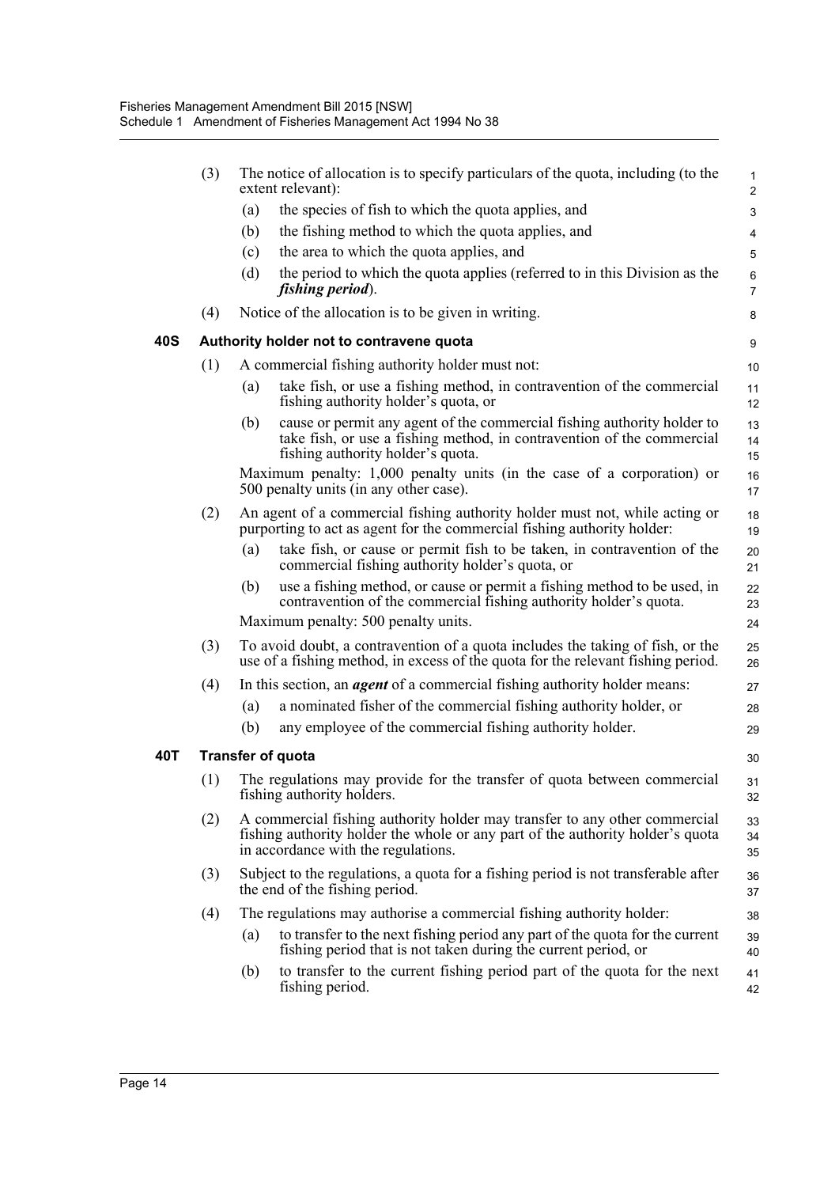(3) The notice of allocation is to specify particulars of the quota, including (to the extent relevant):

(a) the species of fish to which the quota applies, and

(b) the fishing method to which the quota applies, and

(c) the area to which the quota applies, and

(d) the period to which the quota applies (referred to in this Division as the ***fishing period***).

(4) Notice of the allocation is to be given in writing.

### 40S Authority holder not to contravene quota

(1) A commercial fishing authority holder must not:

(a) take fish, or use a fishing method, in contravention of the commercial fishing authority holder's quota, or

(b) cause or permit any agent of the commercial fishing authority holder to take fish, or use a fishing method, in contravention of the commercial fishing authority holder's quota.

Maximum penalty: 1,000 penalty units (in the case of a corporation) or 500 penalty units (in any other case).

(2) An agent of a commercial fishing authority holder must not, while acting or purporting to act as agent for the commercial fishing authority holder:

(a) take fish, or cause or permit fish to be taken, in contravention of the commercial fishing authority holder's quota, or

(b) use a fishing method, or cause or permit a fishing method to be used, in contravention of the commercial fishing authority holder's quota.

Maximum penalty: 500 penalty units.

(3) To avoid doubt, a contravention of a quota includes the taking of fish, or the use of a fishing method, in excess of the quota for the relevant fishing period.

(4) In this section, an ***agent*** of a commercial fishing authority holder means:

(a) a nominated fisher of the commercial fishing authority holder, or

(b) any employee of the commercial fishing authority holder.

### 40T Transfer of quota

(1) The regulations may provide for the transfer of quota between commercial fishing authority holders.

(2) A commercial fishing authority holder may transfer to any other commercial fishing authority holder the whole or any part of the authority holder's quota in accordance with the regulations.

(3) Subject to the regulations, a quota for a fishing period is not transferable after the end of the fishing period.

(4) The regulations may authorise a commercial fishing authority holder:

(a) to transfer to the next fishing period any part of the quota for the current fishing period that is not taken during the current period, or

(b) to transfer to the current fishing period part of the quota for the next fishing period.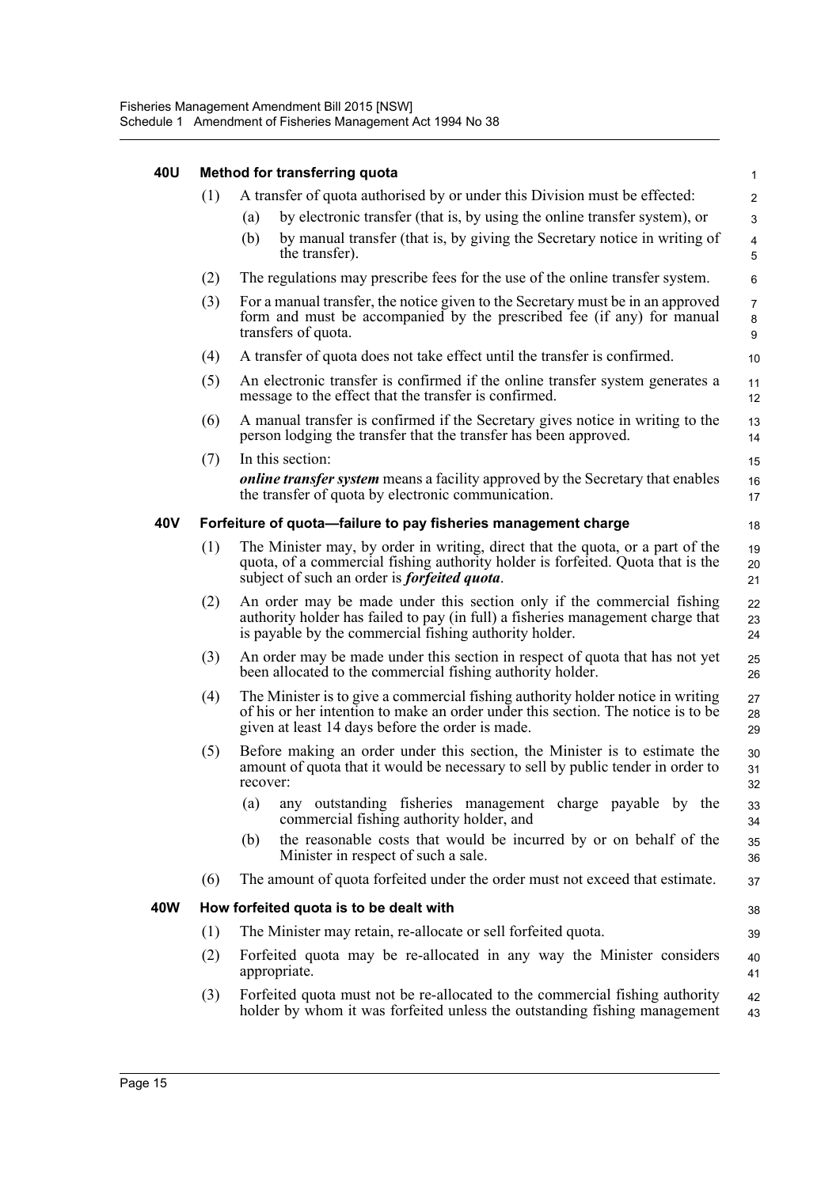#### 40U Method for transferring quota

(1) A transfer of quota authorised by or under this Division must be effected:

- (a) by electronic transfer (that is, by using the online transfer system), or
- (b) by manual transfer (that is, by giving the Secretary notice in writing of the transfer).

(2) The regulations may prescribe fees for the use of the online transfer system.

(3) For a manual transfer, the notice given to the Secretary must be in an approved form and must be accompanied by the prescribed fee (if any) for manual transfers of quota.

(4) A transfer of quota does not take effect until the transfer is confirmed.

(5) An electronic transfer is confirmed if the online transfer system generates a message to the effect that the transfer is confirmed.

(6) A manual transfer is confirmed if the Secretary gives notice in writing to the person lodging the transfer that the transfer has been approved.

(7) In this section:

***online transfer system*** means a facility approved by the Secretary that enables the transfer of quota by electronic communication.

#### 40V Forfeiture of quota—failure to pay fisheries management charge

(1) The Minister may, by order in writing, direct that the quota, or a part of the quota, of a commercial fishing authority holder is forfeited. Quota that is the subject of such an order is ***forfeited quota***.

(2) An order may be made under this section only if the commercial fishing authority holder has failed to pay (in full) a fisheries management charge that is payable by the commercial fishing authority holder.

(3) An order may be made under this section in respect of quota that has not yet been allocated to the commercial fishing authority holder.

(4) The Minister is to give a commercial fishing authority holder notice in writing of his or her intention to make an order under this section. The notice is to be given at least 14 days before the order is made.

(5) Before making an order under this section, the Minister is to estimate the amount of quota that it would be necessary to sell by public tender in order to recover:

- (a) any outstanding fisheries management charge payable by the commercial fishing authority holder, and
- (b) the reasonable costs that would be incurred by or on behalf of the Minister in respect of such a sale.

(6) The amount of quota forfeited under the order must not exceed that estimate.

#### 40W How forfeited quota is to be dealt with

(1) The Minister may retain, re-allocate or sell forfeited quota.

(2) Forfeited quota may be re-allocated in any way the Minister considers appropriate.

(3) Forfeited quota must not be re-allocated to the commercial fishing authority holder by whom it was forfeited unless the outstanding fishing management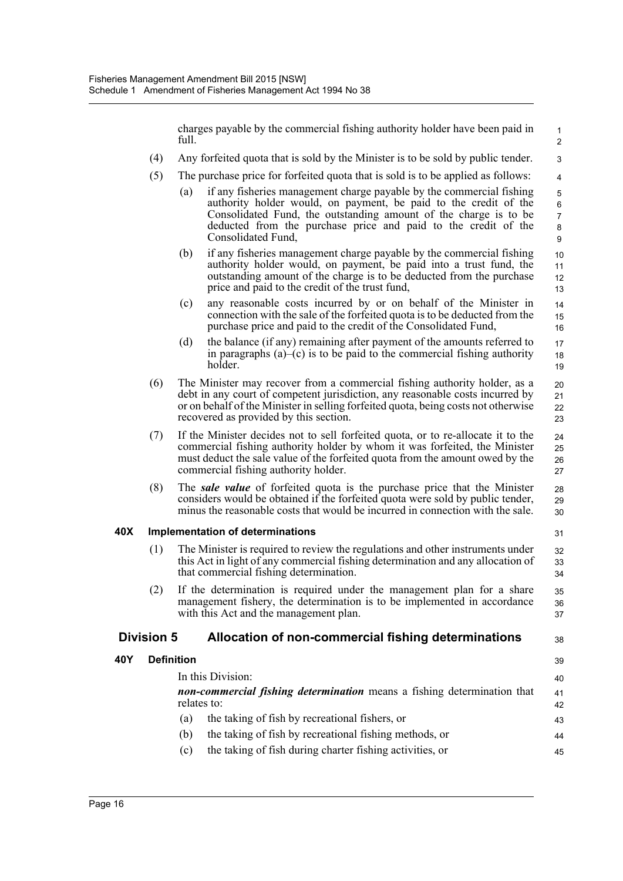charges payable by the commercial fishing authority holder have been paid in full.

(4) Any forfeited quota that is sold by the Minister is to be sold by public tender.

(5) The purchase price for forfeited quota that is sold is to be applied as follows:

(a) if any fisheries management charge payable by the commercial fishing authority holder would, on payment, be paid to the credit of the Consolidated Fund, the outstanding amount of the charge is to be deducted from the purchase price and paid to the credit of the Consolidated Fund,

(b) if any fisheries management charge payable by the commercial fishing authority holder would, on payment, be paid into a trust fund, the outstanding amount of the charge is to be deducted from the purchase price and paid to the credit of the trust fund,

(c) any reasonable costs incurred by or on behalf of the Minister in connection with the sale of the forfeited quota is to be deducted from the purchase price and paid to the credit of the Consolidated Fund,

(d) the balance (if any) remaining after payment of the amounts referred to in paragraphs (a)–(c) is to be paid to the commercial fishing authority holder.

(6) The Minister may recover from a commercial fishing authority holder, as a debt in any court of competent jurisdiction, any reasonable costs incurred by or on behalf of the Minister in selling forfeited quota, being costs not otherwise recovered as provided by this section.

(7) If the Minister decides not to sell forfeited quota, or to re-allocate it to the commercial fishing authority holder by whom it was forfeited, the Minister must deduct the sale value of the forfeited quota from the amount owed by the commercial fishing authority holder.

(8) The ***sale value*** of forfeited quota is the purchase price that the Minister considers would be obtained if the forfeited quota were sold by public tender, minus the reasonable costs that would be incurred in connection with the sale.

**40X Implementation of determinations**

(1) The Minister is required to review the regulations and other instruments under this Act in light of any commercial fishing determination and any allocation of that commercial fishing determination.

(2) If the determination is required under the management plan for a share management fishery, the determination is to be implemented in accordance with this Act and the management plan.

## Division 5 Allocation of non-commercial fishing determinations

**40Y Definition**

In this Division:

***non-commercial fishing determination*** means a fishing determination that relates to:

(a) the taking of fish by recreational fishers, or

(b) the taking of fish by recreational fishing methods, or

(c) the taking of fish during charter fishing activities, or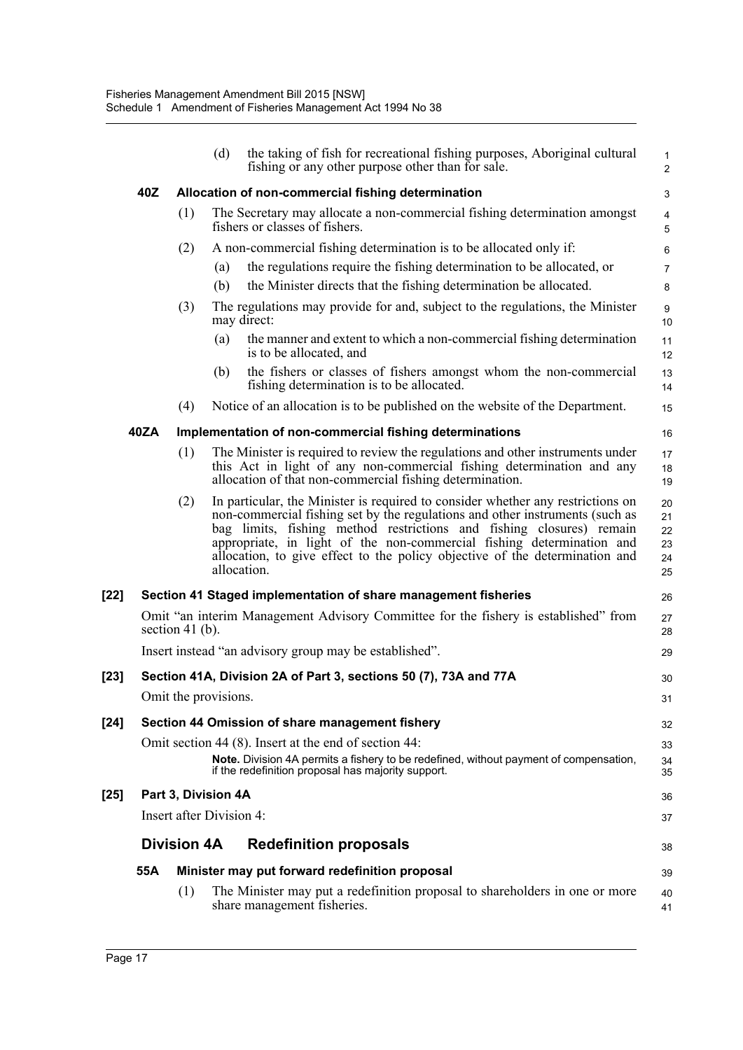(d) the taking of fish for recreational fishing purposes, Aboriginal cultural fishing or any other purpose other than for sale.

**40Z Allocation of non-commercial fishing determination**

(1) The Secretary may allocate a non-commercial fishing determination amongst fishers or classes of fishers.

(2) A non-commercial fishing determination is to be allocated only if:

(a) the regulations require the fishing determination to be allocated, or

(b) the Minister directs that the fishing determination be allocated.

(3) The regulations may provide for and, subject to the regulations, the Minister may direct:

(a) the manner and extent to which a non-commercial fishing determination is to be allocated, and

(b) the fishers or classes of fishers amongst whom the non-commercial fishing determination is to be allocated.

(4) Notice of an allocation is to be published on the website of the Department.

**40ZA Implementation of non-commercial fishing determinations**

(1) The Minister is required to review the regulations and other instruments under this Act in light of any non-commercial fishing determination and any allocation of that non-commercial fishing determination.

(2) In particular, the Minister is required to consider whether any restrictions on non-commercial fishing set by the regulations and other instruments (such as bag limits, fishing method restrictions and fishing closures) remain appropriate, in light of the non-commercial fishing determination and allocation, to give effect to the policy objective of the determination and allocation.

**[22] Section 41 Staged implementation of share management fisheries**

Omit "an interim Management Advisory Committee for the fishery is established" from section 41 (b).

Insert instead "an advisory group may be established".

**[23] Section 41A, Division 2A of Part 3, sections 50 (7), 73A and 77A**

Omit the provisions.

**[24] Section 44 Omission of share management fishery**

Omit section 44 (8). Insert at the end of section 44:

**Note.** Division 4A permits a fishery to be redefined, without payment of compensation, if the redefinition proposal has majority support.

**[25] Part 3, Division 4A**

Insert after Division 4:

## Division 4A Redefinition proposals

**55A Minister may put forward redefinition proposal**

(1) The Minister may put a redefinition proposal to shareholders in one or more share management fisheries.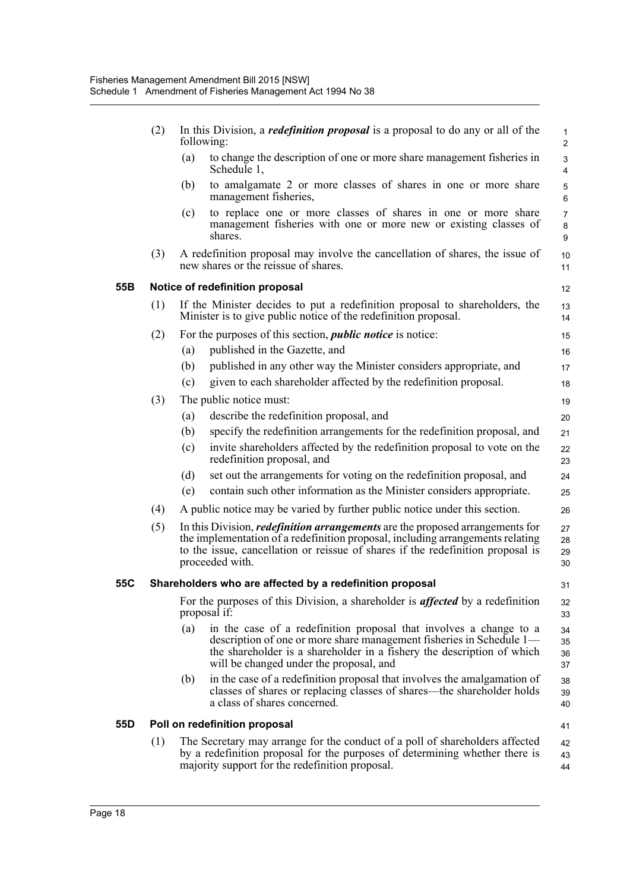(2) In this Division, a ***redefinition proposal*** is a proposal to do any or all of the following:

(a) to change the description of one or more share management fisheries in Schedule 1,

(b) to amalgamate 2 or more classes of shares in one or more share management fisheries,

(c) to replace one or more classes of shares in one or more share management fisheries with one or more new or existing classes of shares.

(3) A redefinition proposal may involve the cancellation of shares, the issue of new shares or the reissue of shares.

### 55B Notice of redefinition proposal

(1) If the Minister decides to put a redefinition proposal to shareholders, the Minister is to give public notice of the redefinition proposal.

(2) For the purposes of this section, ***public notice*** is notice:

(a) published in the Gazette, and

(b) published in any other way the Minister considers appropriate, and

(c) given to each shareholder affected by the redefinition proposal.

(3) The public notice must:

(a) describe the redefinition proposal, and

(b) specify the redefinition arrangements for the redefinition proposal, and

(c) invite shareholders affected by the redefinition proposal to vote on the redefinition proposal, and

(d) set out the arrangements for voting on the redefinition proposal, and

(e) contain such other information as the Minister considers appropriate.

(4) A public notice may be varied by further public notice under this section.

(5) In this Division, ***redefinition arrangements*** are the proposed arrangements for the implementation of a redefinition proposal, including arrangements relating to the issue, cancellation or reissue of shares if the redefinition proposal is proceeded with.

### 55C Shareholders who are affected by a redefinition proposal

For the purposes of this Division, a shareholder is ***affected*** by a redefinition proposal if:

(a) in the case of a redefinition proposal that involves a change to a description of one or more share management fisheries in Schedule 1—the shareholder is a shareholder in a fishery the description of which will be changed under the proposal, and

(b) in the case of a redefinition proposal that involves the amalgamation of classes of shares or replacing classes of shares—the shareholder holds a class of shares concerned.

### 55D Poll on redefinition proposal

(1) The Secretary may arrange for the conduct of a poll of shareholders affected by a redefinition proposal for the purposes of determining whether there is majority support for the redefinition proposal.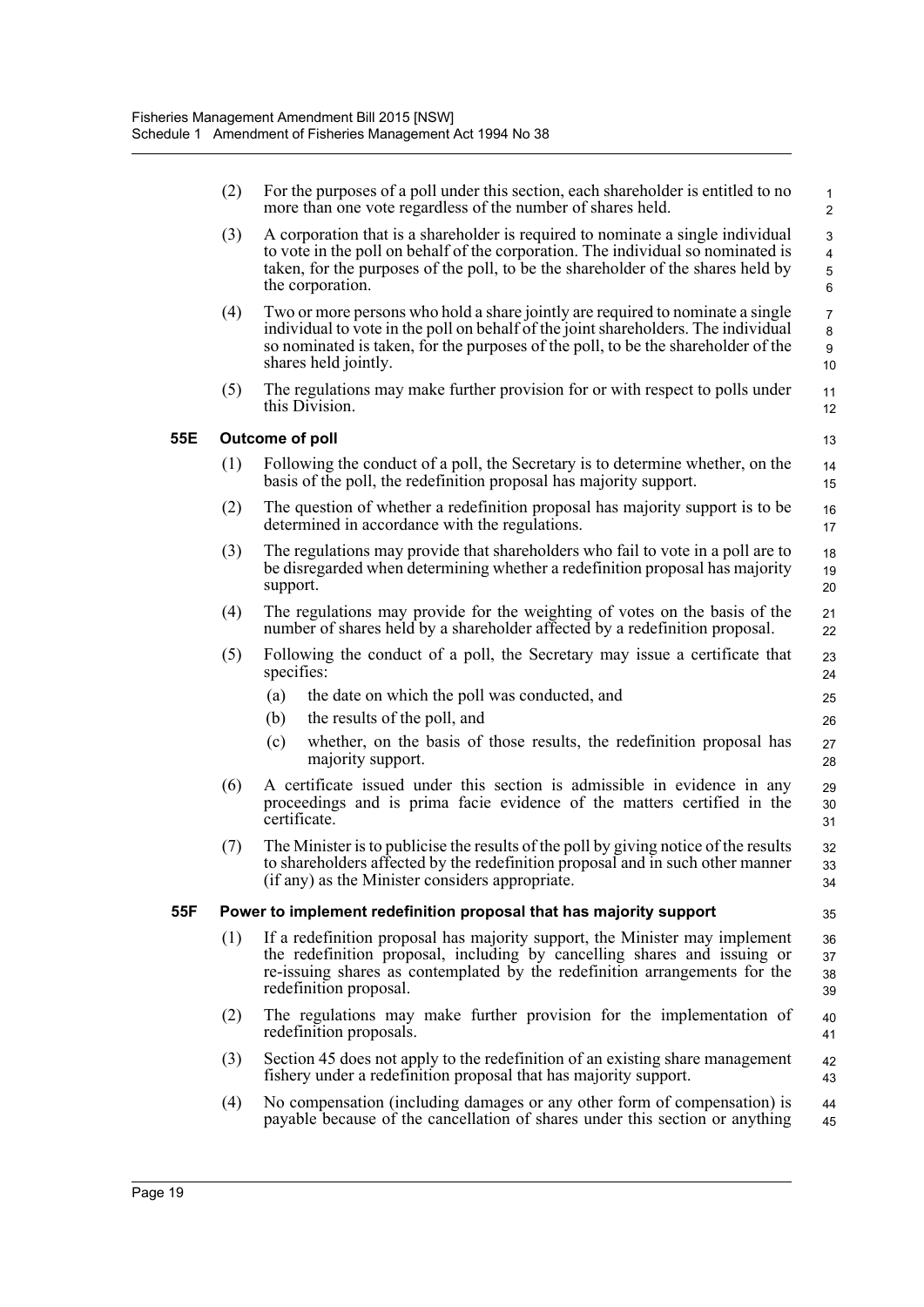(2) For the purposes of a poll under this section, each shareholder is entitled to no more than one vote regardless of the number of shares held.

(3) A corporation that is a shareholder is required to nominate a single individual to vote in the poll on behalf of the corporation. The individual so nominated is taken, for the purposes of the poll, to be the shareholder of the shares held by the corporation.

(4) Two or more persons who hold a share jointly are required to nominate a single individual to vote in the poll on behalf of the joint shareholders. The individual so nominated is taken, for the purposes of the poll, to be the shareholder of the shares held jointly.

(5) The regulations may make further provision for or with respect to polls under this Division.

### 55E Outcome of poll

(1) Following the conduct of a poll, the Secretary is to determine whether, on the basis of the poll, the redefinition proposal has majority support.

(2) The question of whether a redefinition proposal has majority support is to be determined in accordance with the regulations.

(3) The regulations may provide that shareholders who fail to vote in a poll are to be disregarded when determining whether a redefinition proposal has majority support.

(4) The regulations may provide for the weighting of votes on the basis of the number of shares held by a shareholder affected by a redefinition proposal.

(5) Following the conduct of a poll, the Secretary may issue a certificate that specifies:

- (a) the date on which the poll was conducted, and
- (b) the results of the poll, and
- (c) whether, on the basis of those results, the redefinition proposal has majority support.

(6) A certificate issued under this section is admissible in evidence in any proceedings and is prima facie evidence of the matters certified in the certificate.

(7) The Minister is to publicise the results of the poll by giving notice of the results to shareholders affected by the redefinition proposal and in such other manner (if any) as the Minister considers appropriate.

### 55F Power to implement redefinition proposal that has majority support

(1) If a redefinition proposal has majority support, the Minister may implement the redefinition proposal, including by cancelling shares and issuing or re-issuing shares as contemplated by the redefinition arrangements for the redefinition proposal.

(2) The regulations may make further provision for the implementation of redefinition proposals.

(3) Section 45 does not apply to the redefinition of an existing share management fishery under a redefinition proposal that has majority support.

(4) No compensation (including damages or any other form of compensation) is payable because of the cancellation of shares under this section or anything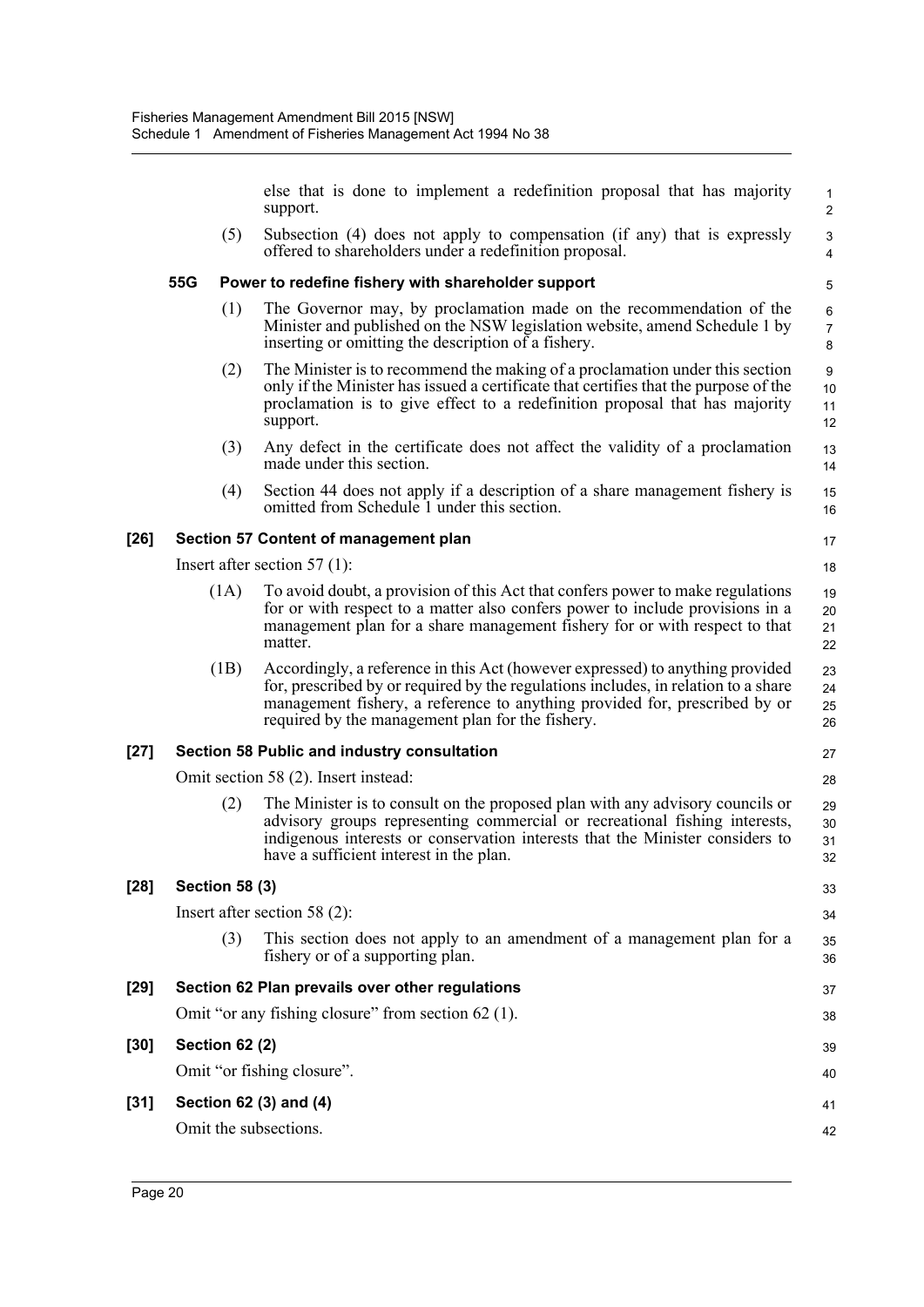else that is done to implement a redefinition proposal that has majority support.

(5) Subsection (4) does not apply to compensation (if any) that is expressly offered to shareholders under a redefinition proposal.

**55G Power to redefine fishery with shareholder support**

(1) The Governor may, by proclamation made on the recommendation of the Minister and published on the NSW legislation website, amend Schedule 1 by inserting or omitting the description of a fishery.

(2) The Minister is to recommend the making of a proclamation under this section only if the Minister has issued a certificate that certifies that the purpose of the proclamation is to give effect to a redefinition proposal that has majority support.

(3) Any defect in the certificate does not affect the validity of a proclamation made under this section.

(4) Section 44 does not apply if a description of a share management fishery is omitted from Schedule 1 under this section.

**[26] Section 57 Content of management plan**

Insert after section 57 (1):

(1A) To avoid doubt, a provision of this Act that confers power to make regulations for or with respect to a matter also confers power to include provisions in a management plan for a share management fishery for or with respect to that matter.

(1B) Accordingly, a reference in this Act (however expressed) to anything provided for, prescribed by or required by the regulations includes, in relation to a share management fishery, a reference to anything provided for, prescribed by or required by the management plan for the fishery.

**[27] Section 58 Public and industry consultation**

Omit section 58 (2). Insert instead:

(2) The Minister is to consult on the proposed plan with any advisory councils or advisory groups representing commercial or recreational fishing interests, indigenous interests or conservation interests that the Minister considers to have a sufficient interest in the plan.

**[28] Section 58 (3)**

Insert after section 58 (2):

(3) This section does not apply to an amendment of a management plan for a fishery or of a supporting plan.

**[29] Section 62 Plan prevails over other regulations**

Omit "or any fishing closure" from section 62 (1).

**[30] Section 62 (2)**

Omit "or fishing closure".

**[31] Section 62 (3) and (4)**

Omit the subsections.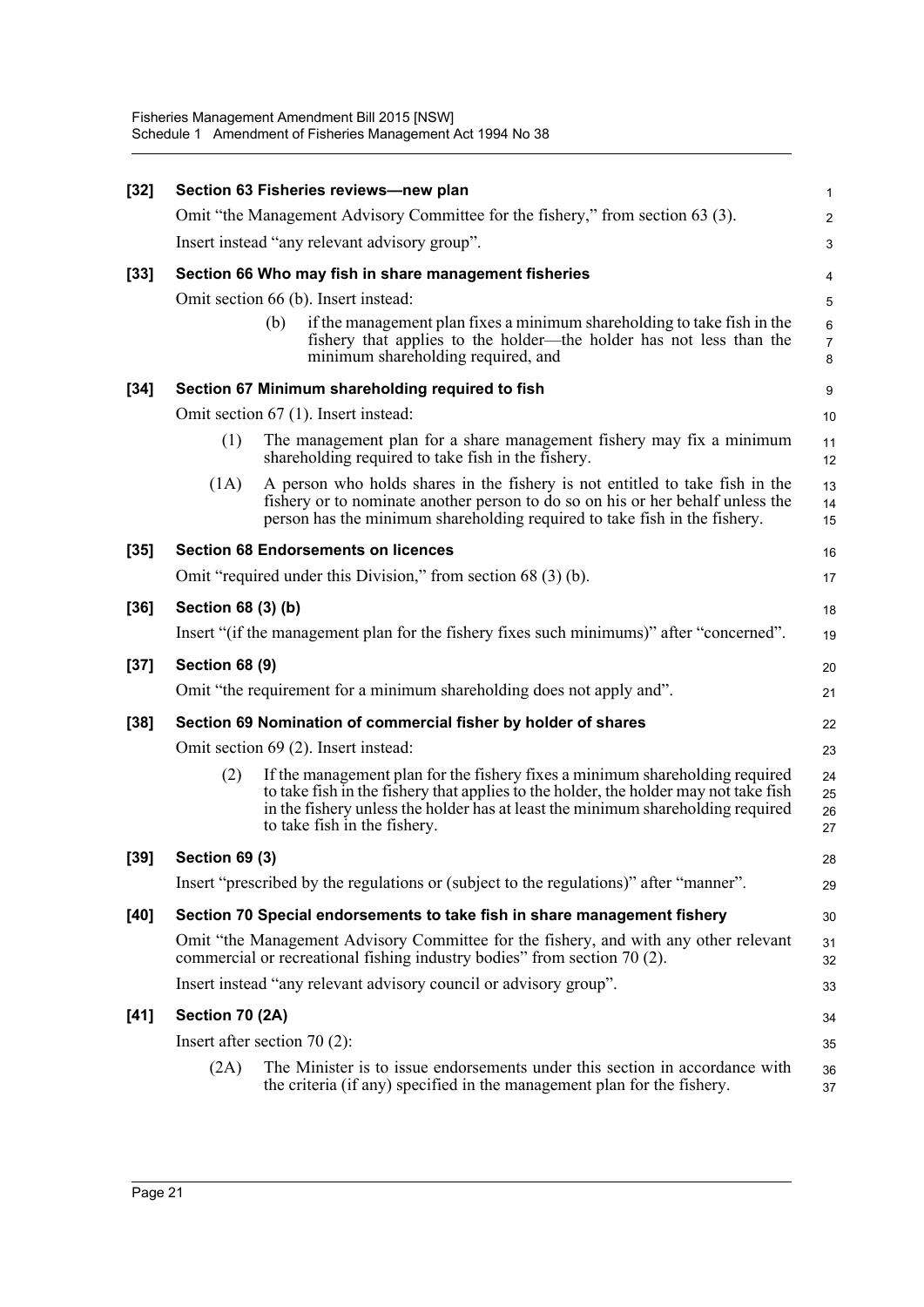**[32] Section 63 Fisheries reviews—new plan**

Omit "the Management Advisory Committee for the fishery," from section 63 (3).

Insert instead "any relevant advisory group".

**[33] Section 66 Who may fish in share management fisheries**

Omit section 66 (b). Insert instead:

> (b) if the management plan fixes a minimum shareholding to take fish in the fishery that applies to the holder—the holder has not less than the minimum shareholding required, and

**[34] Section 67 Minimum shareholding required to fish**

Omit section 67 (1). Insert instead:

> (1) The management plan for a share management fishery may fix a minimum shareholding required to take fish in the fishery.
>
> (1A) A person who holds shares in the fishery is not entitled to take fish in the fishery or to nominate another person to do so on his or her behalf unless the person has the minimum shareholding required to take fish in the fishery.

**[35] Section 68 Endorsements on licences**

Omit "required under this Division," from section 68 (3) (b).

**[36] Section 68 (3) (b)**

Insert "(if the management plan for the fishery fixes such minimums)" after "concerned".

**[37] Section 68 (9)**

Omit "the requirement for a minimum shareholding does not apply and".

**[38] Section 69 Nomination of commercial fisher by holder of shares**

Omit section 69 (2). Insert instead:

> (2) If the management plan for the fishery fixes a minimum shareholding required to take fish in the fishery that applies to the holder, the holder may not take fish in the fishery unless the holder has at least the minimum shareholding required to take fish in the fishery.

**[39] Section 69 (3)**

Insert "prescribed by the regulations or (subject to the regulations)" after "manner".

**[40] Section 70 Special endorsements to take fish in share management fishery**

Omit "the Management Advisory Committee for the fishery, and with any other relevant commercial or recreational fishing industry bodies" from section 70 (2).

Insert instead "any relevant advisory council or advisory group".

**[41] Section 70 (2A)**

Insert after section 70 (2):

> (2A) The Minister is to issue endorsements under this section in accordance with the criteria (if any) specified in the management plan for the fishery.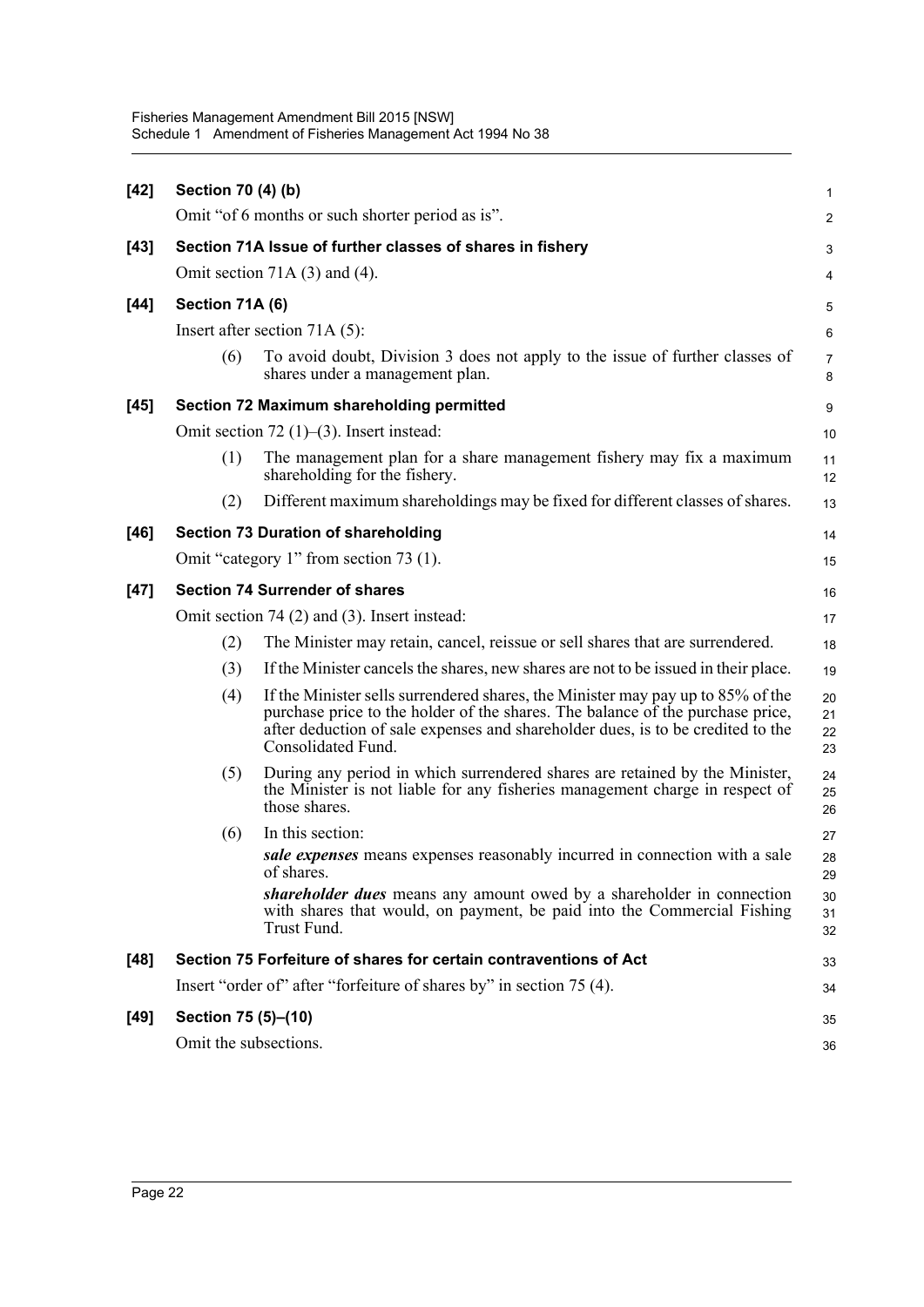**[42] Section 70 (4) (b)**

Omit "of 6 months or such shorter period as is".

**[43] Section 71A Issue of further classes of shares in fishery**

Omit section 71A (3) and (4).

**[44] Section 71A (6)**

Insert after section 71A (5):

(6) To avoid doubt, Division 3 does not apply to the issue of further classes of shares under a management plan.

**[45] Section 72 Maximum shareholding permitted**

Omit section 72 (1)–(3). Insert instead:

(1) The management plan for a share management fishery may fix a maximum shareholding for the fishery.

(2) Different maximum shareholdings may be fixed for different classes of shares.

**[46] Section 73 Duration of shareholding**

Omit "category 1" from section 73 (1).

**[47] Section 74 Surrender of shares**

Omit section 74 (2) and (3). Insert instead:

(2) The Minister may retain, cancel, reissue or sell shares that are surrendered.

(3) If the Minister cancels the shares, new shares are not to be issued in their place.

(4) If the Minister sells surrendered shares, the Minister may pay up to 85% of the purchase price to the holder of the shares. The balance of the purchase price, after deduction of sale expenses and shareholder dues, is to be credited to the Consolidated Fund.

(5) During any period in which surrendered shares are retained by the Minister, the Minister is not liable for any fisheries management charge in respect of those shares.

(6) In this section:

***sale expenses*** means expenses reasonably incurred in connection with a sale of shares.

***shareholder dues*** means any amount owed by a shareholder in connection with shares that would, on payment, be paid into the Commercial Fishing Trust Fund.

**[48] Section 75 Forfeiture of shares for certain contraventions of Act**

Insert "order of" after "forfeiture of shares by" in section 75 (4).

**[49] Section 75 (5)–(10)**

Omit the subsections.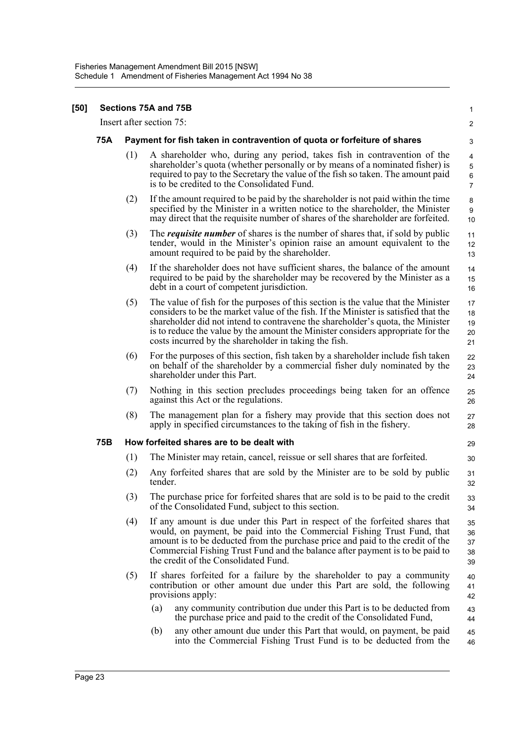**[50] Sections 75A and 75B**

Insert after section 75:

**75A Payment for fish taken in contravention of quota or forfeiture of shares**

(1) A shareholder who, during any period, takes fish in contravention of the shareholder's quota (whether personally or by means of a nominated fisher) is required to pay to the Secretary the value of the fish so taken. The amount paid is to be credited to the Consolidated Fund.

(2) If the amount required to be paid by the shareholder is not paid within the time specified by the Minister in a written notice to the shareholder, the Minister may direct that the requisite number of shares of the shareholder are forfeited.

(3) The ***requisite number*** of shares is the number of shares that, if sold by public tender, would in the Minister's opinion raise an amount equivalent to the amount required to be paid by the shareholder.

(4) If the shareholder does not have sufficient shares, the balance of the amount required to be paid by the shareholder may be recovered by the Minister as a debt in a court of competent jurisdiction.

(5) The value of fish for the purposes of this section is the value that the Minister considers to be the market value of the fish. If the Minister is satisfied that the shareholder did not intend to contravene the shareholder's quota, the Minister is to reduce the value by the amount the Minister considers appropriate for the costs incurred by the shareholder in taking the fish.

(6) For the purposes of this section, fish taken by a shareholder include fish taken on behalf of the shareholder by a commercial fisher duly nominated by the shareholder under this Part.

(7) Nothing in this section precludes proceedings being taken for an offence against this Act or the regulations.

(8) The management plan for a fishery may provide that this section does not apply in specified circumstances to the taking of fish in the fishery.

**75B How forfeited shares are to be dealt with**

(1) The Minister may retain, cancel, reissue or sell shares that are forfeited.

(2) Any forfeited shares that are sold by the Minister are to be sold by public tender.

(3) The purchase price for forfeited shares that are sold is to be paid to the credit of the Consolidated Fund, subject to this section.

(4) If any amount is due under this Part in respect of the forfeited shares that would, on payment, be paid into the Commercial Fishing Trust Fund, that amount is to be deducted from the purchase price and paid to the credit of the Commercial Fishing Trust Fund and the balance after payment is to be paid to the credit of the Consolidated Fund.

(5) If shares forfeited for a failure by the shareholder to pay a community contribution or other amount due under this Part are sold, the following provisions apply:

(a) any community contribution due under this Part is to be deducted from the purchase price and paid to the credit of the Consolidated Fund,

(b) any other amount due under this Part that would, on payment, be paid into the Commercial Fishing Trust Fund is to be deducted from the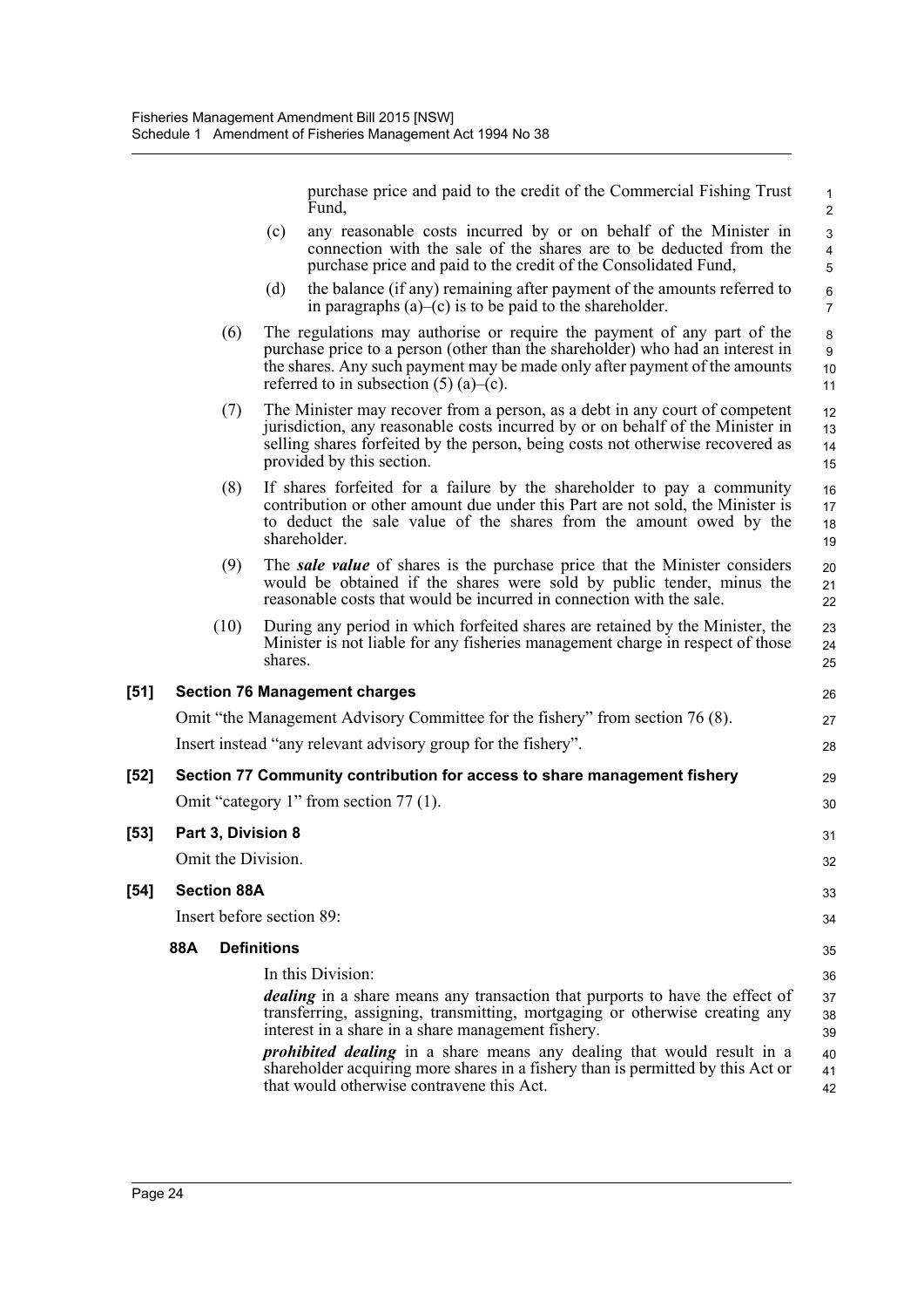purchase price and paid to the credit of the Commercial Fishing Trust Fund,

(c) any reasonable costs incurred by or on behalf of the Minister in connection with the sale of the shares are to be deducted from the purchase price and paid to the credit of the Consolidated Fund,

(d) the balance (if any) remaining after payment of the amounts referred to in paragraphs (a)–(c) is to be paid to the shareholder.

(6) The regulations may authorise or require the payment of any part of the purchase price to a person (other than the shareholder) who had an interest in the shares. Any such payment may be made only after payment of the amounts referred to in subsection (5) (a)–(c).

(7) The Minister may recover from a person, as a debt in any court of competent jurisdiction, any reasonable costs incurred by or on behalf of the Minister in selling shares forfeited by the person, being costs not otherwise recovered as provided by this section.

(8) If shares forfeited for a failure by the shareholder to pay a community contribution or other amount due under this Part are not sold, the Minister is to deduct the sale value of the shares from the amount owed by the shareholder.

(9) The ***sale value*** of shares is the purchase price that the Minister considers would be obtained if the shares were sold by public tender, minus the reasonable costs that would be incurred in connection with the sale.

(10) During any period in which forfeited shares are retained by the Minister, the Minister is not liable for any fisheries management charge in respect of those shares.

**[51] Section 76 Management charges**

Omit "the Management Advisory Committee for the fishery" from section 76 (8).

Insert instead "any relevant advisory group for the fishery".

**[52] Section 77 Community contribution for access to share management fishery**

Omit "category 1" from section 77 (1).

**[53] Part 3, Division 8**

Omit the Division.

**[54] Section 88A**

Insert before section 89:

**88A Definitions**

In this Division:

***dealing*** in a share means any transaction that purports to have the effect of transferring, assigning, transmitting, mortgaging or otherwise creating any interest in a share in a share management fishery.

***prohibited dealing*** in a share means any dealing that would result in a shareholder acquiring more shares in a fishery than is permitted by this Act or that would otherwise contravene this Act.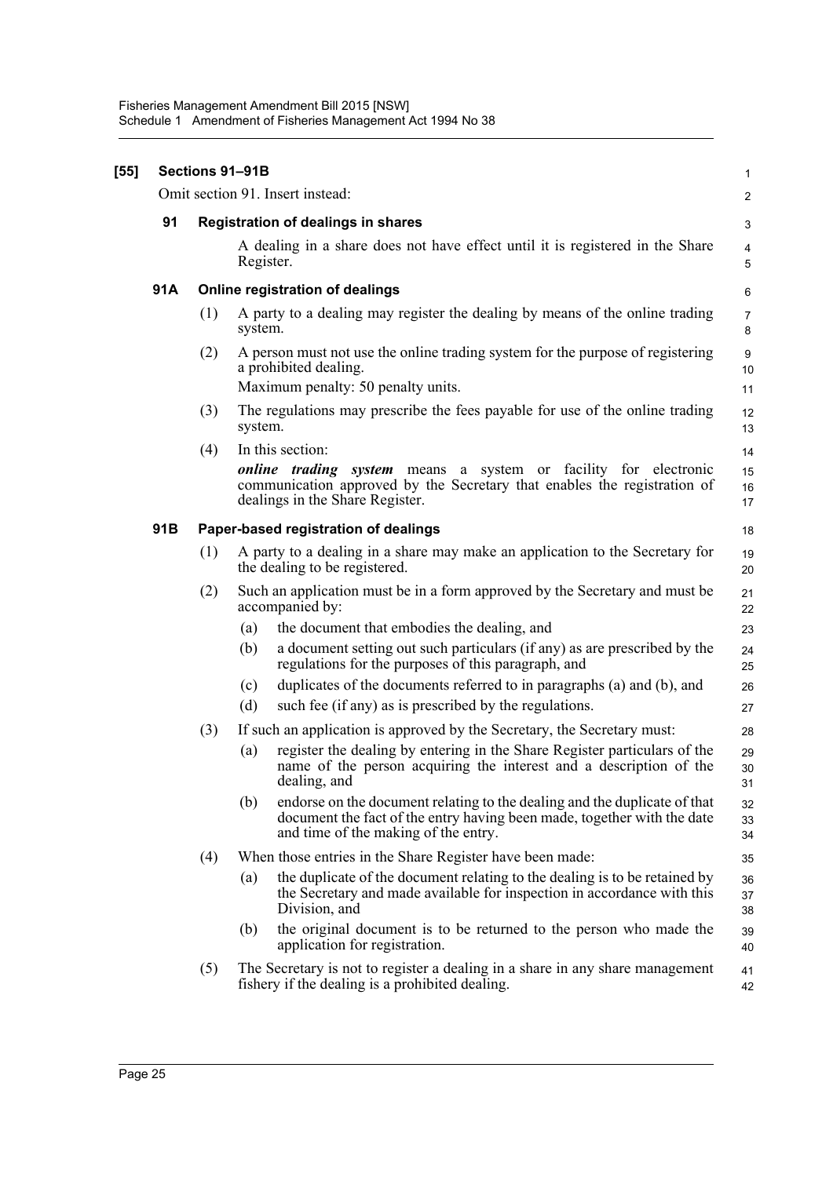**[55] Sections 91–91B**

Omit section 91. Insert instead:

**91 Registration of dealings in shares**

A dealing in a share does not have effect until it is registered in the Share Register.

**91A Online registration of dealings**

(1) A party to a dealing may register the dealing by means of the online trading system.

(2) A person must not use the online trading system for the purpose of registering a prohibited dealing.

Maximum penalty: 50 penalty units.

(3) The regulations may prescribe the fees payable for use of the online trading system.

(4) In this section:

***online trading system*** means a system or facility for electronic communication approved by the Secretary that enables the registration of dealings in the Share Register.

**91B Paper-based registration of dealings**

(1) A party to a dealing in a share may make an application to the Secretary for the dealing to be registered.

(2) Such an application must be in a form approved by the Secretary and must be accompanied by:

- (a) the document that embodies the dealing, and
- (b) a document setting out such particulars (if any) as are prescribed by the regulations for the purposes of this paragraph, and
- (c) duplicates of the documents referred to in paragraphs (a) and (b), and
- (d) such fee (if any) as is prescribed by the regulations.

(3) If such an application is approved by the Secretary, the Secretary must:

- (a) register the dealing by entering in the Share Register particulars of the name of the person acquiring the interest and a description of the dealing, and
- (b) endorse on the document relating to the dealing and the duplicate of that document the fact of the entry having been made, together with the date and time of the making of the entry.

(4) When those entries in the Share Register have been made:

- (a) the duplicate of the document relating to the dealing is to be retained by the Secretary and made available for inspection in accordance with this Division, and
- (b) the original document is to be returned to the person who made the application for registration.

(5) The Secretary is not to register a dealing in a share in any share management fishery if the dealing is a prohibited dealing.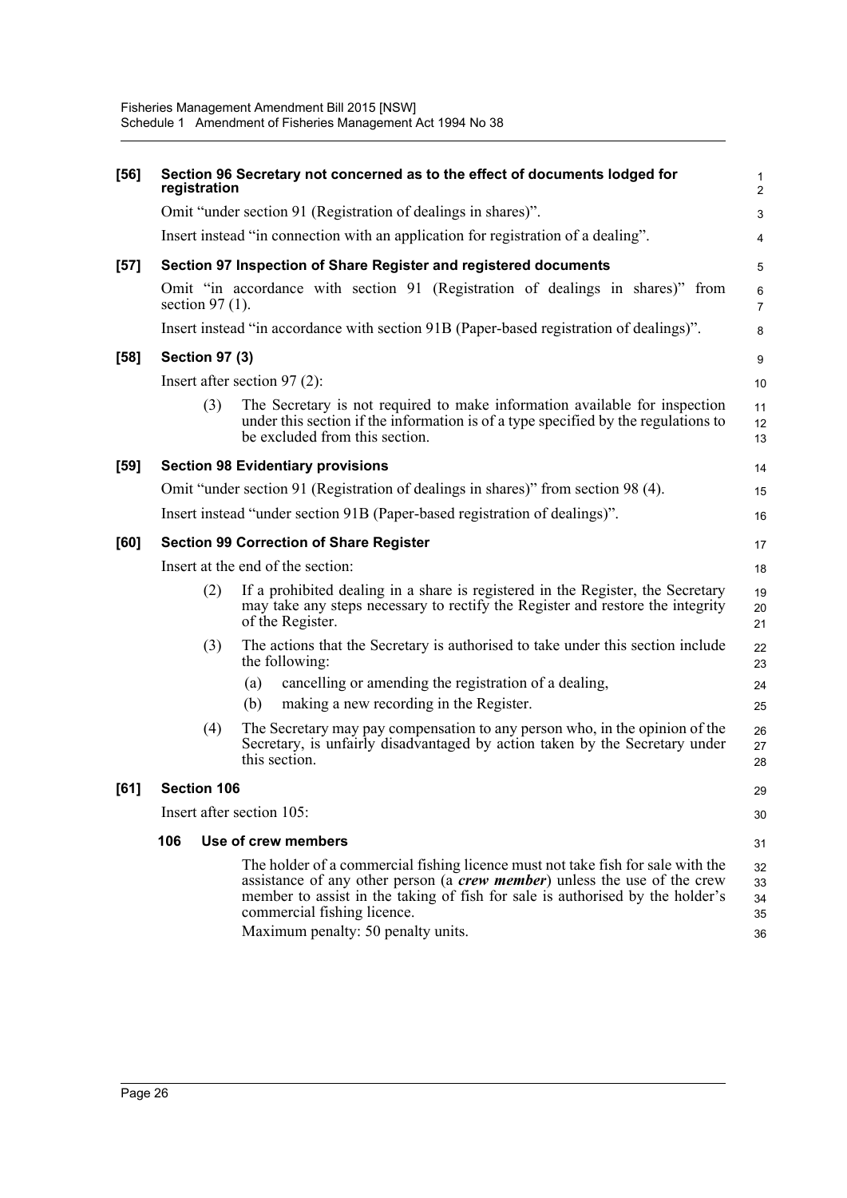**[56] Section 96 Secretary not concerned as to the effect of documents lodged for registration**

Omit "under section 91 (Registration of dealings in shares)".

Insert instead "in connection with an application for registration of a dealing".

**[57] Section 97 Inspection of Share Register and registered documents**

Omit "in accordance with section 91 (Registration of dealings in shares)" from section 97 (1).

Insert instead "in accordance with section 91B (Paper-based registration of dealings)".

**[58] Section 97 (3)**

Insert after section 97 (2):

> (3) The Secretary is not required to make information available for inspection under this section if the information is of a type specified by the regulations to be excluded from this section.

**[59] Section 98 Evidentiary provisions**

Omit "under section 91 (Registration of dealings in shares)" from section 98 (4).

Insert instead "under section 91B (Paper-based registration of dealings)".

**[60] Section 99 Correction of Share Register**

Insert at the end of the section:

> (2) If a prohibited dealing in a share is registered in the Register, the Secretary may take any steps necessary to rectify the Register and restore the integrity of the Register.
>
> (3) The actions that the Secretary is authorised to take under this section include the following:
>
> (a) cancelling or amending the registration of a dealing,
>
> (b) making a new recording in the Register.
>
> (4) The Secretary may pay compensation to any person who, in the opinion of the Secretary, is unfairly disadvantaged by action taken by the Secretary under this section.

**[61] Section 106**

Insert after section 105:

> **106 Use of crew members**
>
> The holder of a commercial fishing licence must not take fish for sale with the assistance of any other person (a ***crew member***) unless the use of the crew member to assist in the taking of fish for sale is authorised by the holder's commercial fishing licence.
>
> Maximum penalty: 50 penalty units.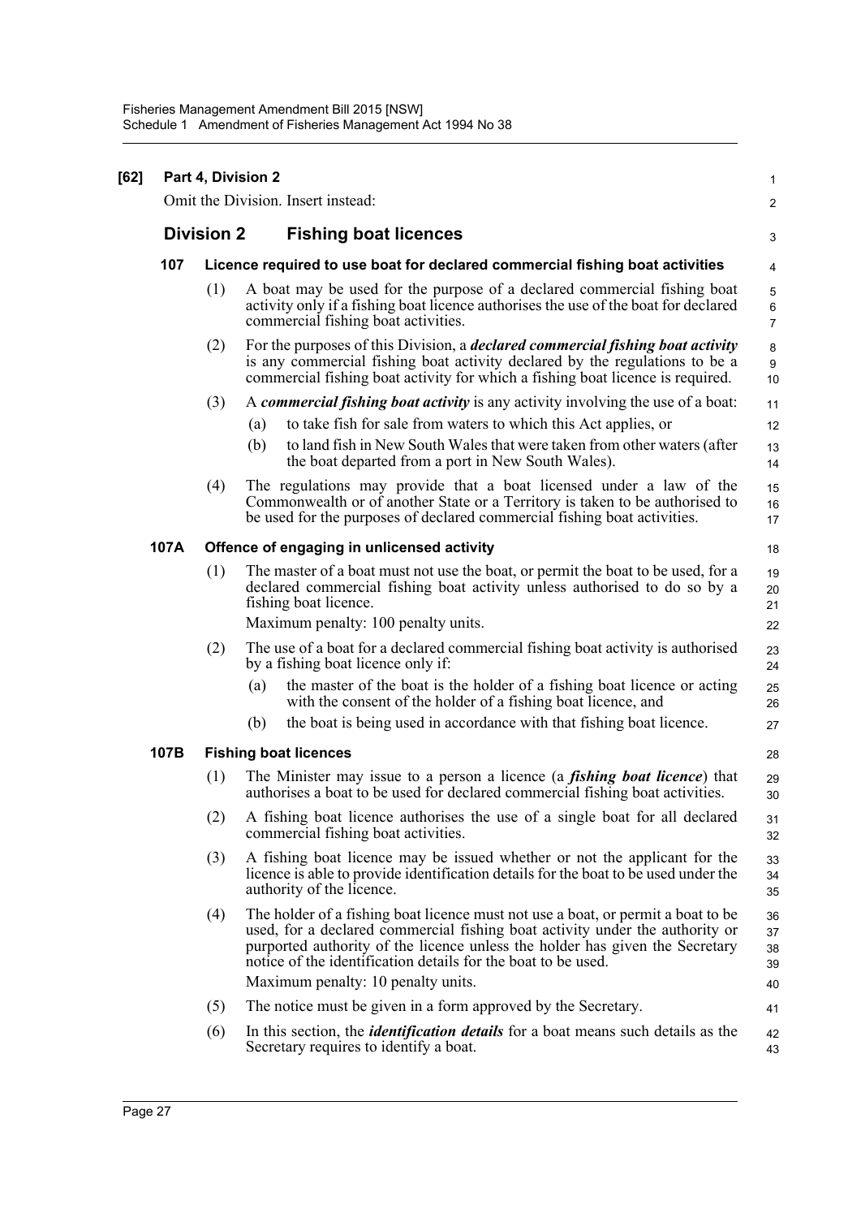**[62] Part 4, Division 2**

Omit the Division. Insert instead:

## Division 2 Fishing boat licences

### 107 Licence required to use boat for declared commercial fishing boat activities

(1) A boat may be used for the purpose of a declared commercial fishing boat activity only if a fishing boat licence authorises the use of the boat for declared commercial fishing boat activities.

(2) For the purposes of this Division, a ***declared commercial fishing boat activity*** is any commercial fishing boat activity declared by the regulations to be a commercial fishing boat activity for which a fishing boat licence is required.

(3) A ***commercial fishing boat activity*** is any activity involving the use of a boat:

(a) to take fish for sale from waters to which this Act applies, or

(b) to land fish in New South Wales that were taken from other waters (after the boat departed from a port in New South Wales).

(4) The regulations may provide that a boat licensed under a law of the Commonwealth or of another State or a Territory is taken to be authorised to be used for the purposes of declared commercial fishing boat activities.

### 107A Offence of engaging in unlicensed activity

(1) The master of a boat must not use the boat, or permit the boat to be used, for a declared commercial fishing boat activity unless authorised to do so by a fishing boat licence.

Maximum penalty: 100 penalty units.

(2) The use of a boat for a declared commercial fishing boat activity is authorised by a fishing boat licence only if:

(a) the master of the boat is the holder of a fishing boat licence or acting with the consent of the holder of a fishing boat licence, and

(b) the boat is being used in accordance with that fishing boat licence.

### 107B Fishing boat licences

(1) The Minister may issue to a person a licence (a ***fishing boat licence***) that authorises a boat to be used for declared commercial fishing boat activities.

(2) A fishing boat licence authorises the use of a single boat for all declared commercial fishing boat activities.

(3) A fishing boat licence may be issued whether or not the applicant for the licence is able to provide identification details for the boat to be used under the authority of the licence.

(4) The holder of a fishing boat licence must not use a boat, or permit a boat to be used, for a declared commercial fishing boat activity under the authority or purported authority of the licence unless the holder has given the Secretary notice of the identification details for the boat to be used.

Maximum penalty: 10 penalty units.

(5) The notice must be given in a form approved by the Secretary.

(6) In this section, the ***identification details*** for a boat means such details as the Secretary requires to identify a boat.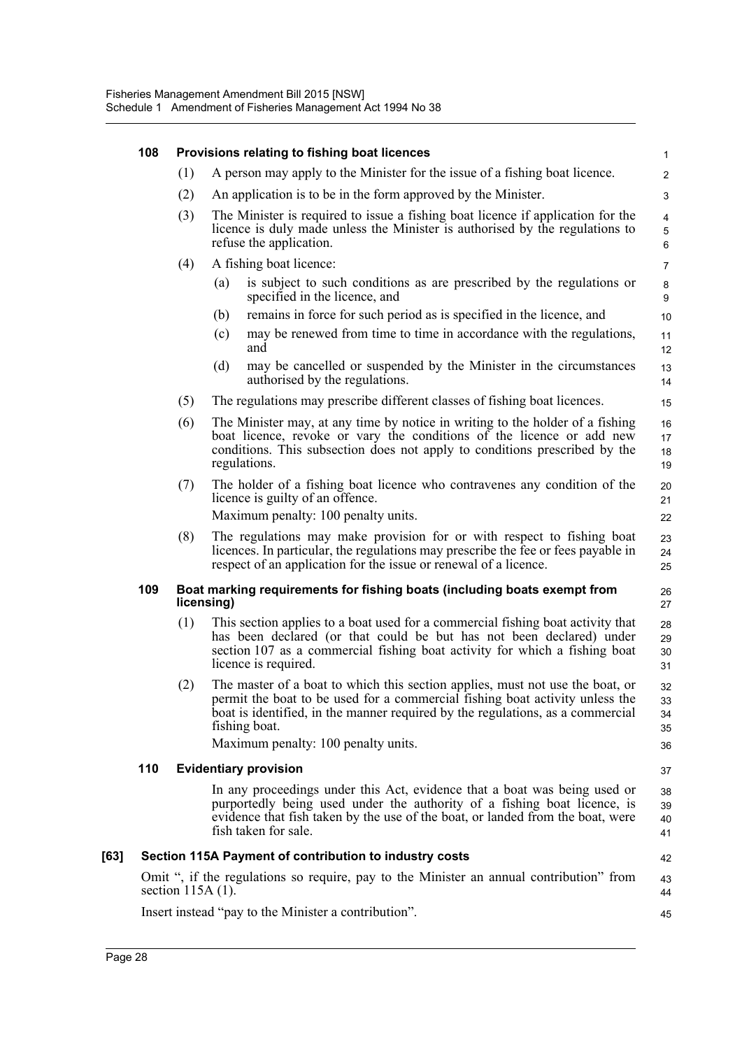#### 108 Provisions relating to fishing boat licences

(1) A person may apply to the Minister for the issue of a fishing boat licence.

(2) An application is to be in the form approved by the Minister.

(3) The Minister is required to issue a fishing boat licence if application for the licence is duly made unless the Minister is authorised by the regulations to refuse the application.

(4) A fishing boat licence:

(a) is subject to such conditions as are prescribed by the regulations or specified in the licence, and

(b) remains in force for such period as is specified in the licence, and

(c) may be renewed from time to time in accordance with the regulations, and

(d) may be cancelled or suspended by the Minister in the circumstances authorised by the regulations.

(5) The regulations may prescribe different classes of fishing boat licences.

(6) The Minister may, at any time by notice in writing to the holder of a fishing boat licence, revoke or vary the conditions of the licence or add new conditions. This subsection does not apply to conditions prescribed by the regulations.

(7) The holder of a fishing boat licence who contravenes any condition of the licence is guilty of an offence.

Maximum penalty: 100 penalty units.

(8) The regulations may make provision for or with respect to fishing boat licences. In particular, the regulations may prescribe the fee or fees payable in respect of an application for the issue or renewal of a licence.

#### 109 Boat marking requirements for fishing boats (including boats exempt from licensing)

(1) This section applies to a boat used for a commercial fishing boat activity that has been declared (or that could be but has not been declared) under section 107 as a commercial fishing boat activity for which a fishing boat licence is required.

(2) The master of a boat to which this section applies, must not use the boat, or permit the boat to be used for a commercial fishing boat activity unless the boat is identified, in the manner required by the regulations, as a commercial fishing boat.

Maximum penalty: 100 penalty units.

#### 110 Evidentiary provision

In any proceedings under this Act, evidence that a boat was being used or purportedly being used under the authority of a fishing boat licence, is evidence that fish taken by the use of the boat, or landed from the boat, were fish taken for sale.

### [63] Section 115A Payment of contribution to industry costs

Omit ", if the regulations so require, pay to the Minister an annual contribution" from section 115A (1).

Insert instead "pay to the Minister a contribution".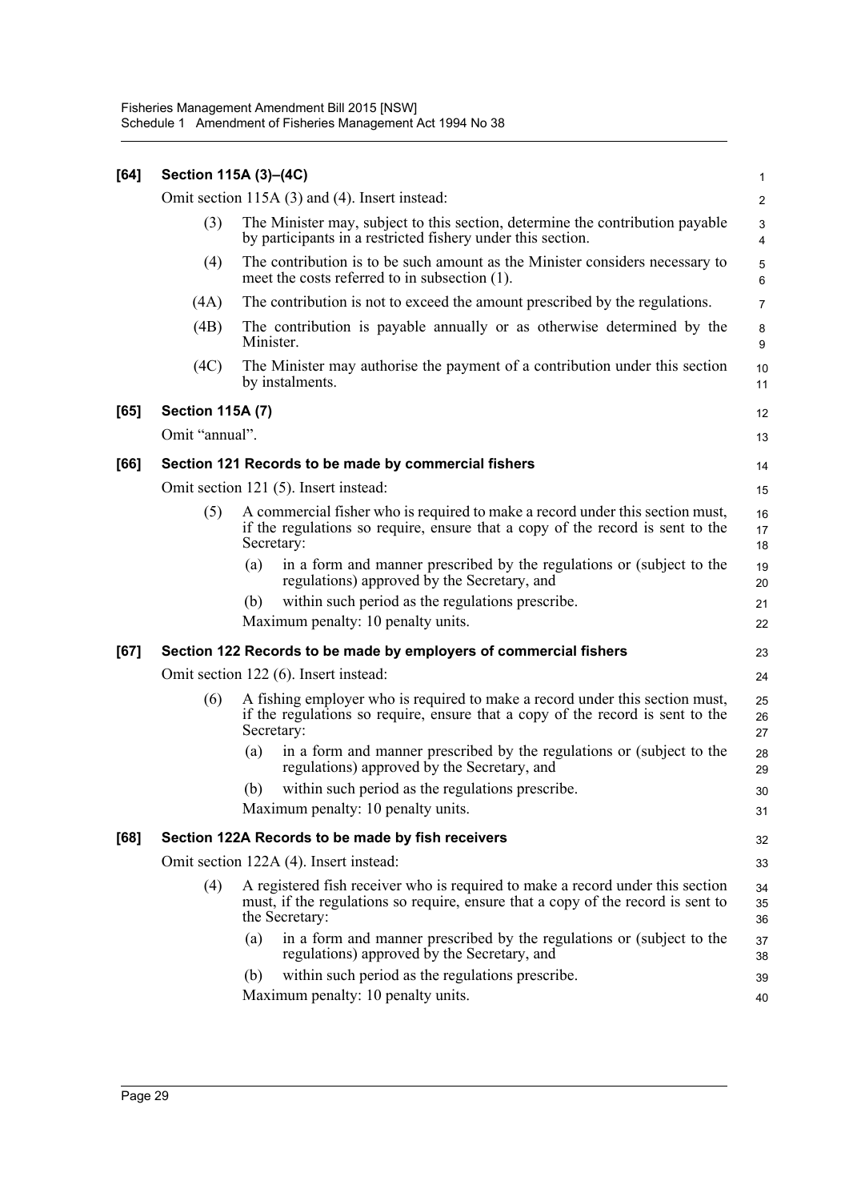**[64] Section 115A (3)–(4C)**

Omit section 115A (3) and (4). Insert instead:

(3) The Minister may, subject to this section, determine the contribution payable by participants in a restricted fishery under this section.

(4) The contribution is to be such amount as the Minister considers necessary to meet the costs referred to in subsection (1).

(4A) The contribution is not to exceed the amount prescribed by the regulations.

(4B) The contribution is payable annually or as otherwise determined by the Minister.

(4C) The Minister may authorise the payment of a contribution under this section by instalments.

**[65] Section 115A (7)**

Omit "annual".

**[66] Section 121 Records to be made by commercial fishers**

Omit section 121 (5). Insert instead:

(5) A commercial fisher who is required to make a record under this section must, if the regulations so require, ensure that a copy of the record is sent to the Secretary:

(a) in a form and manner prescribed by the regulations or (subject to the regulations) approved by the Secretary, and

(b) within such period as the regulations prescribe.

Maximum penalty: 10 penalty units.

**[67] Section 122 Records to be made by employers of commercial fishers**

Omit section 122 (6). Insert instead:

(6) A fishing employer who is required to make a record under this section must, if the regulations so require, ensure that a copy of the record is sent to the Secretary:

(a) in a form and manner prescribed by the regulations or (subject to the regulations) approved by the Secretary, and

(b) within such period as the regulations prescribe.

Maximum penalty: 10 penalty units.

**[68] Section 122A Records to be made by fish receivers**

Omit section 122A (4). Insert instead:

(4) A registered fish receiver who is required to make a record under this section must, if the regulations so require, ensure that a copy of the record is sent to the Secretary:

(a) in a form and manner prescribed by the regulations or (subject to the regulations) approved by the Secretary, and

(b) within such period as the regulations prescribe.

Maximum penalty: 10 penalty units.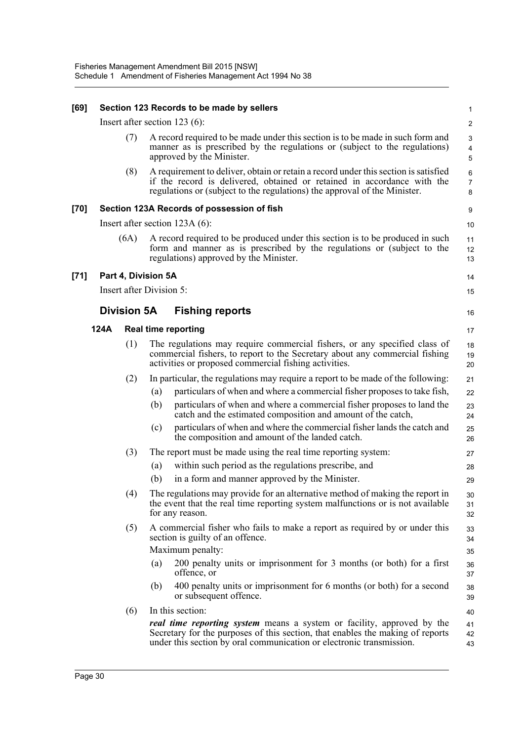**[69] Section 123 Records to be made by sellers**

Insert after section 123 (6):

(7) A record required to be made under this section is to be made in such form and manner as is prescribed by the regulations or (subject to the regulations) approved by the Minister.

(8) A requirement to deliver, obtain or retain a record under this section is satisfied if the record is delivered, obtained or retained in accordance with the regulations or (subject to the regulations) the approval of the Minister.

**[70] Section 123A Records of possession of fish**

Insert after section 123A (6):

(6A) A record required to be produced under this section is to be produced in such form and manner as is prescribed by the regulations or (subject to the regulations) approved by the Minister.

**[71] Part 4, Division 5A**

Insert after Division 5:

## Division 5A Fishing reports

### 124A Real time reporting

(1) The regulations may require commercial fishers, or any specified class of commercial fishers, to report to the Secretary about any commercial fishing activities or proposed commercial fishing activities.

(2) In particular, the regulations may require a report to be made of the following:

(a) particulars of when and where a commercial fisher proposes to take fish,

(b) particulars of when and where a commercial fisher proposes to land the catch and the estimated composition and amount of the catch,

(c) particulars of when and where the commercial fisher lands the catch and the composition and amount of the landed catch.

(3) The report must be made using the real time reporting system:

(a) within such period as the regulations prescribe, and

(b) in a form and manner approved by the Minister.

(4) The regulations may provide for an alternative method of making the report in the event that the real time reporting system malfunctions or is not available for any reason.

(5) A commercial fisher who fails to make a report as required by or under this section is guilty of an offence.

Maximum penalty:

(a) 200 penalty units or imprisonment for 3 months (or both) for a first offence, or

(b) 400 penalty units or imprisonment for 6 months (or both) for a second or subsequent offence.

(6) In this section:

***real time reporting system*** means a system or facility, approved by the Secretary for the purposes of this section, that enables the making of reports under this section by oral communication or electronic transmission.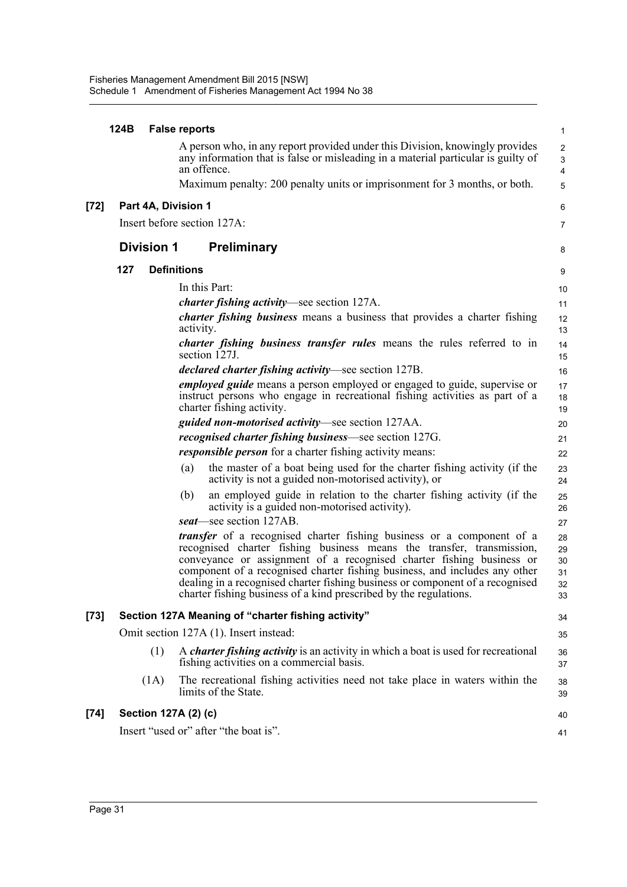**124B False reports**

A person who, in any report provided under this Division, knowingly provides any information that is false or misleading in a material particular is guilty of an offence.

Maximum penalty: 200 penalty units or imprisonment for 3 months, or both.

**[72] Part 4A, Division 1**

Insert before section 127A:

## Division 1 Preliminary

**127 Definitions**

In this Part:

***charter fishing activity***—see section 127A.

***charter fishing business*** means a business that provides a charter fishing activity.

***charter fishing business transfer rules*** means the rules referred to in section 127J.

***declared charter fishing activity***—see section 127B.

***employed guide*** means a person employed or engaged to guide, supervise or instruct persons who engage in recreational fishing activities as part of a charter fishing activity.

***guided non-motorised activity***—see section 127AA.

***recognised charter fishing business***—see section 127G.

***responsible person*** for a charter fishing activity means:

(a) the master of a boat being used for the charter fishing activity (if the activity is not a guided non-motorised activity), or

(b) an employed guide in relation to the charter fishing activity (if the activity is a guided non-motorised activity).

***seat***—see section 127AB.

***transfer*** of a recognised charter fishing business or a component of a recognised charter fishing business means the transfer, transmission, conveyance or assignment of a recognised charter fishing business or component of a recognised charter fishing business, and includes any other dealing in a recognised charter fishing business or component of a recognised charter fishing business of a kind prescribed by the regulations.

**[73] Section 127A Meaning of "charter fishing activity"**

Omit section 127A (1). Insert instead:

(1) A ***charter fishing activity*** is an activity in which a boat is used for recreational fishing activities on a commercial basis.

(1A) The recreational fishing activities need not take place in waters within the limits of the State.

**[74] Section 127A (2) (c)**

Insert "used or" after "the boat is".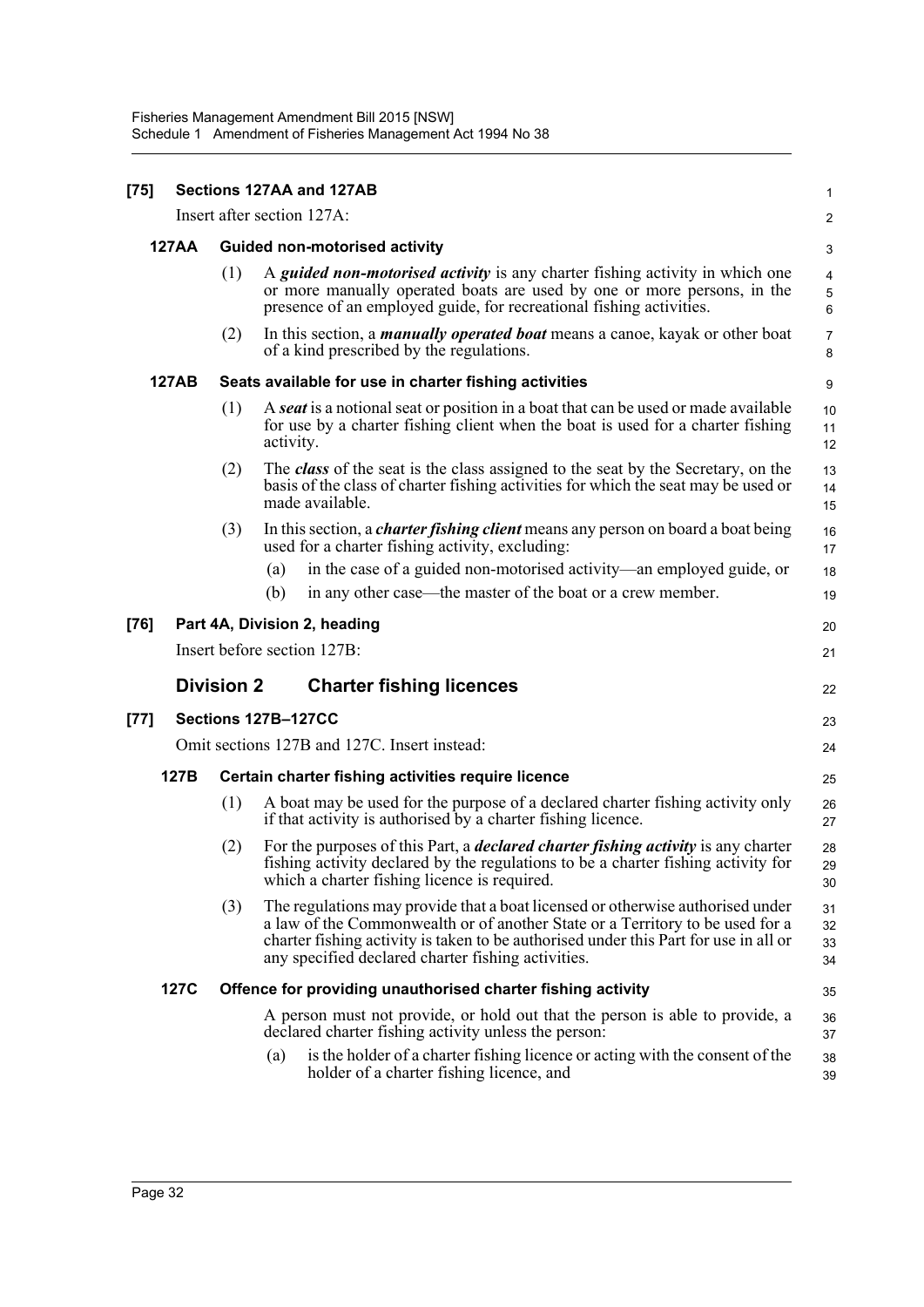**[75] Sections 127AA and 127AB**

Insert after section 127A:

**127AA Guided non-motorised activity**

(1) A ***guided non-motorised activity*** is any charter fishing activity in which one or more manually operated boats are used by one or more persons, in the presence of an employed guide, for recreational fishing activities.

(2) In this section, a ***manually operated boat*** means a canoe, kayak or other boat of a kind prescribed by the regulations.

**127AB Seats available for use in charter fishing activities**

(1) A ***seat*** is a notional seat or position in a boat that can be used or made available for use by a charter fishing client when the boat is used for a charter fishing activity.

(2) The ***class*** of the seat is the class assigned to the seat by the Secretary, on the basis of the class of charter fishing activities for which the seat may be used or made available.

(3) In this section, a ***charter fishing client*** means any person on board a boat being used for a charter fishing activity, excluding:

- (a) in the case of a guided non-motorised activity—an employed guide, or
- (b) in any other case—the master of the boat or a crew member.

**[76] Part 4A, Division 2, heading**

Insert before section 127B:

## Division 2 Charter fishing licences

**[77] Sections 127B–127CC**

Omit sections 127B and 127C. Insert instead:

**127B Certain charter fishing activities require licence**

(1) A boat may be used for the purpose of a declared charter fishing activity only if that activity is authorised by a charter fishing licence.

(2) For the purposes of this Part, a ***declared charter fishing activity*** is any charter fishing activity declared by the regulations to be a charter fishing activity for which a charter fishing licence is required.

(3) The regulations may provide that a boat licensed or otherwise authorised under a law of the Commonwealth or of another State or a Territory to be used for a charter fishing activity is taken to be authorised under this Part for use in all or any specified declared charter fishing activities.

**127C Offence for providing unauthorised charter fishing activity**

A person must not provide, or hold out that the person is able to provide, a declared charter fishing activity unless the person:

- (a) is the holder of a charter fishing licence or acting with the consent of the holder of a charter fishing licence, and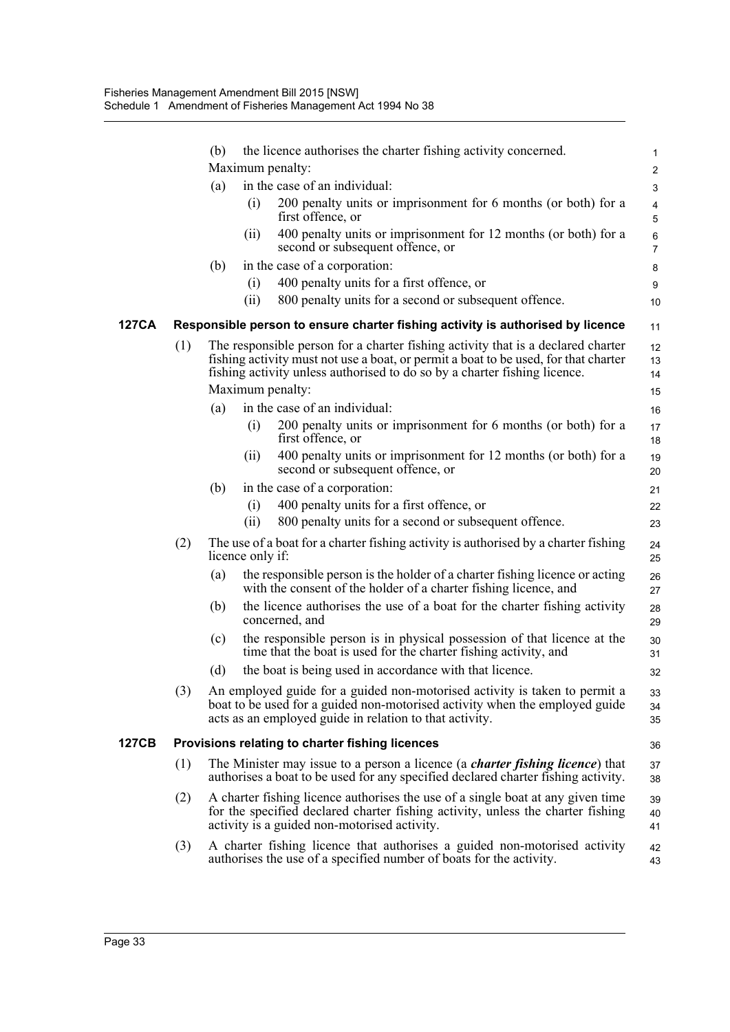(b) the licence authorises the charter fishing activity concerned.

Maximum penalty:

(a) in the case of an individual:

(i) 200 penalty units or imprisonment for 6 months (or both) for a first offence, or

(ii) 400 penalty units or imprisonment for 12 months (or both) for a second or subsequent offence, or

(b) in the case of a corporation:

(i) 400 penalty units for a first offence, or

(ii) 800 penalty units for a second or subsequent offence.

### 127CA Responsible person to ensure charter fishing activity is authorised by licence

(1) The responsible person for a charter fishing activity that is a declared charter fishing activity must not use a boat, or permit a boat to be used, for that charter fishing activity unless authorised to do so by a charter fishing licence.

Maximum penalty:

(a) in the case of an individual:

(i) 200 penalty units or imprisonment for 6 months (or both) for a first offence, or

(ii) 400 penalty units or imprisonment for 12 months (or both) for a second or subsequent offence, or

(b) in the case of a corporation:

(i) 400 penalty units for a first offence, or

(ii) 800 penalty units for a second or subsequent offence.

(2) The use of a boat for a charter fishing activity is authorised by a charter fishing licence only if:

(a) the responsible person is the holder of a charter fishing licence or acting with the consent of the holder of a charter fishing licence, and

(b) the licence authorises the use of a boat for the charter fishing activity concerned, and

(c) the responsible person is in physical possession of that licence at the time that the boat is used for the charter fishing activity, and

(d) the boat is being used in accordance with that licence.

(3) An employed guide for a guided non-motorised activity is taken to permit a boat to be used for a guided non-motorised activity when the employed guide acts as an employed guide in relation to that activity.

### 127CB Provisions relating to charter fishing licences

(1) The Minister may issue to a person a licence (a ***charter fishing licence***) that authorises a boat to be used for any specified declared charter fishing activity.

(2) A charter fishing licence authorises the use of a single boat at any given time for the specified declared charter fishing activity, unless the charter fishing activity is a guided non-motorised activity.

(3) A charter fishing licence that authorises a guided non-motorised activity authorises the use of a specified number of boats for the activity.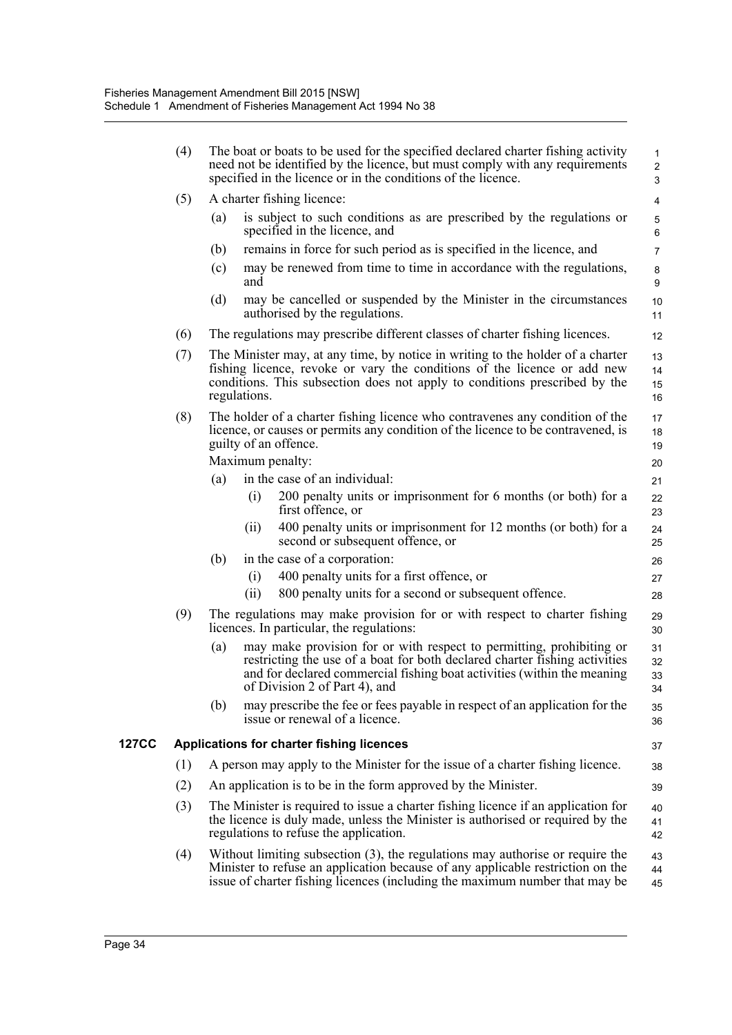(4) The boat or boats to be used for the specified declared charter fishing activity need not be identified by the licence, but must comply with any requirements specified in the licence or in the conditions of the licence.

(5) A charter fishing licence:

- (a) is subject to such conditions as are prescribed by the regulations or specified in the licence, and
- (b) remains in force for such period as is specified in the licence, and
- (c) may be renewed from time to time in accordance with the regulations, and
- (d) may be cancelled or suspended by the Minister in the circumstances authorised by the regulations.

(6) The regulations may prescribe different classes of charter fishing licences.

(7) The Minister may, at any time, by notice in writing to the holder of a charter fishing licence, revoke or vary the conditions of the licence or add new conditions. This subsection does not apply to conditions prescribed by the regulations.

(8) The holder of a charter fishing licence who contravenes any condition of the licence, or causes or permits any condition of the licence to be contravened, is guilty of an offence.

Maximum penalty:

- (a) in the case of an individual:
  - (i) 200 penalty units or imprisonment for 6 months (or both) for a first offence, or
  - (ii) 400 penalty units or imprisonment for 12 months (or both) for a second or subsequent offence, or
- (b) in the case of a corporation:
  - (i) 400 penalty units for a first offence, or
  - (ii) 800 penalty units for a second or subsequent offence.

(9) The regulations may make provision for or with respect to charter fishing licences. In particular, the regulations:

- (a) may make provision for or with respect to permitting, prohibiting or restricting the use of a boat for both declared charter fishing activities and for declared commercial fishing boat activities (within the meaning of Division 2 of Part 4), and
- (b) may prescribe the fee or fees payable in respect of an application for the issue or renewal of a licence.

### 127CC Applications for charter fishing licences

(1) A person may apply to the Minister for the issue of a charter fishing licence.

(2) An application is to be in the form approved by the Minister.

(3) The Minister is required to issue a charter fishing licence if an application for the licence is duly made, unless the Minister is authorised or required by the regulations to refuse the application.

(4) Without limiting subsection (3), the regulations may authorise or require the Minister to refuse an application because of any applicable restriction on the issue of charter fishing licences (including the maximum number that may be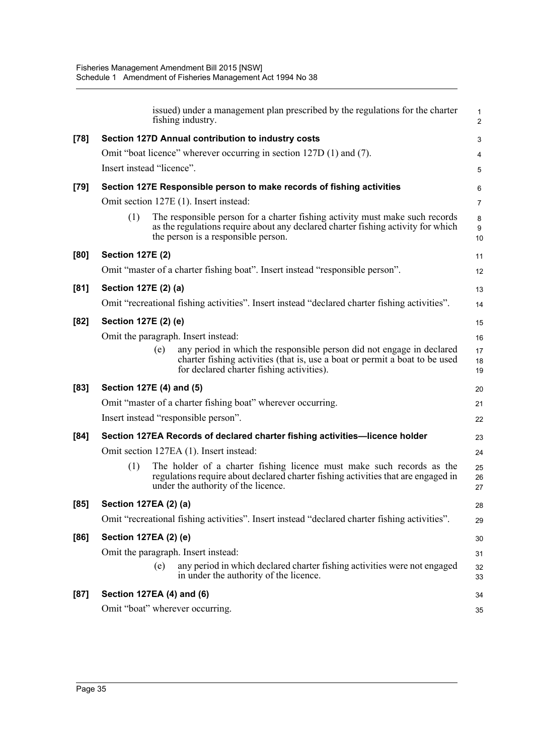issued) under a management plan prescribed by the regulations for the charter fishing industry.

**[78] Section 127D Annual contribution to industry costs**

Omit "boat licence" wherever occurring in section 127D (1) and (7).

Insert instead "licence".

**[79] Section 127E Responsible person to make records of fishing activities**

Omit section 127E (1). Insert instead:

> (1) The responsible person for a charter fishing activity must make such records as the regulations require about any declared charter fishing activity for which the person is a responsible person.

**[80] Section 127E (2)**

Omit "master of a charter fishing boat". Insert instead "responsible person".

**[81] Section 127E (2) (a)**

Omit "recreational fishing activities". Insert instead "declared charter fishing activities".

**[82] Section 127E (2) (e)**

Omit the paragraph. Insert instead:

> (e) any period in which the responsible person did not engage in declared charter fishing activities (that is, use a boat or permit a boat to be used for declared charter fishing activities).

**[83] Section 127E (4) and (5)**

Omit "master of a charter fishing boat" wherever occurring.

Insert instead "responsible person".

**[84] Section 127EA Records of declared charter fishing activities—licence holder**

Omit section 127EA (1). Insert instead:

> (1) The holder of a charter fishing licence must make such records as the regulations require about declared charter fishing activities that are engaged in under the authority of the licence.

**[85] Section 127EA (2) (a)**

Omit "recreational fishing activities". Insert instead "declared charter fishing activities".

**[86] Section 127EA (2) (e)**

Omit the paragraph. Insert instead:

> (e) any period in which declared charter fishing activities were not engaged in under the authority of the licence.

**[87] Section 127EA (4) and (6)**

Omit "boat" wherever occurring.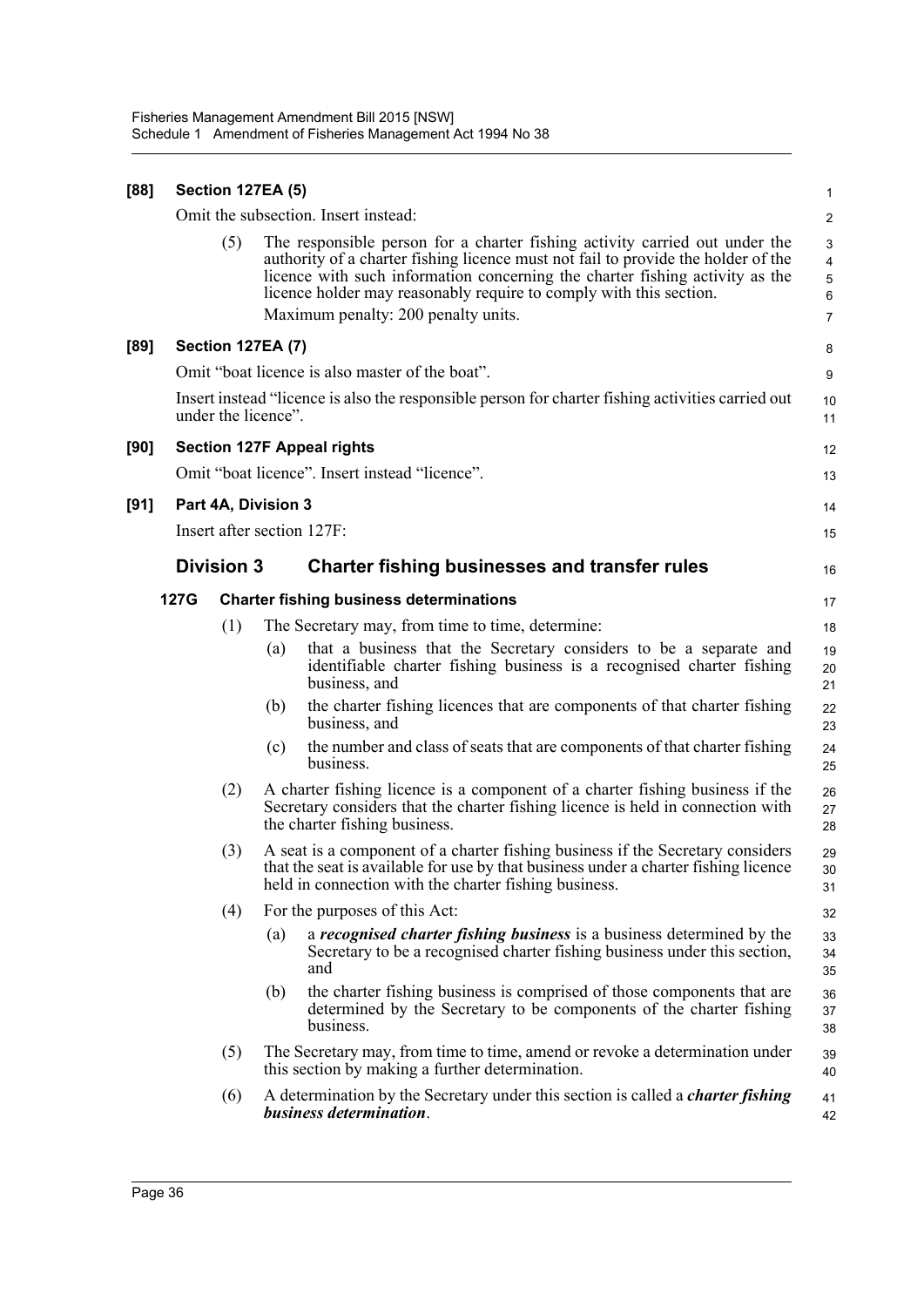**[88] Section 127EA (5)**

Omit the subsection. Insert instead:

(5) The responsible person for a charter fishing activity carried out under the authority of a charter fishing licence must not fail to provide the holder of the licence with such information concerning the charter fishing activity as the licence holder may reasonably require to comply with this section.

Maximum penalty: 200 penalty units.

**[89] Section 127EA (7)**

Omit "boat licence is also master of the boat".

Insert instead "licence is also the responsible person for charter fishing activities carried out under the licence".

**[90] Section 127F Appeal rights**

Omit "boat licence". Insert instead "licence".

**[91] Part 4A, Division 3**

Insert after section 127F:

## Division 3 Charter fishing businesses and transfer rules

### 127G Charter fishing business determinations

(1) The Secretary may, from time to time, determine:

(a) that a business that the Secretary considers to be a separate and identifiable charter fishing business is a recognised charter fishing business, and

(b) the charter fishing licences that are components of that charter fishing business, and

(c) the number and class of seats that are components of that charter fishing business.

(2) A charter fishing licence is a component of a charter fishing business if the Secretary considers that the charter fishing licence is held in connection with the charter fishing business.

(3) A seat is a component of a charter fishing business if the Secretary considers that the seat is available for use by that business under a charter fishing licence held in connection with the charter fishing business.

(4) For the purposes of this Act:

(a) a ***recognised charter fishing business*** is a business determined by the Secretary to be a recognised charter fishing business under this section, and

(b) the charter fishing business is comprised of those components that are determined by the Secretary to be components of the charter fishing business.

(5) The Secretary may, from time to time, amend or revoke a determination under this section by making a further determination.

(6) A determination by the Secretary under this section is called a ***charter fishing business determination***.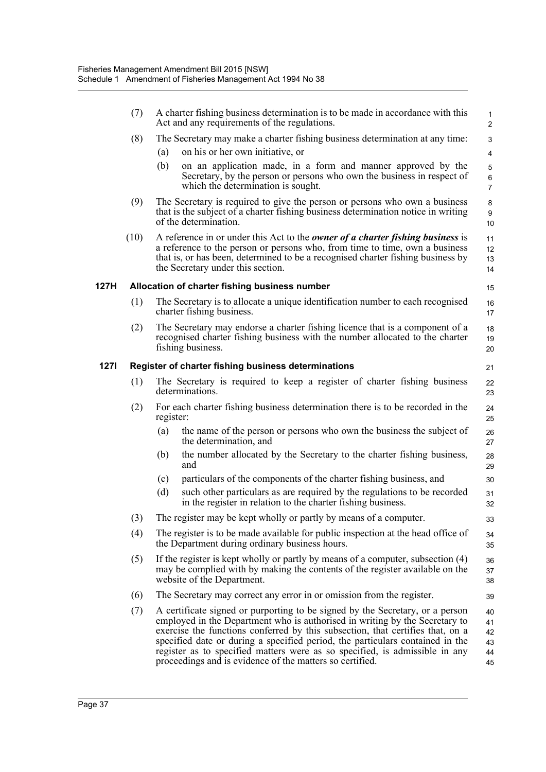(7) A charter fishing business determination is to be made in accordance with this Act and any requirements of the regulations.

(8) The Secretary may make a charter fishing business determination at any time:

(a) on his or her own initiative, or

(b) on an application made, in a form and manner approved by the Secretary, by the person or persons who own the business in respect of which the determination is sought.

(9) The Secretary is required to give the person or persons who own a business that is the subject of a charter fishing business determination notice in writing of the determination.

(10) A reference in or under this Act to the ***owner of a charter fishing business*** is a reference to the person or persons who, from time to time, own a business that is, or has been, determined to be a recognised charter fishing business by the Secretary under this section.

**127H Allocation of charter fishing business number**

(1) The Secretary is to allocate a unique identification number to each recognised charter fishing business.

(2) The Secretary may endorse a charter fishing licence that is a component of a recognised charter fishing business with the number allocated to the charter fishing business.

**127I Register of charter fishing business determinations**

(1) The Secretary is required to keep a register of charter fishing business determinations.

(2) For each charter fishing business determination there is to be recorded in the register:

(a) the name of the person or persons who own the business the subject of the determination, and

(b) the number allocated by the Secretary to the charter fishing business, and

(c) particulars of the components of the charter fishing business, and

(d) such other particulars as are required by the regulations to be recorded in the register in relation to the charter fishing business.

(3) The register may be kept wholly or partly by means of a computer.

(4) The register is to be made available for public inspection at the head office of the Department during ordinary business hours.

(5) If the register is kept wholly or partly by means of a computer, subsection (4) may be complied with by making the contents of the register available on the website of the Department.

(6) The Secretary may correct any error in or omission from the register.

(7) A certificate signed or purporting to be signed by the Secretary, or a person employed in the Department who is authorised in writing by the Secretary to exercise the functions conferred by this subsection, that certifies that, on a specified date or during a specified period, the particulars contained in the register as to specified matters were as so specified, is admissible in any proceedings and is evidence of the matters so certified.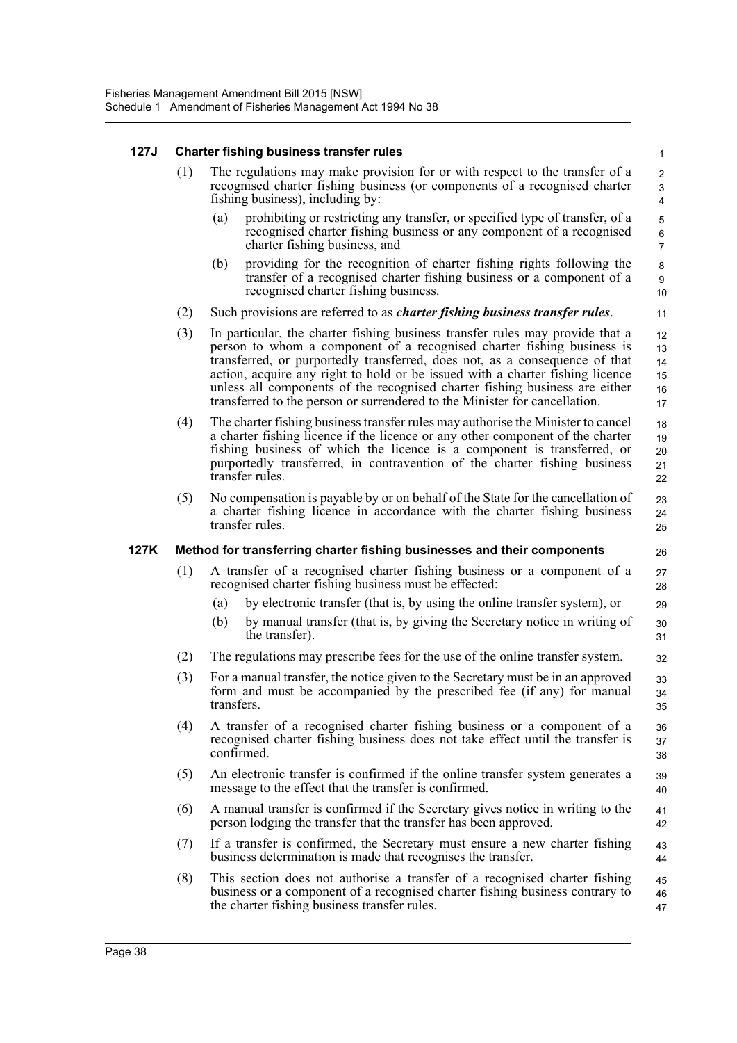### 127J Charter fishing business transfer rules

(1) The regulations may make provision for or with respect to the transfer of a recognised charter fishing business (or components of a recognised charter fishing business), including by:

(a) prohibiting or restricting any transfer, or specified type of transfer, of a recognised charter fishing business or any component of a recognised charter fishing business, and

(b) providing for the recognition of charter fishing rights following the transfer of a recognised charter fishing business or a component of a recognised charter fishing business.

(2) Such provisions are referred to as ***charter fishing business transfer rules***.

(3) In particular, the charter fishing business transfer rules may provide that a person to whom a component of a recognised charter fishing business is transferred, or purportedly transferred, does not, as a consequence of that action, acquire any right to hold or be issued with a charter fishing licence unless all components of the recognised charter fishing business are either transferred to the person or surrendered to the Minister for cancellation.

(4) The charter fishing business transfer rules may authorise the Minister to cancel a charter fishing licence if the licence or any other component of the charter fishing business of which the licence is a component is transferred, or purportedly transferred, in contravention of the charter fishing business transfer rules.

(5) No compensation is payable by or on behalf of the State for the cancellation of a charter fishing licence in accordance with the charter fishing business transfer rules.

### 127K Method for transferring charter fishing businesses and their components

(1) A transfer of a recognised charter fishing business or a component of a recognised charter fishing business must be effected:

(a) by electronic transfer (that is, by using the online transfer system), or

(b) by manual transfer (that is, by giving the Secretary notice in writing of the transfer).

(2) The regulations may prescribe fees for the use of the online transfer system.

(3) For a manual transfer, the notice given to the Secretary must be in an approved form and must be accompanied by the prescribed fee (if any) for manual transfers.

(4) A transfer of a recognised charter fishing business or a component of a recognised charter fishing business does not take effect until the transfer is confirmed.

(5) An electronic transfer is confirmed if the online transfer system generates a message to the effect that the transfer is confirmed.

(6) A manual transfer is confirmed if the Secretary gives notice in writing to the person lodging the transfer that the transfer has been approved.

(7) If a transfer is confirmed, the Secretary must ensure a new charter fishing business determination is made that recognises the transfer.

(8) This section does not authorise a transfer of a recognised charter fishing business or a component of a recognised charter fishing business contrary to the charter fishing business transfer rules.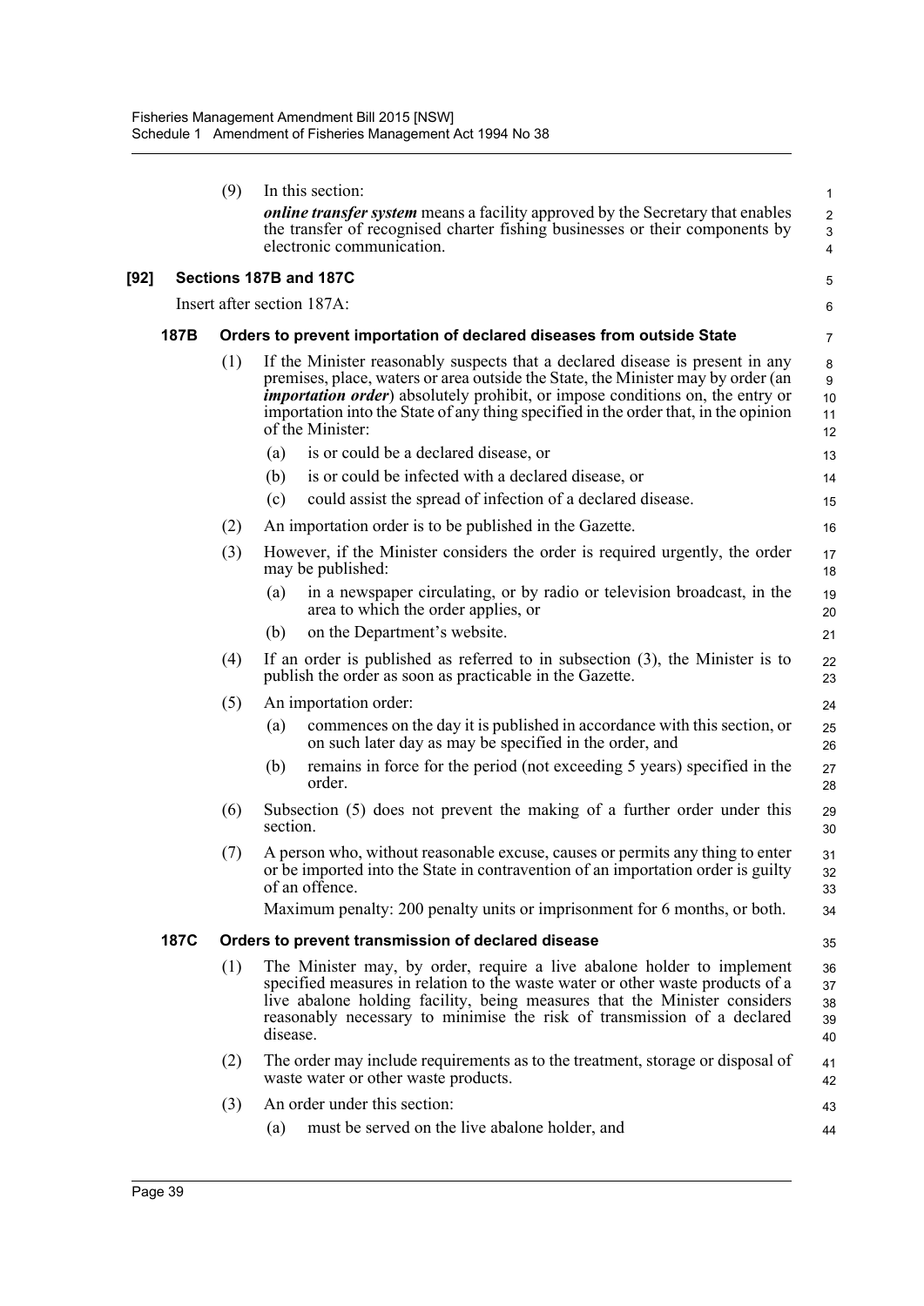(9) In this section:

*online transfer system* means a facility approved by the Secretary that enables the transfer of recognised charter fishing businesses or their components by electronic communication.

**[92] Sections 187B and 187C**

Insert after section 187A:

**187B Orders to prevent importation of declared diseases from outside State**

(1) If the Minister reasonably suspects that a declared disease is present in any premises, place, waters or area outside the State, the Minister may by order (an ***importation order***) absolutely prohibit, or impose conditions on, the entry or importation into the State of any thing specified in the order that, in the opinion of the Minister:

(a) is or could be a declared disease, or

(b) is or could be infected with a declared disease, or

(c) could assist the spread of infection of a declared disease.

(2) An importation order is to be published in the Gazette.

(3) However, if the Minister considers the order is required urgently, the order may be published:

(a) in a newspaper circulating, or by radio or television broadcast, in the area to which the order applies, or

(b) on the Department's website.

(4) If an order is published as referred to in subsection (3), the Minister is to publish the order as soon as practicable in the Gazette.

(5) An importation order:

(a) commences on the day it is published in accordance with this section, or on such later day as may be specified in the order, and

(b) remains in force for the period (not exceeding 5 years) specified in the order.

(6) Subsection (5) does not prevent the making of a further order under this section.

(7) A person who, without reasonable excuse, causes or permits any thing to enter or be imported into the State in contravention of an importation order is guilty of an offence.

Maximum penalty: 200 penalty units or imprisonment for 6 months, or both.

**187C Orders to prevent transmission of declared disease**

(1) The Minister may, by order, require a live abalone holder to implement specified measures in relation to the waste water or other waste products of a live abalone holding facility, being measures that the Minister considers reasonably necessary to minimise the risk of transmission of a declared disease.

(2) The order may include requirements as to the treatment, storage or disposal of waste water or other waste products.

(3) An order under this section:

(a) must be served on the live abalone holder, and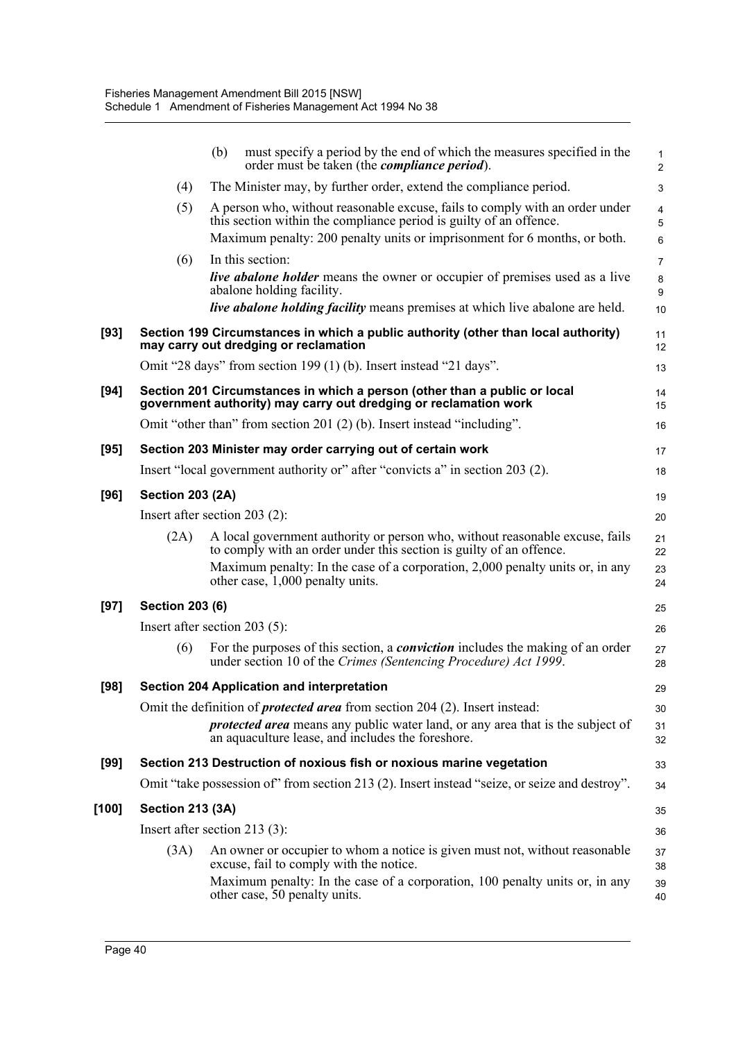(b) must specify a period by the end of which the measures specified in the order must be taken (the ***compliance period***).

(4) The Minister may, by further order, extend the compliance period.

(5) A person who, without reasonable excuse, fails to comply with an order under this section within the compliance period is guilty of an offence.

Maximum penalty: 200 penalty units or imprisonment for 6 months, or both.

(6) In this section:

***live abalone holder*** means the owner or occupier of premises used as a live abalone holding facility.

***live abalone holding facility*** means premises at which live abalone are held.

**[93] Section 199 Circumstances in which a public authority (other than local authority) may carry out dredging or reclamation**

Omit "28 days" from section 199 (1) (b). Insert instead "21 days".

**[94] Section 201 Circumstances in which a person (other than a public or local government authority) may carry out dredging or reclamation work**

Omit "other than" from section 201 (2) (b). Insert instead "including".

**[95] Section 203 Minister may order carrying out of certain work**

Insert "local government authority or" after "convicts a" in section 203 (2).

**[96] Section 203 (2A)**

Insert after section 203 (2):

(2A) A local government authority or person who, without reasonable excuse, fails to comply with an order under this section is guilty of an offence.

Maximum penalty: In the case of a corporation, 2,000 penalty units or, in any other case, 1,000 penalty units.

**[97] Section 203 (6)**

Insert after section 203 (5):

(6) For the purposes of this section, a ***conviction*** includes the making of an order under section 10 of the *Crimes (Sentencing Procedure) Act 1999*.

**[98] Section 204 Application and interpretation**

Omit the definition of ***protected area*** from section 204 (2). Insert instead:

***protected area*** means any public water land, or any area that is the subject of an aquaculture lease, and includes the foreshore.

**[99] Section 213 Destruction of noxious fish or noxious marine vegetation**

Omit "take possession of" from section 213 (2). Insert instead "seize, or seize and destroy".

**[100] Section 213 (3A)**

Insert after section 213 (3):

(3A) An owner or occupier to whom a notice is given must not, without reasonable excuse, fail to comply with the notice.

Maximum penalty: In the case of a corporation, 100 penalty units or, in any other case, 50 penalty units.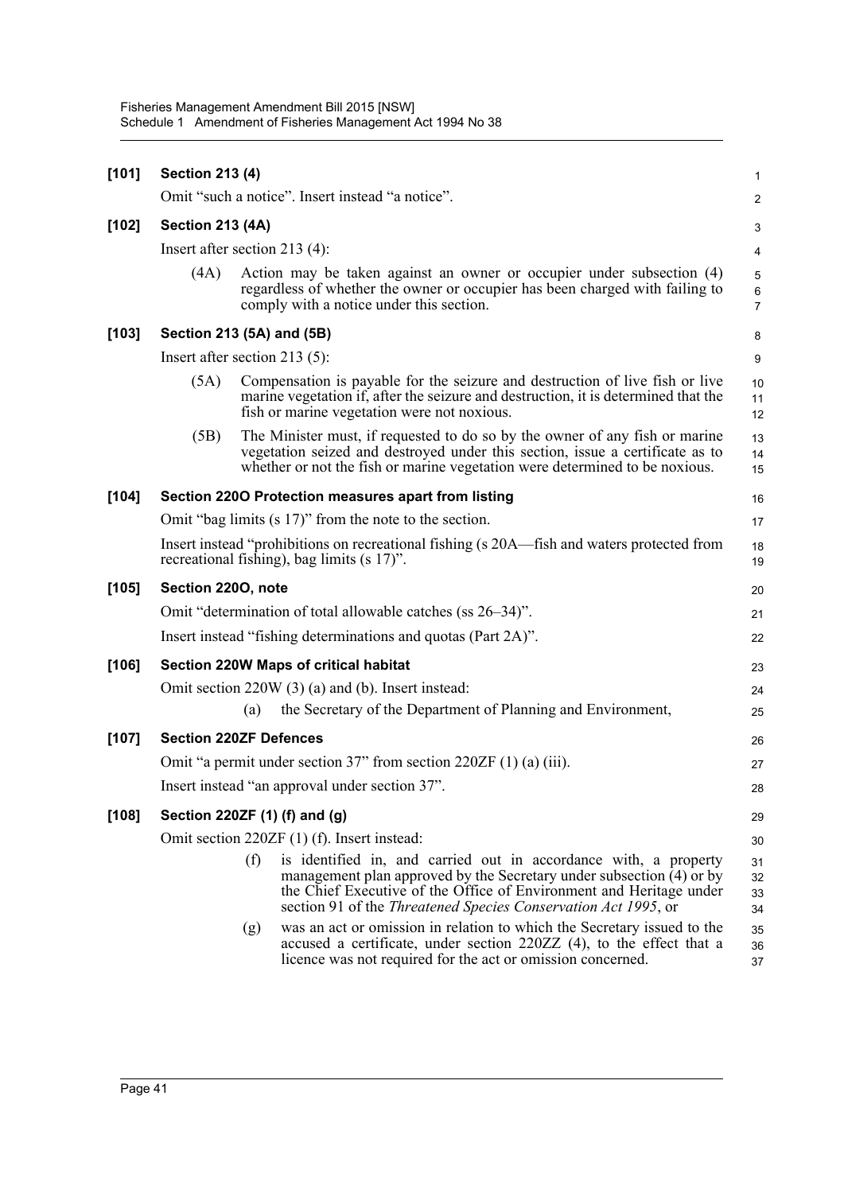**[101] Section 213 (4)**

Omit "such a notice". Insert instead "a notice".

**[102] Section 213 (4A)**

Insert after section 213 (4):

(4A) Action may be taken against an owner or occupier under subsection (4) regardless of whether the owner or occupier has been charged with failing to comply with a notice under this section.

**[103] Section 213 (5A) and (5B)**

Insert after section 213 (5):

(5A) Compensation is payable for the seizure and destruction of live fish or live marine vegetation if, after the seizure and destruction, it is determined that the fish or marine vegetation were not noxious.

(5B) The Minister must, if requested to do so by the owner of any fish or marine vegetation seized and destroyed under this section, issue a certificate as to whether or not the fish or marine vegetation were determined to be noxious.

**[104] Section 220O Protection measures apart from listing**

Omit "bag limits (s 17)" from the note to the section.

Insert instead "prohibitions on recreational fishing (s 20A—fish and waters protected from recreational fishing), bag limits (s 17)".

**[105] Section 220O, note**

Omit "determination of total allowable catches (ss 26–34)".

Insert instead "fishing determinations and quotas (Part 2A)".

**[106] Section 220W Maps of critical habitat**

Omit section 220W (3) (a) and (b). Insert instead:

(a) the Secretary of the Department of Planning and Environment,

**[107] Section 220ZF Defences**

Omit "a permit under section 37" from section 220ZF (1) (a) (iii).

Insert instead "an approval under section 37".

**[108] Section 220ZF (1) (f) and (g)**

Omit section 220ZF (1) (f). Insert instead:

(f) is identified in, and carried out in accordance with, a property management plan approved by the Secretary under subsection (4) or by the Chief Executive of the Office of Environment and Heritage under section 91 of the *Threatened Species Conservation Act 1995*, or

(g) was an act or omission in relation to which the Secretary issued to the accused a certificate, under section 220ZZ (4), to the effect that a licence was not required for the act or omission concerned.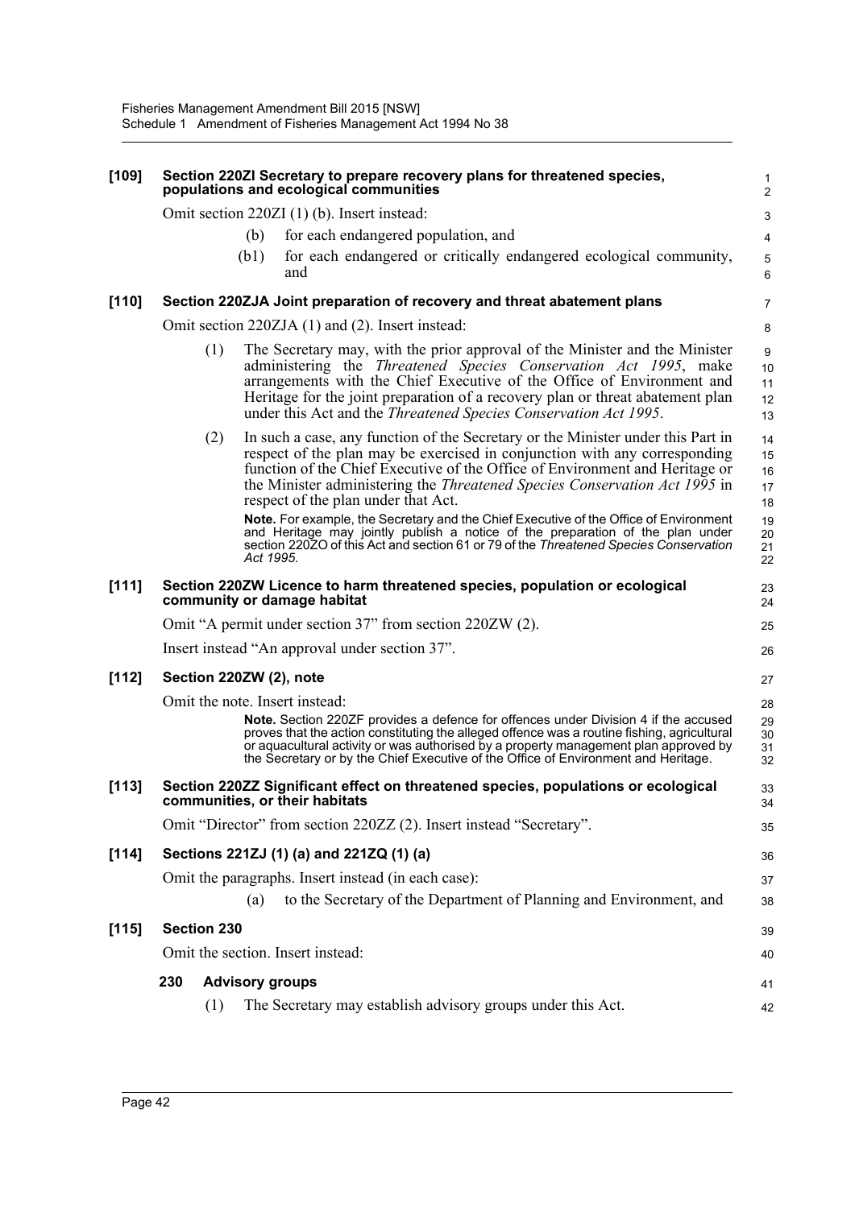**[109] Section 220ZI Secretary to prepare recovery plans for threatened species, populations and ecological communities**

Omit section 220ZI (1) (b). Insert instead:

(b) for each endangered population, and

(b1) for each endangered or critically endangered ecological community, and

**[110] Section 220ZJA Joint preparation of recovery and threat abatement plans**

Omit section 220ZJA (1) and (2). Insert instead:

(1) The Secretary may, with the prior approval of the Minister and the Minister administering the *Threatened Species Conservation Act 1995*, make arrangements with the Chief Executive of the Office of Environment and Heritage for the joint preparation of a recovery plan or threat abatement plan under this Act and the *Threatened Species Conservation Act 1995*.

(2) In such a case, any function of the Secretary or the Minister under this Part in respect of the plan may be exercised in conjunction with any corresponding function of the Chief Executive of the Office of Environment and Heritage or the Minister administering the *Threatened Species Conservation Act 1995* in respect of the plan under that Act.

**Note.** For example, the Secretary and the Chief Executive of the Office of Environment and Heritage may jointly publish a notice of the preparation of the plan under section 220ZO of this Act and section 61 or 79 of the *Threatened Species Conservation Act 1995*.

**[111] Section 220ZW Licence to harm threatened species, population or ecological community or damage habitat**

Omit "A permit under section 37" from section 220ZW (2).

Insert instead "An approval under section 37".

**[112] Section 220ZW (2), note**

Omit the note. Insert instead:

**Note.** Section 220ZF provides a defence for offences under Division 4 if the accused proves that the action constituting the alleged offence was a routine fishing, agricultural or aquacultural activity or was authorised by a property management plan approved by the Secretary or by the Chief Executive of the Office of Environment and Heritage.

**[113] Section 220ZZ Significant effect on threatened species, populations or ecological communities, or their habitats**

Omit "Director" from section 220ZZ (2). Insert instead "Secretary".

**[114] Sections 221ZJ (1) (a) and 221ZQ (1) (a)**

Omit the paragraphs. Insert instead (in each case):

(a) to the Secretary of the Department of Planning and Environment, and

**[115] Section 230**

Omit the section. Insert instead:

**230 Advisory groups**

(1) The Secretary may establish advisory groups under this Act.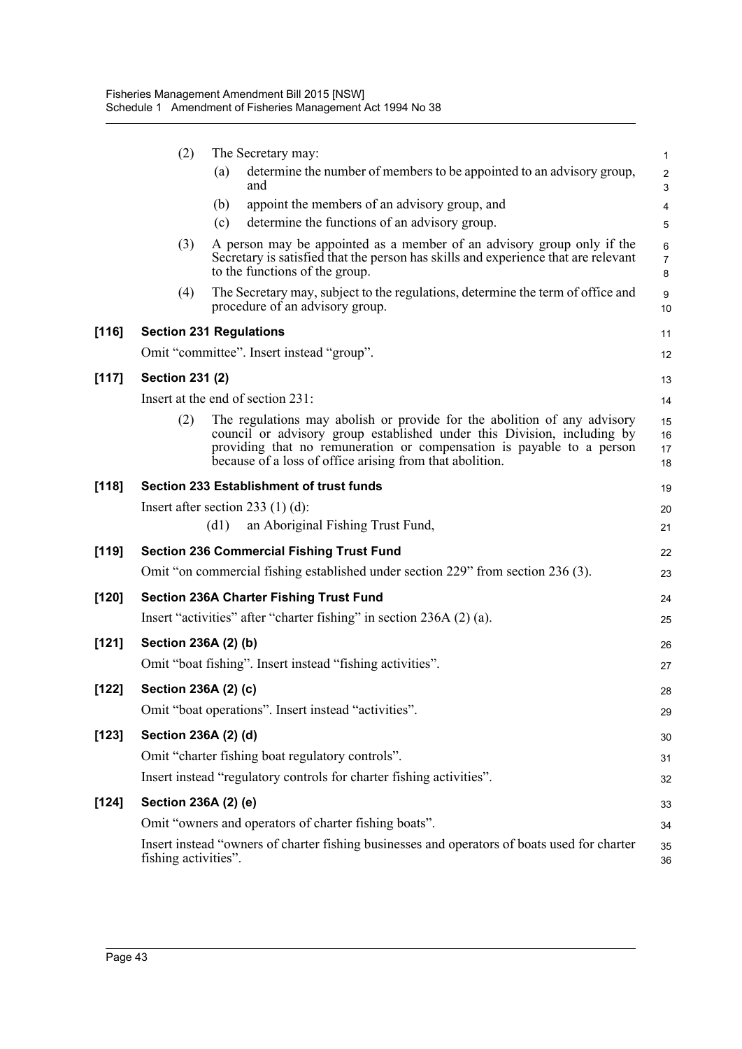(2) The Secretary may:

(a) determine the number of members to be appointed to an advisory group, and

(b) appoint the members of an advisory group, and

(c) determine the functions of an advisory group.

(3) A person may be appointed as a member of an advisory group only if the Secretary is satisfied that the person has skills and experience that are relevant to the functions of the group.

(4) The Secretary may, subject to the regulations, determine the term of office and procedure of an advisory group.

**[116] Section 231 Regulations**

Omit "committee". Insert instead "group".

**[117] Section 231 (2)**

Insert at the end of section 231:

(2) The regulations may abolish or provide for the abolition of any advisory council or advisory group established under this Division, including by providing that no remuneration or compensation is payable to a person because of a loss of office arising from that abolition.

**[118] Section 233 Establishment of trust funds**

Insert after section 233 (1) (d):

(d1) an Aboriginal Fishing Trust Fund,

**[119] Section 236 Commercial Fishing Trust Fund**

Omit "on commercial fishing established under section 229" from section 236 (3).

**[120] Section 236A Charter Fishing Trust Fund**

Insert "activities" after "charter fishing" in section 236A (2) (a).

**[121] Section 236A (2) (b)**

Omit "boat fishing". Insert instead "fishing activities".

**[122] Section 236A (2) (c)**

Omit "boat operations". Insert instead "activities".

**[123] Section 236A (2) (d)**

Omit "charter fishing boat regulatory controls".

Insert instead "regulatory controls for charter fishing activities".

**[124] Section 236A (2) (e)**

Omit "owners and operators of charter fishing boats".

Insert instead "owners of charter fishing businesses and operators of boats used for charter fishing activities".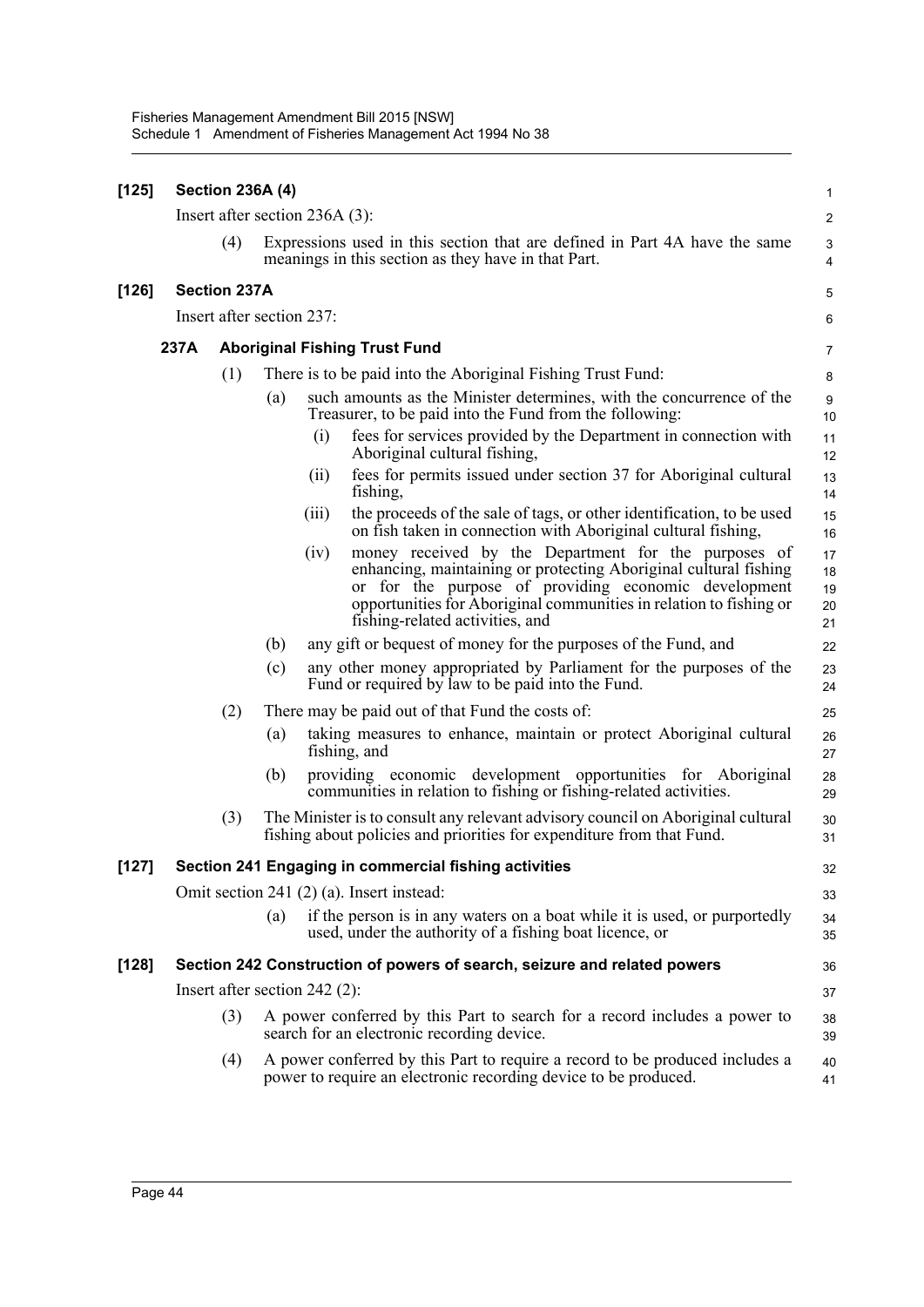### [125] Section 236A (4)

Insert after section 236A (3):

(4) Expressions used in this section that are defined in Part 4A have the same meanings in this section as they have in that Part.

### [126] Section 237A

Insert after section 237:

#### 237A Aboriginal Fishing Trust Fund

(1) There is to be paid into the Aboriginal Fishing Trust Fund:

- (a) such amounts as the Minister determines, with the concurrence of the Treasurer, to be paid into the Fund from the following:
  - (i) fees for services provided by the Department in connection with Aboriginal cultural fishing,
  - (ii) fees for permits issued under section 37 for Aboriginal cultural fishing,
  - (iii) the proceeds of the sale of tags, or other identification, to be used on fish taken in connection with Aboriginal cultural fishing,
  - (iv) money received by the Department for the purposes of enhancing, maintaining or protecting Aboriginal cultural fishing or for the purpose of providing economic development opportunities for Aboriginal communities in relation to fishing or fishing-related activities, and
- (b) any gift or bequest of money for the purposes of the Fund, and
- (c) any other money appropriated by Parliament for the purposes of the Fund or required by law to be paid into the Fund.

(2) There may be paid out of that Fund the costs of:

- (a) taking measures to enhance, maintain or protect Aboriginal cultural fishing, and
- (b) providing economic development opportunities for Aboriginal communities in relation to fishing or fishing-related activities.

(3) The Minister is to consult any relevant advisory council on Aboriginal cultural fishing about policies and priorities for expenditure from that Fund.

### [127] Section 241 Engaging in commercial fishing activities

Omit section 241 (2) (a). Insert instead:

- (a) if the person is in any waters on a boat while it is used, or purportedly used, under the authority of a fishing boat licence, or

### [128] Section 242 Construction of powers of search, seizure and related powers

Insert after section 242 (2):

(3) A power conferred by this Part to search for a record includes a power to search for an electronic recording device.

(4) A power conferred by this Part to require a record to be produced includes a power to require an electronic recording device to be produced.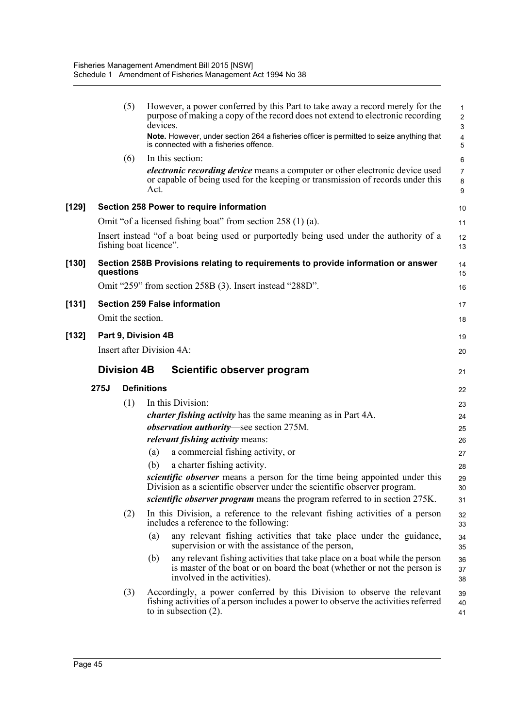(5) However, a power conferred by this Part to take away a record merely for the purpose of making a copy of the record does not extend to electronic recording devices.

**Note.** However, under section 264 a fisheries officer is permitted to seize anything that is connected with a fisheries offence.

(6) In this section:

***electronic recording device*** means a computer or other electronic device used or capable of being used for the keeping or transmission of records under this Act.

**[129] Section 258 Power to require information**

Omit "of a licensed fishing boat" from section 258 (1) (a).

Insert instead "of a boat being used or purportedly being used under the authority of a fishing boat licence".

**[130] Section 258B Provisions relating to requirements to provide information or answer questions**

Omit "259" from section 258B (3). Insert instead "288D".

**[131] Section 259 False information**

Omit the section.

**[132] Part 9, Division 4B**

Insert after Division 4A:

## Division 4B Scientific observer program

### 275J Definitions

(1) In this Division:

***charter fishing activity*** has the same meaning as in Part 4A.

***observation authority***—see section 275M.

***relevant fishing activity*** means:

(a) a commercial fishing activity, or

(b) a charter fishing activity.

***scientific observer*** means a person for the time being appointed under this Division as a scientific observer under the scientific observer program.

***scientific observer program*** means the program referred to in section 275K.

(2) In this Division, a reference to the relevant fishing activities of a person includes a reference to the following:

(a) any relevant fishing activities that take place under the guidance, supervision or with the assistance of the person,

(b) any relevant fishing activities that take place on a boat while the person is master of the boat or on board the boat (whether or not the person is involved in the activities).

(3) Accordingly, a power conferred by this Division to observe the relevant fishing activities of a person includes a power to observe the activities referred to in subsection (2).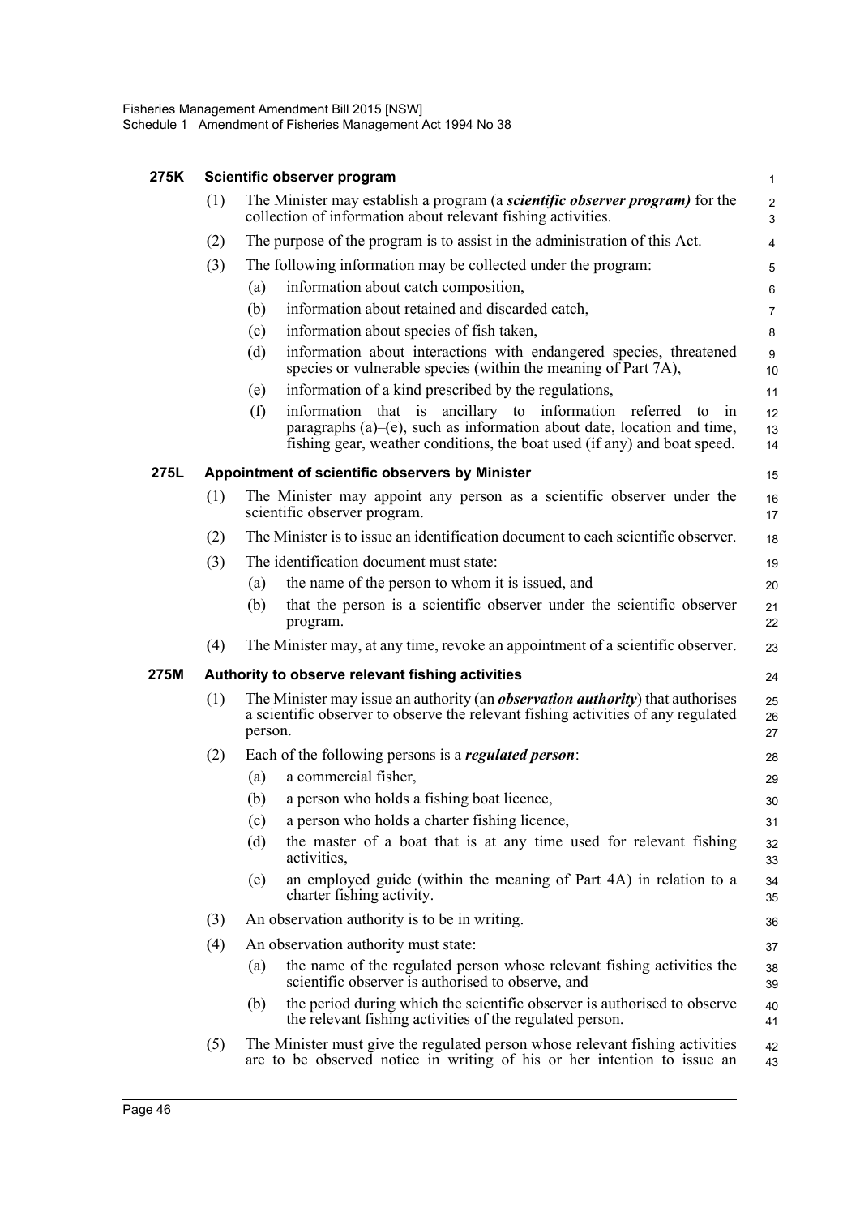### 275K Scientific observer program

(1) The Minister may establish a program (a ***scientific observer program)*** for the collection of information about relevant fishing activities.

(2) The purpose of the program is to assist in the administration of this Act.

(3) The following information may be collected under the program:

- (a) information about catch composition,
- (b) information about retained and discarded catch,
- (c) information about species of fish taken,
- (d) information about interactions with endangered species, threatened species or vulnerable species (within the meaning of Part 7A),
- (e) information of a kind prescribed by the regulations,
- (f) information that is ancillary to information referred to in paragraphs (a)–(e), such as information about date, location and time, fishing gear, weather conditions, the boat used (if any) and boat speed.

### 275L Appointment of scientific observers by Minister

(1) The Minister may appoint any person as a scientific observer under the scientific observer program.

(2) The Minister is to issue an identification document to each scientific observer.

(3) The identification document must state:

- (a) the name of the person to whom it is issued, and
- (b) that the person is a scientific observer under the scientific observer program.

(4) The Minister may, at any time, revoke an appointment of a scientific observer.

### 275M Authority to observe relevant fishing activities

(1) The Minister may issue an authority (an ***observation authority***) that authorises a scientific observer to observe the relevant fishing activities of any regulated person.

(2) Each of the following persons is a ***regulated person***:

- (a) a commercial fisher,
- (b) a person who holds a fishing boat licence,
- (c) a person who holds a charter fishing licence,
- (d) the master of a boat that is at any time used for relevant fishing activities,
- (e) an employed guide (within the meaning of Part 4A) in relation to a charter fishing activity.

(3) An observation authority is to be in writing.

(4) An observation authority must state:

- (a) the name of the regulated person whose relevant fishing activities the scientific observer is authorised to observe, and
- (b) the period during which the scientific observer is authorised to observe the relevant fishing activities of the regulated person.

(5) The Minister must give the regulated person whose relevant fishing activities are to be observed notice in writing of his or her intention to issue an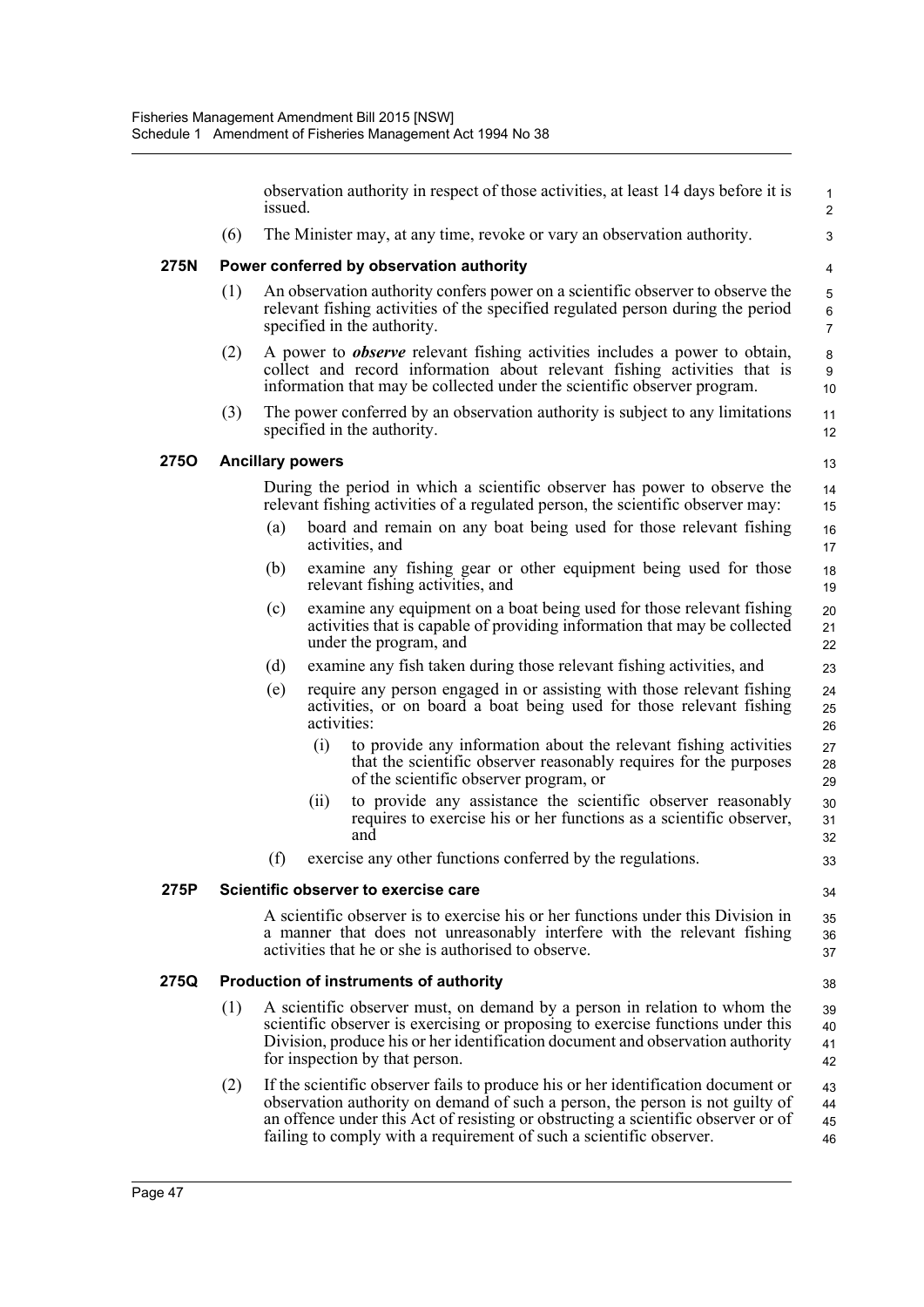observation authority in respect of those activities, at least 14 days before it is issued.

(6) The Minister may, at any time, revoke or vary an observation authority.

### 275N Power conferred by observation authority

(1) An observation authority confers power on a scientific observer to observe the relevant fishing activities of the specified regulated person during the period specified in the authority.

(2) A power to ***observe*** relevant fishing activities includes a power to obtain, collect and record information about relevant fishing activities that is information that may be collected under the scientific observer program.

(3) The power conferred by an observation authority is subject to any limitations specified in the authority.

### 275O Ancillary powers

During the period in which a scientific observer has power to observe the relevant fishing activities of a regulated person, the scientific observer may:

(a) board and remain on any boat being used for those relevant fishing activities, and

(b) examine any fishing gear or other equipment being used for those relevant fishing activities, and

(c) examine any equipment on a boat being used for those relevant fishing activities that is capable of providing information that may be collected under the program, and

(d) examine any fish taken during those relevant fishing activities, and

(e) require any person engaged in or assisting with those relevant fishing activities, or on board a boat being used for those relevant fishing activities:

(i) to provide any information about the relevant fishing activities that the scientific observer reasonably requires for the purposes of the scientific observer program, or

(ii) to provide any assistance the scientific observer reasonably requires to exercise his or her functions as a scientific observer, and

(f) exercise any other functions conferred by the regulations.

### 275P Scientific observer to exercise care

A scientific observer is to exercise his or her functions under this Division in a manner that does not unreasonably interfere with the relevant fishing activities that he or she is authorised to observe.

### 275Q Production of instruments of authority

(1) A scientific observer must, on demand by a person in relation to whom the scientific observer is exercising or proposing to exercise functions under this Division, produce his or her identification document and observation authority for inspection by that person.

(2) If the scientific observer fails to produce his or her identification document or observation authority on demand of such a person, the person is not guilty of an offence under this Act of resisting or obstructing a scientific observer or of failing to comply with a requirement of such a scientific observer.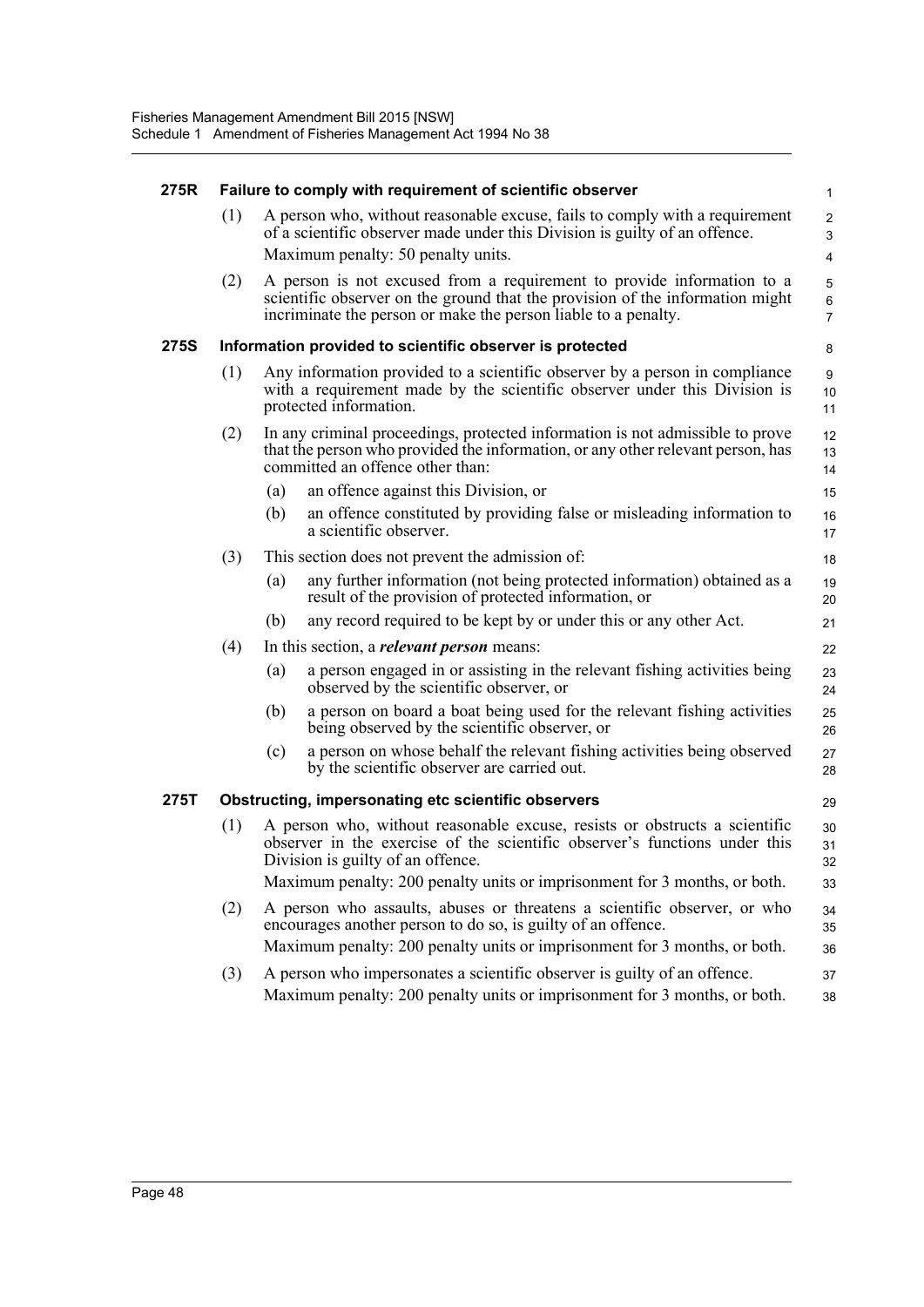#### 275R Failure to comply with requirement of scientific observer

(1) A person who, without reasonable excuse, fails to comply with a requirement of a scientific observer made under this Division is guilty of an offence.

Maximum penalty: 50 penalty units.

(2) A person is not excused from a requirement to provide information to a scientific observer on the ground that the provision of the information might incriminate the person or make the person liable to a penalty.

#### 275S Information provided to scientific observer is protected

(1) Any information provided to a scientific observer by a person in compliance with a requirement made by the scientific observer under this Division is protected information.

(2) In any criminal proceedings, protected information is not admissible to prove that the person who provided the information, or any other relevant person, has committed an offence other than:

(a) an offence against this Division, or

(b) an offence constituted by providing false or misleading information to a scientific observer.

(3) This section does not prevent the admission of:

(a) any further information (not being protected information) obtained as a result of the provision of protected information, or

(b) any record required to be kept by or under this or any other Act.

(4) In this section, a ***relevant person*** means:

(a) a person engaged in or assisting in the relevant fishing activities being observed by the scientific observer, or

(b) a person on board a boat being used for the relevant fishing activities being observed by the scientific observer, or

(c) a person on whose behalf the relevant fishing activities being observed by the scientific observer are carried out.

#### 275T Obstructing, impersonating etc scientific observers

(1) A person who, without reasonable excuse, resists or obstructs a scientific observer in the exercise of the scientific observer's functions under this Division is guilty of an offence.

Maximum penalty: 200 penalty units or imprisonment for 3 months, or both.

(2) A person who assaults, abuses or threatens a scientific observer, or who encourages another person to do so, is guilty of an offence.

Maximum penalty: 200 penalty units or imprisonment for 3 months, or both.

(3) A person who impersonates a scientific observer is guilty of an offence.

Maximum penalty: 200 penalty units or imprisonment for 3 months, or both.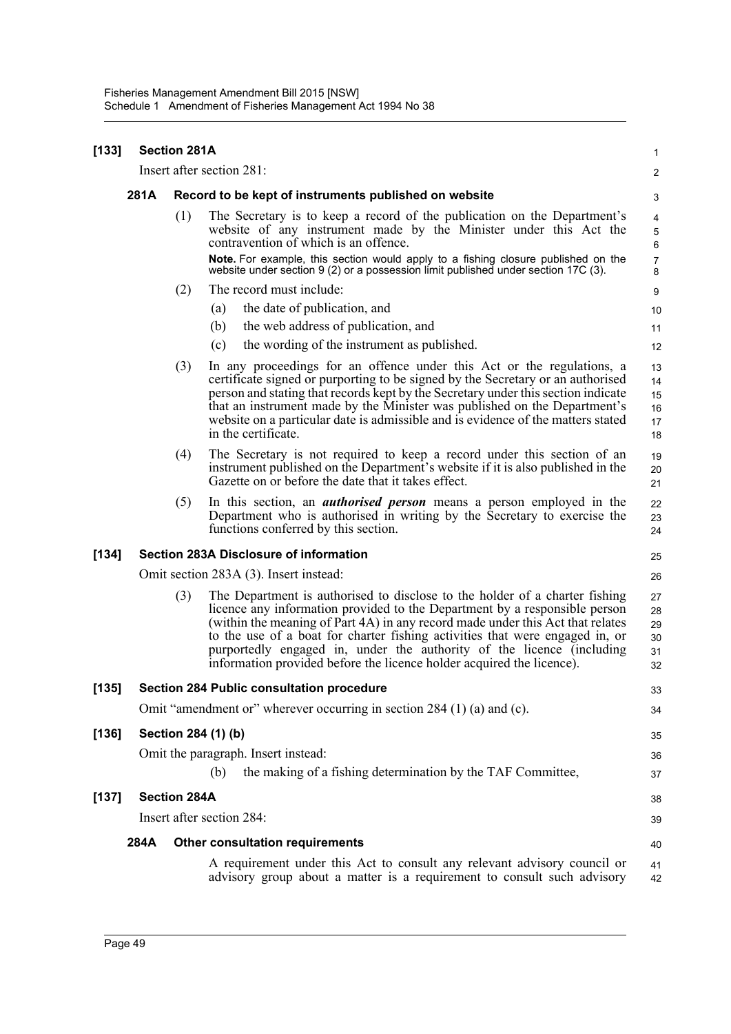## [133] Section 281A

Insert after section 281:

### 281A Record to be kept of instruments published on website

(1) The Secretary is to keep a record of the publication on the Department's website of any instrument made by the Minister under this Act the contravention of which is an offence.

**Note.** For example, this section would apply to a fishing closure published on the website under section 9 (2) or a possession limit published under section 17C (3).

(2) The record must include:

(a) the date of publication, and

(b) the web address of publication, and

(c) the wording of the instrument as published.

(3) In any proceedings for an offence under this Act or the regulations, a certificate signed or purporting to be signed by the Secretary or an authorised person and stating that records kept by the Secretary under this section indicate that an instrument made by the Minister was published on the Department's website on a particular date is admissible and is evidence of the matters stated in the certificate.

(4) The Secretary is not required to keep a record under this section of an instrument published on the Department's website if it is also published in the Gazette on or before the date that it takes effect.

(5) In this section, an ***authorised person*** means a person employed in the Department who is authorised in writing by the Secretary to exercise the functions conferred by this section.

## [134] Section 283A Disclosure of information

Omit section 283A (3). Insert instead:

(3) The Department is authorised to disclose to the holder of a charter fishing licence any information provided to the Department by a responsible person (within the meaning of Part 4A) in any record made under this Act that relates to the use of a boat for charter fishing activities that were engaged in, or purportedly engaged in, under the authority of the licence (including information provided before the licence holder acquired the licence).

## [135] Section 284 Public consultation procedure

Omit "amendment or" wherever occurring in section 284 (1) (a) and (c).

## [136] Section 284 (1) (b)

Omit the paragraph. Insert instead:

(b) the making of a fishing determination by the TAF Committee,

## [137] Section 284A

Insert after section 284:

### 284A Other consultation requirements

A requirement under this Act to consult any relevant advisory council or advisory group about a matter is a requirement to consult such advisory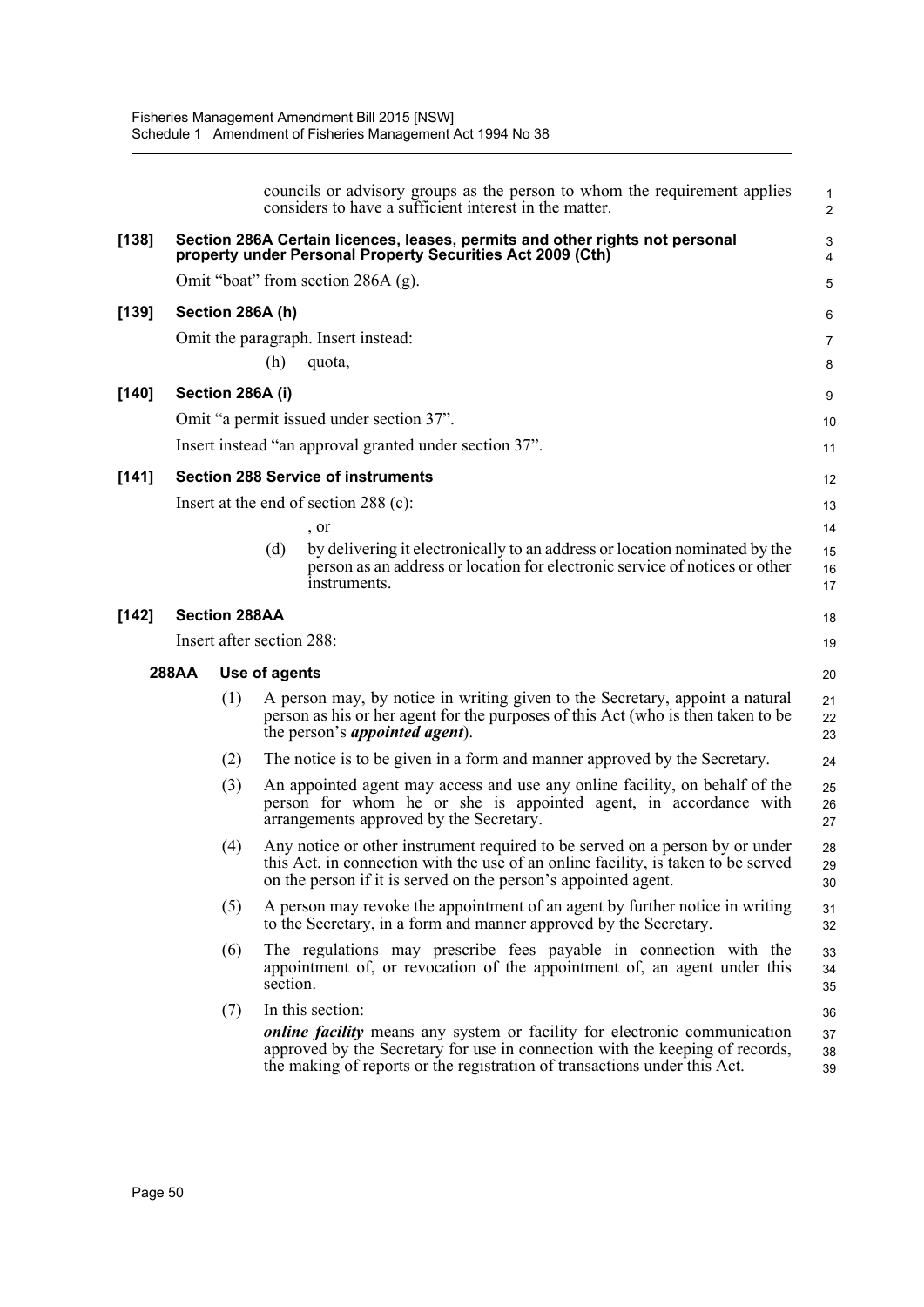councils or advisory groups as the person to whom the requirement applies considers to have a sufficient interest in the matter.

**[138] Section 286A Certain licences, leases, permits and other rights not personal property under Personal Property Securities Act 2009 (Cth)**

Omit "boat" from section 286A (g).

**[139] Section 286A (h)**

Omit the paragraph. Insert instead:

(h) quota,

**[140] Section 286A (i)**

Omit "a permit issued under section 37".

Insert instead "an approval granted under section 37".

**[141] Section 288 Service of instruments**

Insert at the end of section 288 (c):

, or

(d) by delivering it electronically to an address or location nominated by the person as an address or location for electronic service of notices or other instruments.

**[142] Section 288AA**

Insert after section 288:

**288AA Use of agents**

(1) A person may, by notice in writing given to the Secretary, appoint a natural person as his or her agent for the purposes of this Act (who is then taken to be the person's ***appointed agent***).

(2) The notice is to be given in a form and manner approved by the Secretary.

(3) An appointed agent may access and use any online facility, on behalf of the person for whom he or she is appointed agent, in accordance with arrangements approved by the Secretary.

(4) Any notice or other instrument required to be served on a person by or under this Act, in connection with the use of an online facility, is taken to be served on the person if it is served on the person's appointed agent.

(5) A person may revoke the appointment of an agent by further notice in writing to the Secretary, in a form and manner approved by the Secretary.

(6) The regulations may prescribe fees payable in connection with the appointment of, or revocation of the appointment of, an agent under this section.

(7) In this section:

***online facility*** means any system or facility for electronic communication approved by the Secretary for use in connection with the keeping of records, the making of reports or the registration of transactions under this Act.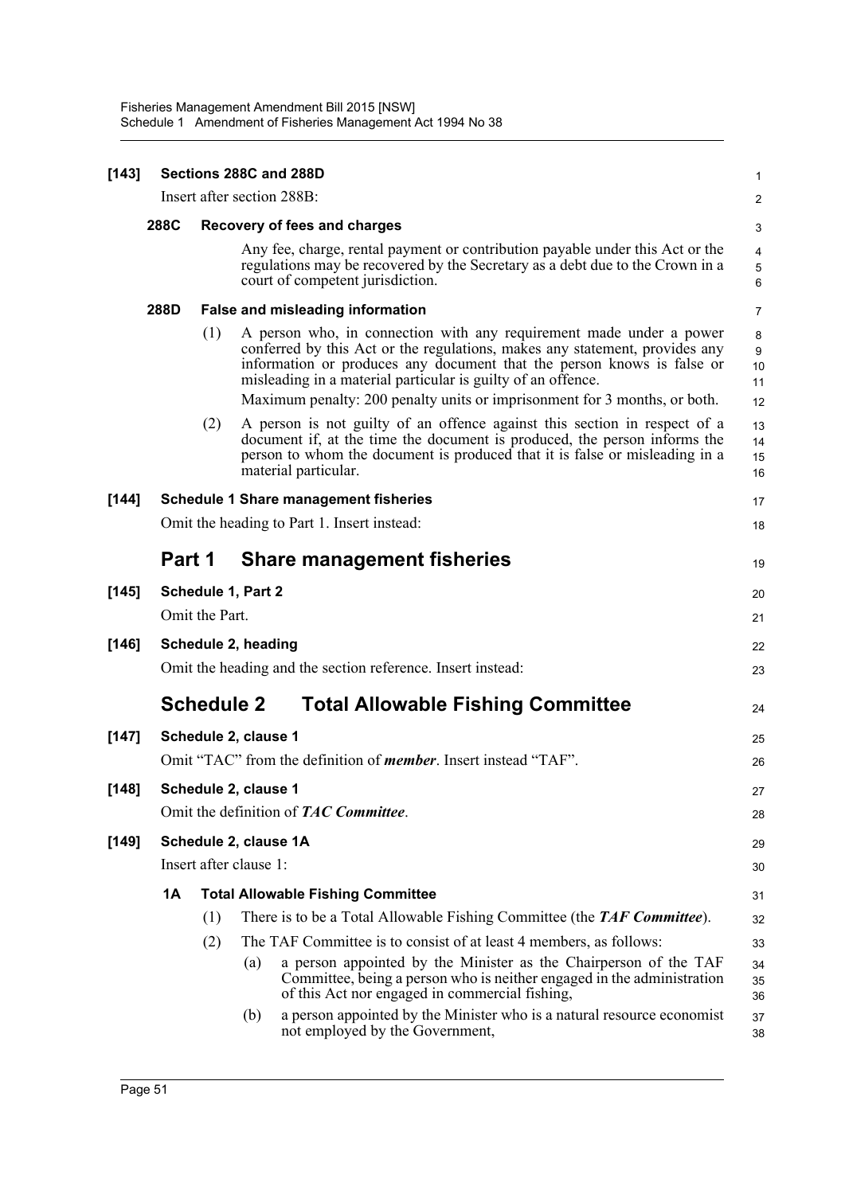**[143] Sections 288C and 288D**

Insert after section 288B:

**288C Recovery of fees and charges**

Any fee, charge, rental payment or contribution payable under this Act or the regulations may be recovered by the Secretary as a debt due to the Crown in a court of competent jurisdiction.

**288D False and misleading information**

(1) A person who, in connection with any requirement made under a power conferred by this Act or the regulations, makes any statement, provides any information or produces any document that the person knows is false or misleading in a material particular is guilty of an offence.

Maximum penalty: 200 penalty units or imprisonment for 3 months, or both.

(2) A person is not guilty of an offence against this section in respect of a document if, at the time the document is produced, the person informs the person to whom the document is produced that it is false or misleading in a material particular.

**[144] Schedule 1 Share management fisheries**

Omit the heading to Part 1. Insert instead:

## Part 1 Share management fisheries

**[145] Schedule 1, Part 2**

Omit the Part.

**[146] Schedule 2, heading**

Omit the heading and the section reference. Insert instead:

## Schedule 2 Total Allowable Fishing Committee

**[147] Schedule 2, clause 1**

Omit "TAC" from the definition of ***member***. Insert instead "TAF".

**[148] Schedule 2, clause 1**

Omit the definition of ***TAC Committee***.

**[149] Schedule 2, clause 1A**

Insert after clause 1:

**1A Total Allowable Fishing Committee**

(1) There is to be a Total Allowable Fishing Committee (the ***TAF Committee***).

(2) The TAF Committee is to consist of at least 4 members, as follows:

(a) a person appointed by the Minister as the Chairperson of the TAF Committee, being a person who is neither engaged in the administration of this Act nor engaged in commercial fishing,

(b) a person appointed by the Minister who is a natural resource economist not employed by the Government,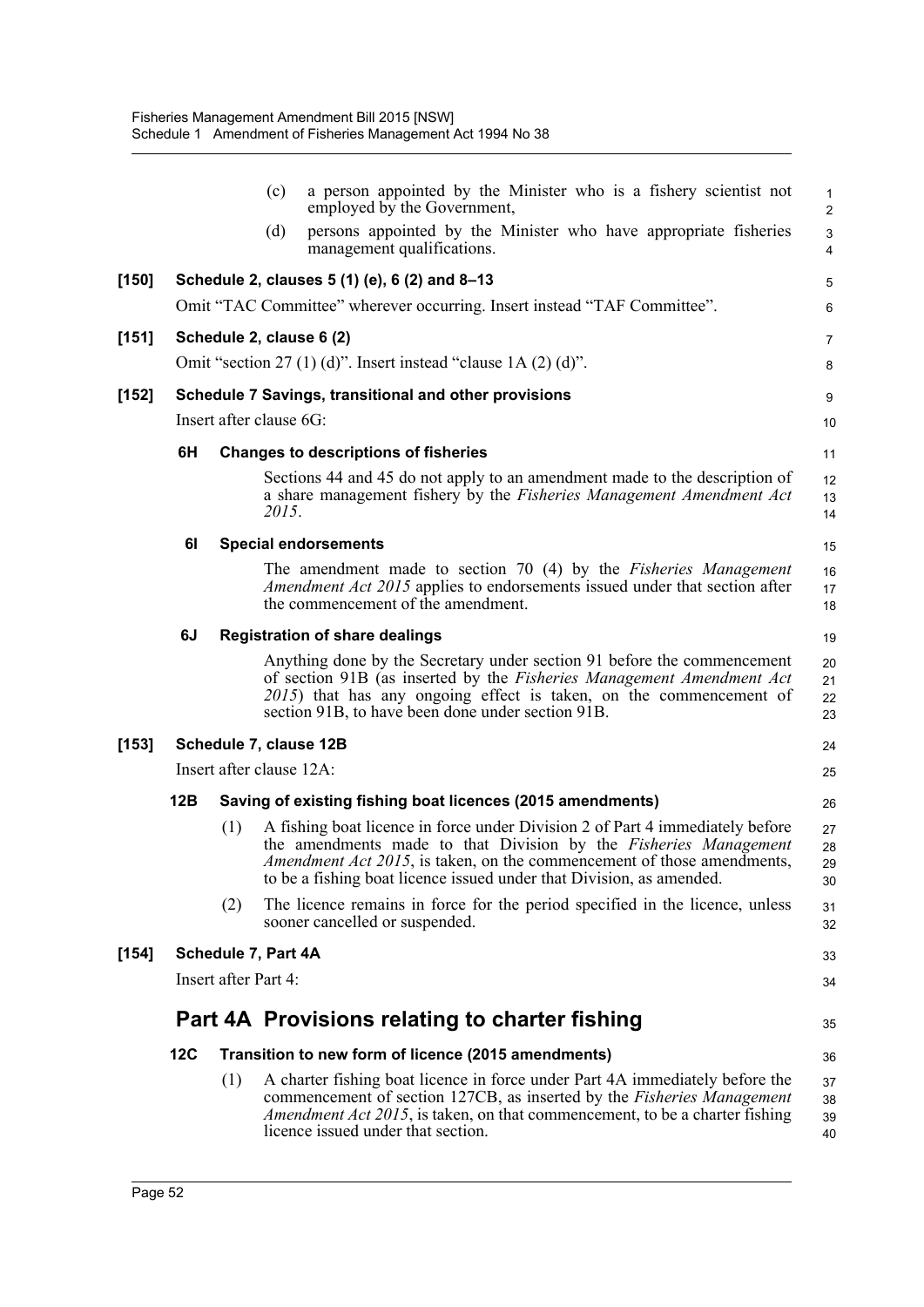(c) a person appointed by the Minister who is a fishery scientist not employed by the Government,

(d) persons appointed by the Minister who have appropriate fisheries management qualifications.

**[150] Schedule 2, clauses 5 (1) (e), 6 (2) and 8–13**

Omit "TAC Committee" wherever occurring. Insert instead "TAF Committee".

**[151] Schedule 2, clause 6 (2)**

Omit "section 27 (1) (d)". Insert instead "clause 1A (2) (d)".

**[152] Schedule 7 Savings, transitional and other provisions**

Insert after clause 6G:

**6H Changes to descriptions of fisheries**

Sections 44 and 45 do not apply to an amendment made to the description of a share management fishery by the *Fisheries Management Amendment Act 2015*.

**6I Special endorsements**

The amendment made to section 70 (4) by the *Fisheries Management Amendment Act 2015* applies to endorsements issued under that section after the commencement of the amendment.

**6J Registration of share dealings**

Anything done by the Secretary under section 91 before the commencement of section 91B (as inserted by the *Fisheries Management Amendment Act 2015*) that has any ongoing effect is taken, on the commencement of section 91B, to have been done under section 91B.

**[153] Schedule 7, clause 12B**

Insert after clause 12A:

**12B Saving of existing fishing boat licences (2015 amendments)**

(1) A fishing boat licence in force under Division 2 of Part 4 immediately before the amendments made to that Division by the *Fisheries Management Amendment Act 2015*, is taken, on the commencement of those amendments, to be a fishing boat licence issued under that Division, as amended.

(2) The licence remains in force for the period specified in the licence, unless sooner cancelled or suspended.

**[154] Schedule 7, Part 4A**

Insert after Part 4:

## Part 4A Provisions relating to charter fishing

**12C Transition to new form of licence (2015 amendments)**

(1) A charter fishing boat licence in force under Part 4A immediately before the commencement of section 127CB, as inserted by the *Fisheries Management Amendment Act 2015*, is taken, on that commencement, to be a charter fishing licence issued under that section.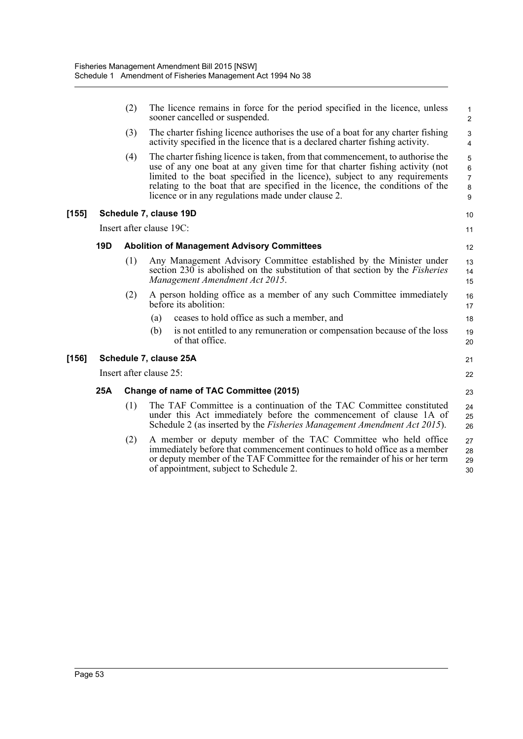(2) The licence remains in force for the period specified in the licence, unless sooner cancelled or suspended.

(3) The charter fishing licence authorises the use of a boat for any charter fishing activity specified in the licence that is a declared charter fishing activity.

(4) The charter fishing licence is taken, from that commencement, to authorise the use of any one boat at any given time for that charter fishing activity (not limited to the boat specified in the licence), subject to any requirements relating to the boat that are specified in the licence, the conditions of the licence or in any regulations made under clause 2.

### [155] Schedule 7, clause 19D

Insert after clause 19C:

#### 19D Abolition of Management Advisory Committees

(1) Any Management Advisory Committee established by the Minister under section 230 is abolished on the substitution of that section by the *Fisheries Management Amendment Act 2015*.

(2) A person holding office as a member of any such Committee immediately before its abolition:

- (a) ceases to hold office as such a member, and
- (b) is not entitled to any remuneration or compensation because of the loss of that office.

### [156] Schedule 7, clause 25A

Insert after clause 25:

#### 25A Change of name of TAC Committee (2015)

(1) The TAF Committee is a continuation of the TAC Committee constituted under this Act immediately before the commencement of clause 1A of Schedule 2 (as inserted by the *Fisheries Management Amendment Act 2015*).

(2) A member or deputy member of the TAC Committee who held office immediately before that commencement continues to hold office as a member or deputy member of the TAF Committee for the remainder of his or her term of appointment, subject to Schedule 2.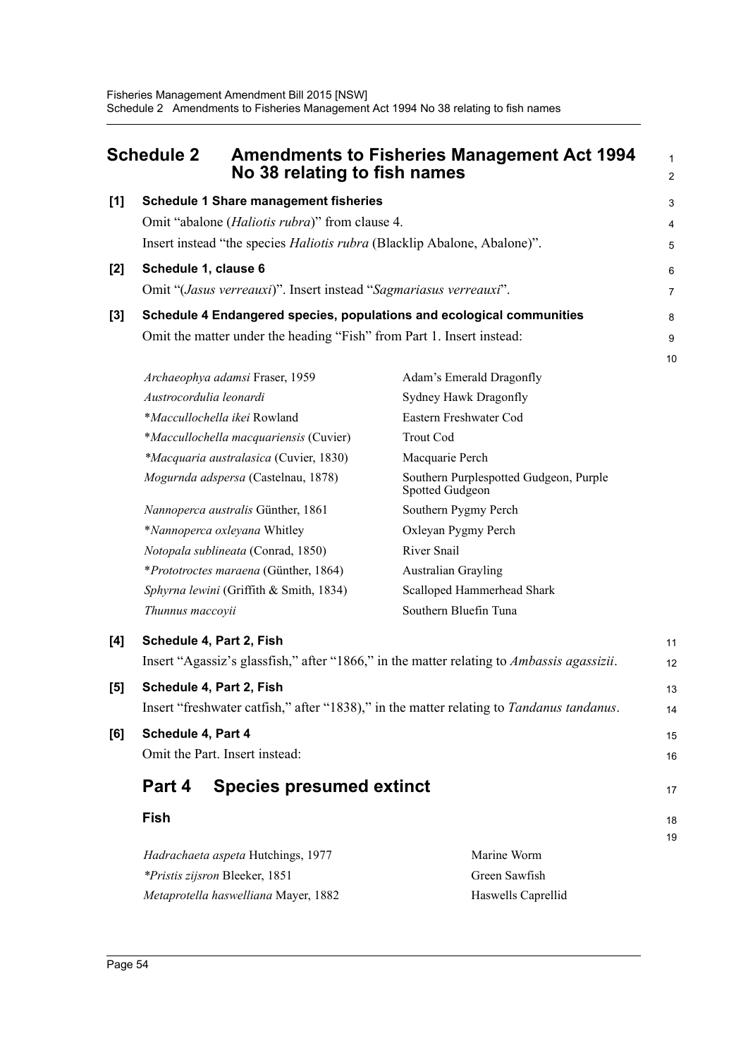# Schedule 2 Amendments to Fisheries Management Act 1994 No 38 relating to fish names

**[1] Schedule 1 Share management fisheries**

Omit "abalone (*Haliotis rubra*)" from clause 4.

Insert instead "the species *Haliotis rubra* (Blacklip Abalone, Abalone)".

**[2] Schedule 1, clause 6**

Omit "(*Jasus verreauxi*)". Insert instead "*Sagmariasus verreauxi*".

**[3] Schedule 4 Endangered species, populations and ecological communities**

Omit the matter under the heading "Fish" from Part 1. Insert instead:

| | |
|---|---|
| *Archaeophya adamsi* Fraser, 1959 | Adam's Emerald Dragonfly |
| *Austrocordulia leonardi* | Sydney Hawk Dragonfly |
| \**Maccullochella ikei* Rowland | Eastern Freshwater Cod |
| \**Maccullochella macquariensis* (Cuvier) | Trout Cod |
| \**Macquaria australasica* (Cuvier, 1830) | Macquarie Perch |
| *Mogurnda adspersa* (Castelnau, 1878) | Southern Purplespotted Gudgeon, Purple Spotted Gudgeon |
| *Nannoperca australis* Günther, 1861 | Southern Pygmy Perch |
| \**Nannoperca oxleyana* Whitley | Oxleyan Pygmy Perch |
| *Notopala sublineata* (Conrad, 1850) | River Snail |
| \**Prototroctes maraena* (Günther, 1864) | Australian Grayling |
| *Sphyrna lewini* (Griffith & Smith, 1834) | Scalloped Hammerhead Shark |
| *Thunnus maccoyii* | Southern Bluefin Tuna |

**[4] Schedule 4, Part 2, Fish**

Insert "Agassiz's glassfish," after "1866," in the matter relating to *Ambassis agassizii*.

**[5] Schedule 4, Part 2, Fish**

Insert "freshwater catfish," after "1838)," in the matter relating to *Tandanus tandanus*.

**[6] Schedule 4, Part 4**

Omit the Part. Insert instead:

## Part 4 Species presumed extinct

### Fish

| | |
|---|---|
| *Hadrachaeta aspeta* Hutchings, 1977 | Marine Worm |
| \**Pristis zijsron* Bleeker, 1851 | Green Sawfish |
| *Metaprotella haswelliana* Mayer, 1882 | Haswells Caprellid |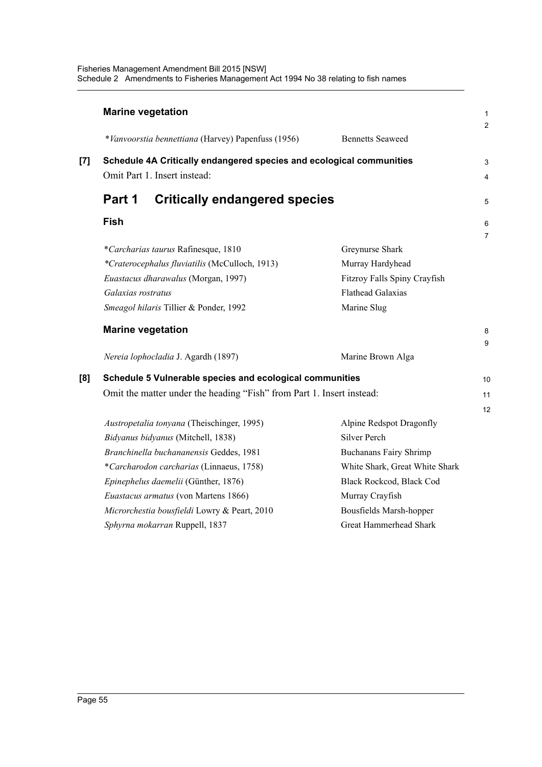### Marine vegetation

| | |
|---|---|
| **Vanvoorstia bennettiana* (Harvey) Papenfuss (1956) | Bennetts Seaweed |

**[7] Schedule 4A Critically endangered species and ecological communities**

Omit Part 1. Insert instead:

## Part 1 Critically endangered species

### Fish

| | |
|---|---|
| **Carcharias taurus* Rafinesque, 1810 | Greynurse Shark |
| **Craterocephalus fluviatilis* (McCulloch, 1913) | Murray Hardyhead |
| *Euastacus dharawalus* (Morgan, 1997) | Fitzroy Falls Spiny Crayfish |
| *Galaxias rostratus* | Flathead Galaxias |
| *Smeagol hilaris* Tillier & Ponder, 1992 | Marine Slug |

### Marine vegetation

| | |
|---|---|
| *Nereia lophocladia* J. Agardh (1897) | Marine Brown Alga |

**[8] Schedule 5 Vulnerable species and ecological communities**

Omit the matter under the heading "Fish" from Part 1. Insert instead:

| | |
|---|---|
| *Austropetalia tonyana* (Theischinger, 1995) | Alpine Redspot Dragonfly |
| *Bidyanus bidyanus* (Mitchell, 1838) | Silver Perch |
| *Branchinella buchananensis* Geddes, 1981 | Buchanans Fairy Shrimp |
| **Carcharodon carcharias* (Linnaeus, 1758) | White Shark, Great White Shark |
| *Epinephelus daemelii* (Günther, 1876) | Black Rockcod, Black Cod |
| *Euastacus armatus* (von Martens 1866) | Murray Crayfish |
| *Microrchestia bousfieldi* Lowry & Peart, 2010 | Bousfields Marsh-hopper |
| *Sphyrna mokarran* Ruppell, 1837 | Great Hammerhead Shark |